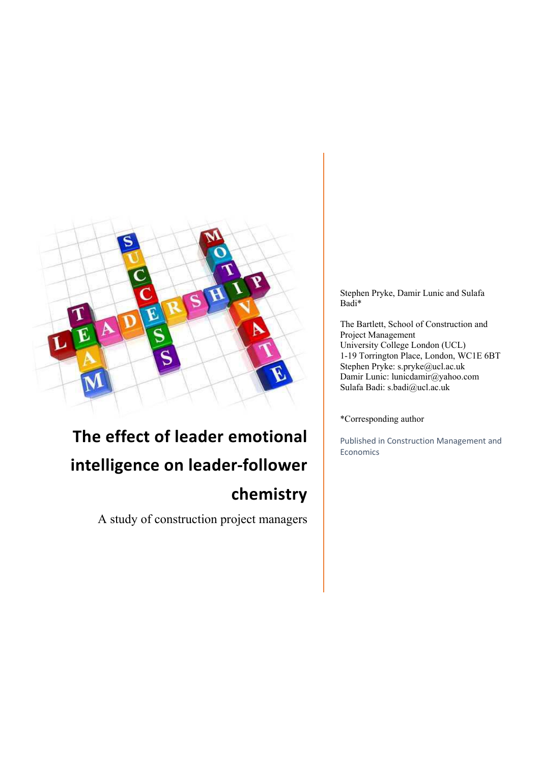# The effect of leader emotional intelligence on leader-follower chemistry

A study of construction project managers

Stephen Pryke, Damir Lunic and Sulafa Badi*

The Bartlett, School of Construction and Project Management
University College London (UCL)
1-19 Torrington Place, London, WC1E 6BT
Stephen Pryke: s.pryke@ucl.ac.uk
Damir Lunic: lunicdamir@yahoo.com
Sulafa Badi: s.badi@ucl.ac.uk

*Corresponding author

Published in Construction Management and Economics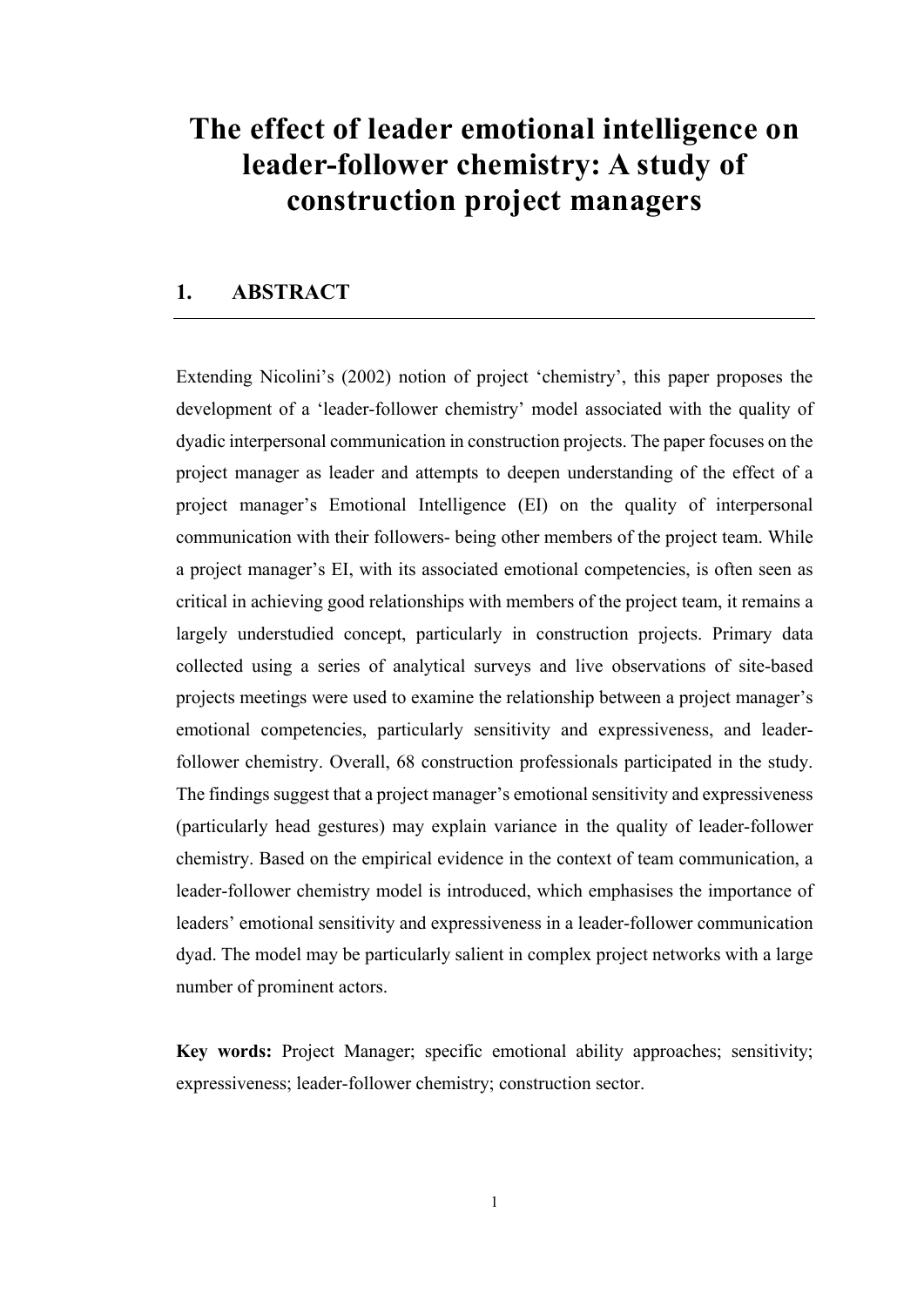# The effect of leader emotional intelligence on leader-follower chemistry: A study of construction project managers

## 1. ABSTRACT

Extending Nicolini's (2002) notion of project 'chemistry', this paper proposes the development of a 'leader-follower chemistry' model associated with the quality of dyadic interpersonal communication in construction projects. The paper focuses on the project manager as leader and attempts to deepen understanding of the effect of a project manager's Emotional Intelligence (EI) on the quality of interpersonal communication with their followers- being other members of the project team. While a project manager's EI, with its associated emotional competencies, is often seen as critical in achieving good relationships with members of the project team, it remains a largely understudied concept, particularly in construction projects. Primary data collected using a series of analytical surveys and live observations of site-based projects meetings were used to examine the relationship between a project manager's emotional competencies, particularly sensitivity and expressiveness, and leader-follower chemistry. Overall, 68 construction professionals participated in the study. The findings suggest that a project manager's emotional sensitivity and expressiveness (particularly head gestures) may explain variance in the quality of leader-follower chemistry. Based on the empirical evidence in the context of team communication, a leader-follower chemistry model is introduced, which emphasises the importance of leaders' emotional sensitivity and expressiveness in a leader-follower communication dyad. The model may be particularly salient in complex project networks with a large number of prominent actors.

**Key words:** Project Manager; specific emotional ability approaches; sensitivity; expressiveness; leader-follower chemistry; construction sector.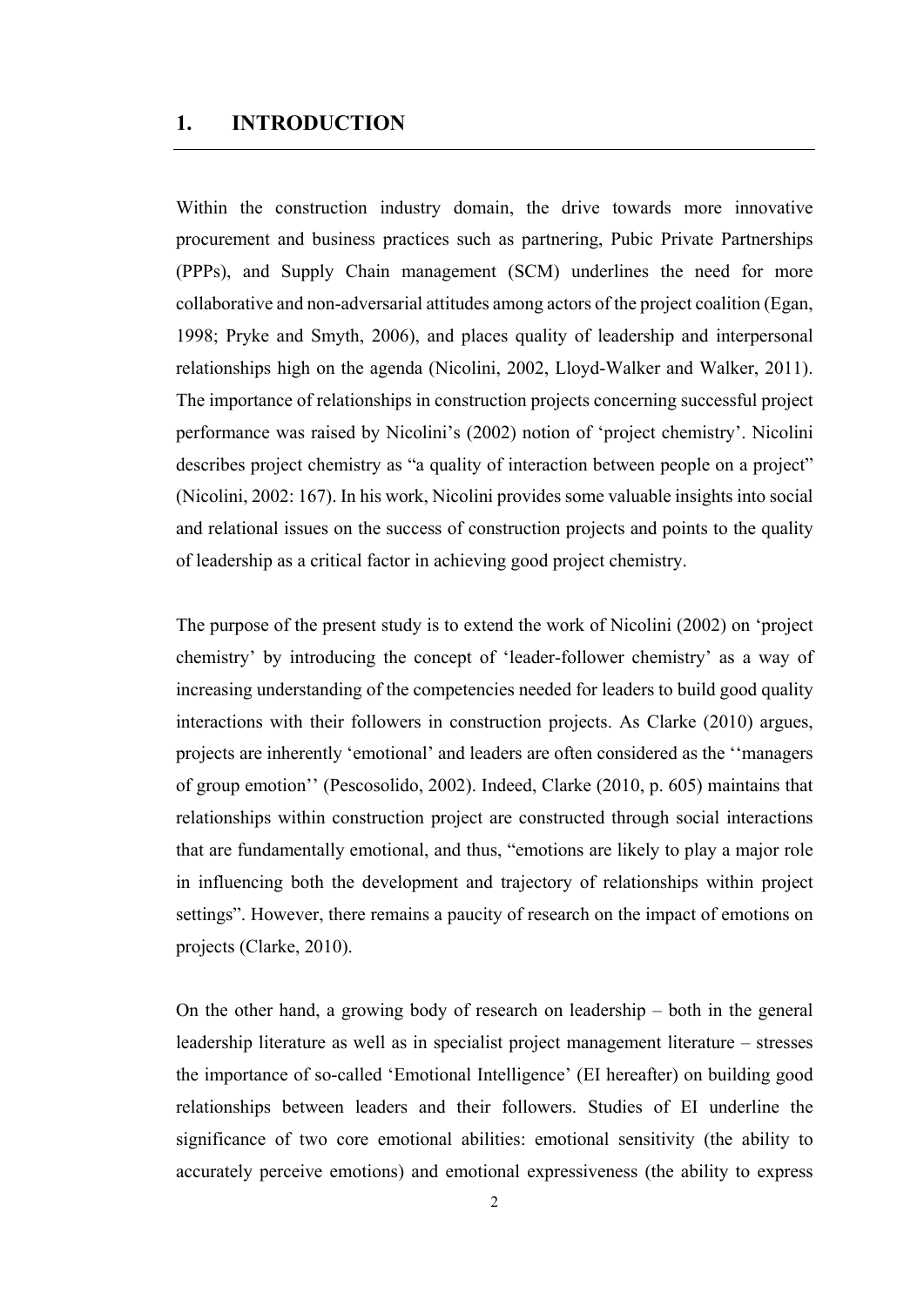# 1. INTRODUCTION

Within the construction industry domain, the drive towards more innovative procurement and business practices such as partnering, Pubic Private Partnerships (PPPs), and Supply Chain management (SCM) underlines the need for more collaborative and non-adversarial attitudes among actors of the project coalition (Egan, 1998; Pryke and Smyth, 2006), and places quality of leadership and interpersonal relationships high on the agenda (Nicolini, 2002, Lloyd-Walker and Walker, 2011). The importance of relationships in construction projects concerning successful project performance was raised by Nicolini's (2002) notion of 'project chemistry'. Nicolini describes project chemistry as "a quality of interaction between people on a project" (Nicolini, 2002: 167). In his work, Nicolini provides some valuable insights into social and relational issues on the success of construction projects and points to the quality of leadership as a critical factor in achieving good project chemistry.

The purpose of the present study is to extend the work of Nicolini (2002) on 'project chemistry' by introducing the concept of 'leader-follower chemistry' as a way of increasing understanding of the competencies needed for leaders to build good quality interactions with their followers in construction projects. As Clarke (2010) argues, projects are inherently 'emotional' and leaders are often considered as the ''managers of group emotion'' (Pescosolido, 2002). Indeed, Clarke (2010, p. 605) maintains that relationships within construction project are constructed through social interactions that are fundamentally emotional, and thus, "emotions are likely to play a major role in influencing both the development and trajectory of relationships within project settings". However, there remains a paucity of research on the impact of emotions on projects (Clarke, 2010).

On the other hand, a growing body of research on leadership – both in the general leadership literature as well as in specialist project management literature – stresses the importance of so-called 'Emotional Intelligence' (EI hereafter) on building good relationships between leaders and their followers. Studies of EI underline the significance of two core emotional abilities: emotional sensitivity (the ability to accurately perceive emotions) and emotional expressiveness (the ability to express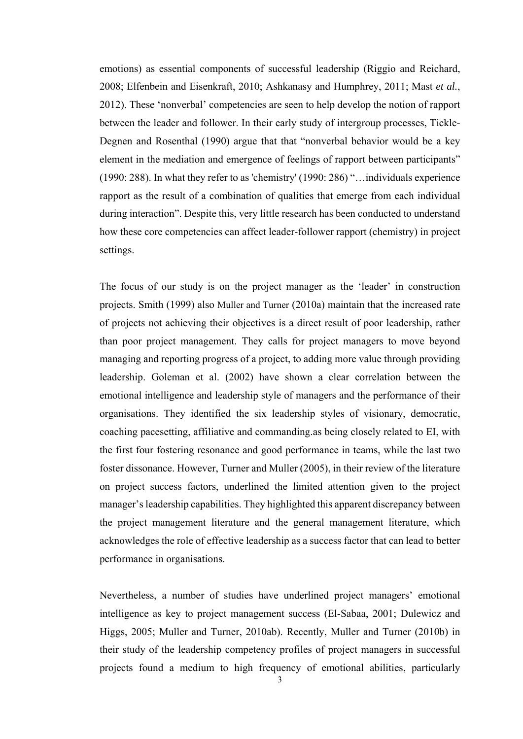emotions) as essential components of successful leadership (Riggio and Reichard, 2008; Elfenbein and Eisenkraft, 2010; Ashkanasy and Humphrey, 2011; Mast *et al.*, 2012). These 'nonverbal' competencies are seen to help develop the notion of rapport between the leader and follower. In their early study of intergroup processes, Tickle-Degnen and Rosenthal (1990) argue that that "nonverbal behavior would be a key element in the mediation and emergence of feelings of rapport between participants" (1990: 288). In what they refer to as 'chemistry' (1990: 286) "…individuals experience rapport as the result of a combination of qualities that emerge from each individual during interaction". Despite this, very little research has been conducted to understand how these core competencies can affect leader-follower rapport (chemistry) in project settings.

The focus of our study is on the project manager as the 'leader' in construction projects. Smith (1999) also Muller and Turner (2010a) maintain that the increased rate of projects not achieving their objectives is a direct result of poor leadership, rather than poor project management. They calls for project managers to move beyond managing and reporting progress of a project, to adding more value through providing leadership. Goleman et al. (2002) have shown a clear correlation between the emotional intelligence and leadership style of managers and the performance of their organisations. They identified the six leadership styles of visionary, democratic, coaching pacesetting, affiliative and commanding.as being closely related to EI, with the first four fostering resonance and good performance in teams, while the last two foster dissonance. However, Turner and Muller (2005), in their review of the literature on project success factors, underlined the limited attention given to the project manager's leadership capabilities. They highlighted this apparent discrepancy between the project management literature and the general management literature, which acknowledges the role of effective leadership as a success factor that can lead to better performance in organisations.

Nevertheless, a number of studies have underlined project managers' emotional intelligence as key to project management success (El-Sabaa, 2001; Dulewicz and Higgs, 2005; Muller and Turner, 2010ab). Recently, Muller and Turner (2010b) in their study of the leadership competency profiles of project managers in successful projects found a medium to high frequency of emotional abilities, particularly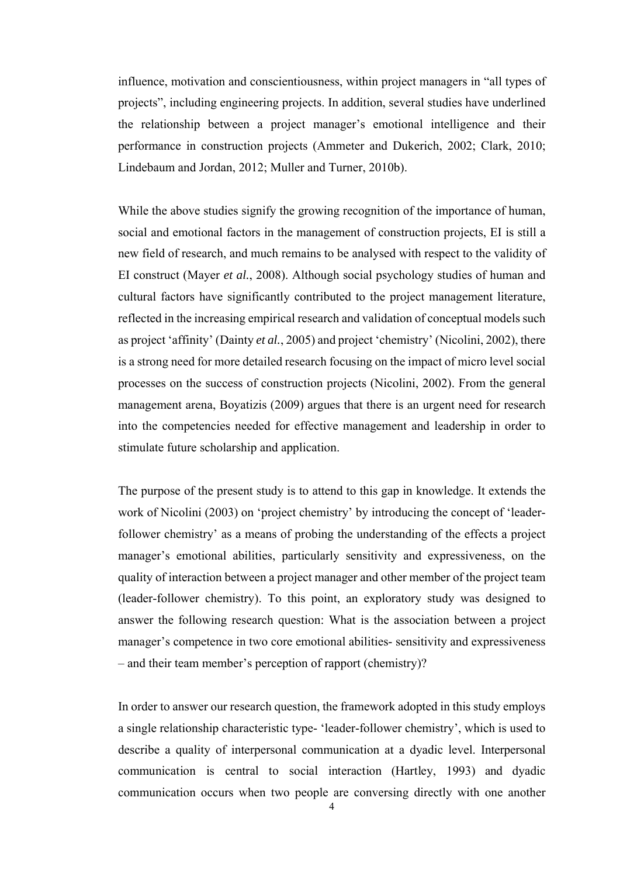influence, motivation and conscientiousness, within project managers in "all types of projects", including engineering projects. In addition, several studies have underlined the relationship between a project manager's emotional intelligence and their performance in construction projects (Ammeter and Dukerich, 2002; Clark, 2010; Lindebaum and Jordan, 2012; Muller and Turner, 2010b).

While the above studies signify the growing recognition of the importance of human, social and emotional factors in the management of construction projects, EI is still a new field of research, and much remains to be analysed with respect to the validity of EI construct (Mayer *et al.*, 2008). Although social psychology studies of human and cultural factors have significantly contributed to the project management literature, reflected in the increasing empirical research and validation of conceptual models such as project 'affinity' (Dainty *et al.*, 2005) and project 'chemistry' (Nicolini, 2002), there is a strong need for more detailed research focusing on the impact of micro level social processes on the success of construction projects (Nicolini, 2002). From the general management arena, Boyatizis (2009) argues that there is an urgent need for research into the competencies needed for effective management and leadership in order to stimulate future scholarship and application.

The purpose of the present study is to attend to this gap in knowledge. It extends the work of Nicolini (2003) on 'project chemistry' by introducing the concept of 'leader-follower chemistry' as a means of probing the understanding of the effects a project manager's emotional abilities, particularly sensitivity and expressiveness, on the quality of interaction between a project manager and other member of the project team (leader-follower chemistry). To this point, an exploratory study was designed to answer the following research question: What is the association between a project manager's competence in two core emotional abilities- sensitivity and expressiveness – and their team member's perception of rapport (chemistry)?

In order to answer our research question, the framework adopted in this study employs a single relationship characteristic type- 'leader-follower chemistry', which is used to describe a quality of interpersonal communication at a dyadic level. Interpersonal communication is central to social interaction (Hartley, 1993) and dyadic communication occurs when two people are conversing directly with one another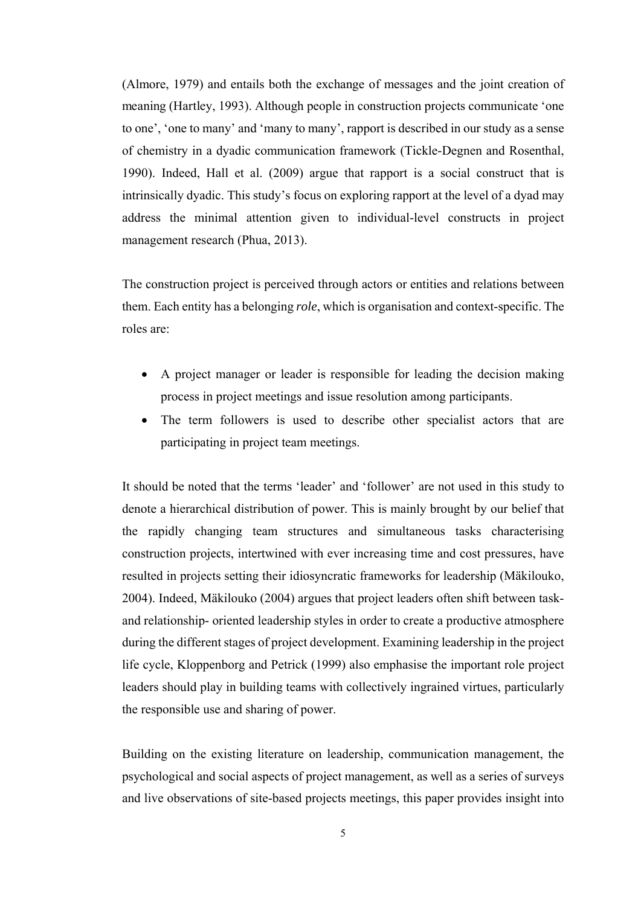(Almore, 1979) and entails both the exchange of messages and the joint creation of meaning (Hartley, 1993). Although people in construction projects communicate 'one to one', 'one to many' and 'many to many', rapport is described in our study as a sense of chemistry in a dyadic communication framework (Tickle-Degnen and Rosenthal, 1990). Indeed, Hall et al. (2009) argue that rapport is a social construct that is intrinsically dyadic. This study's focus on exploring rapport at the level of a dyad may address the minimal attention given to individual-level constructs in project management research (Phua, 2013).

The construction project is perceived through actors or entities and relations between them. Each entity has a belonging *role*, which is organisation and context-specific. The roles are:

- A project manager or leader is responsible for leading the decision making process in project meetings and issue resolution among participants.
- The term followers is used to describe other specialist actors that are participating in project team meetings.

It should be noted that the terms 'leader' and 'follower' are not used in this study to denote a hierarchical distribution of power. This is mainly brought by our belief that the rapidly changing team structures and simultaneous tasks characterising construction projects, intertwined with ever increasing time and cost pressures, have resulted in projects setting their idiosyncratic frameworks for leadership (Mäkilouko, 2004). Indeed, Mäkilouko (2004) argues that project leaders often shift between task- and relationship- oriented leadership styles in order to create a productive atmosphere during the different stages of project development. Examining leadership in the project life cycle, Kloppenborg and Petrick (1999) also emphasise the important role project leaders should play in building teams with collectively ingrained virtues, particularly the responsible use and sharing of power.

Building on the existing literature on leadership, communication management, the psychological and social aspects of project management, as well as a series of surveys and live observations of site-based projects meetings, this paper provides insight into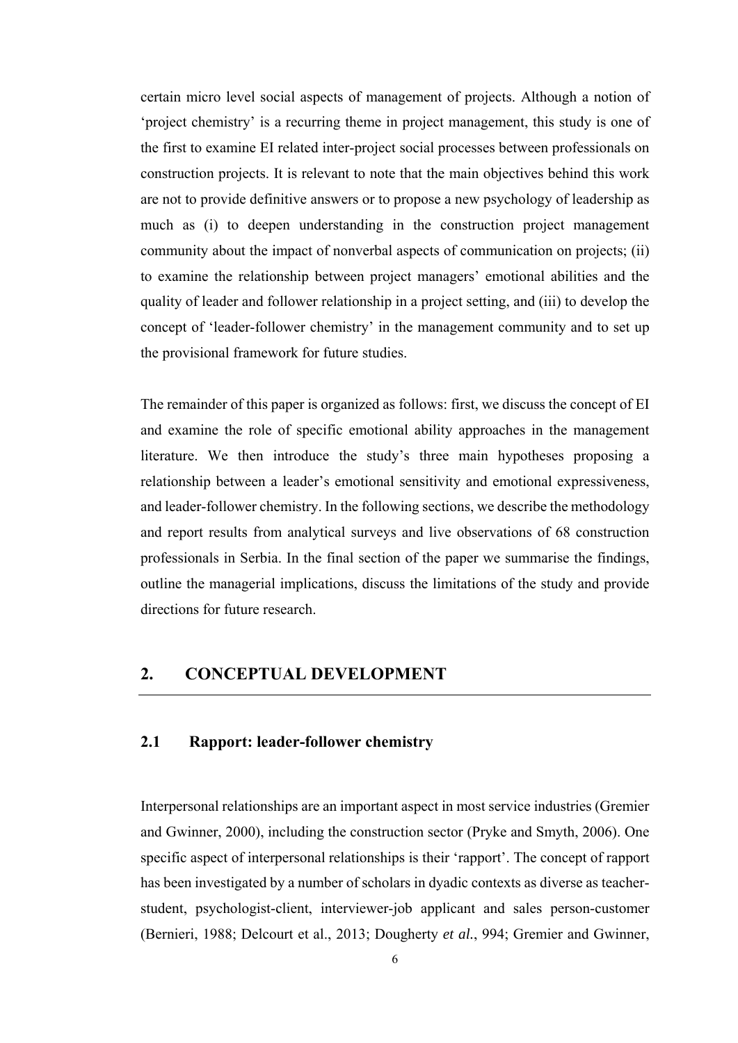certain micro level social aspects of management of projects. Although a notion of 'project chemistry' is a recurring theme in project management, this study is one of the first to examine EI related inter-project social processes between professionals on construction projects. It is relevant to note that the main objectives behind this work are not to provide definitive answers or to propose a new psychology of leadership as much as (i) to deepen understanding in the construction project management community about the impact of nonverbal aspects of communication on projects; (ii) to examine the relationship between project managers' emotional abilities and the quality of leader and follower relationship in a project setting, and (iii) to develop the concept of 'leader-follower chemistry' in the management community and to set up the provisional framework for future studies.

The remainder of this paper is organized as follows: first, we discuss the concept of EI and examine the role of specific emotional ability approaches in the management literature. We then introduce the study's three main hypotheses proposing a relationship between a leader's emotional sensitivity and emotional expressiveness, and leader-follower chemistry. In the following sections, we describe the methodology and report results from analytical surveys and live observations of 68 construction professionals in Serbia. In the final section of the paper we summarise the findings, outline the managerial implications, discuss the limitations of the study and provide directions for future research.

## 2. CONCEPTUAL DEVELOPMENT

### 2.1 Rapport: leader-follower chemistry

Interpersonal relationships are an important aspect in most service industries (Gremier and Gwinner, 2000), including the construction sector (Pryke and Smyth, 2006). One specific aspect of interpersonal relationships is their 'rapport'. The concept of rapport has been investigated by a number of scholars in dyadic contexts as diverse as teacher-student, psychologist-client, interviewer-job applicant and sales person-customer (Bernieri, 1988; Delcourt et al., 2013; Dougherty *et al.*, 994; Gremier and Gwinner,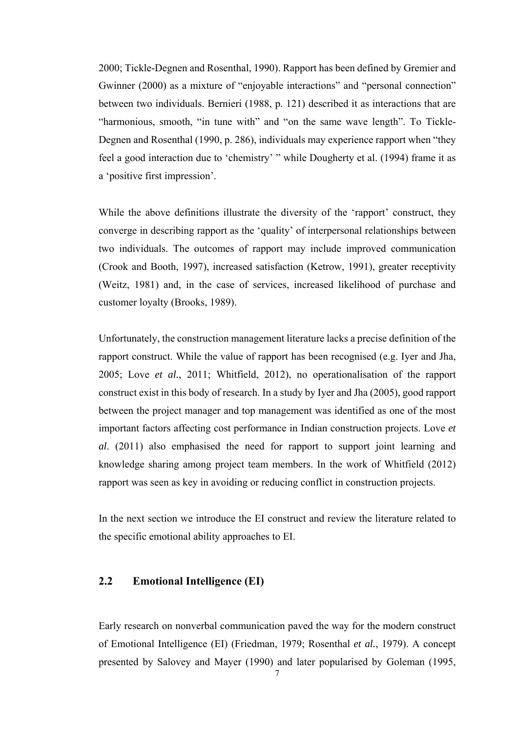2000; Tickle-Degnen and Rosenthal, 1990). Rapport has been defined by Gremier and Gwinner (2000) as a mixture of "enjoyable interactions" and "personal connection" between two individuals. Bernieri (1988, p. 121) described it as interactions that are "harmonious, smooth, "in tune with" and "on the same wave length". To Tickle-Degnen and Rosenthal (1990, p. 286), individuals may experience rapport when "they feel a good interaction due to 'chemistry' " while Dougherty et al. (1994) frame it as a 'positive first impression'.

While the above definitions illustrate the diversity of the 'rapport' construct, they converge in describing rapport as the 'quality' of interpersonal relationships between two individuals. The outcomes of rapport may include improved communication (Crook and Booth, 1997), increased satisfaction (Ketrow, 1991), greater receptivity (Weitz, 1981) and, in the case of services, increased likelihood of purchase and customer loyalty (Brooks, 1989).

Unfortunately, the construction management literature lacks a precise definition of the rapport construct. While the value of rapport has been recognised (e.g. Iyer and Jha, 2005; Love *et al.*, 2011; Whitfield, 2012), no operationalisation of the rapport construct exist in this body of research. In a study by Iyer and Jha (2005), good rapport between the project manager and top management was identified as one of the most important factors affecting cost performance in Indian construction projects. Love *et al*. (2011) also emphasised the need for rapport to support joint learning and knowledge sharing among project team members. In the work of Whitfield (2012) rapport was seen as key in avoiding or reducing conflict in construction projects.

In the next section we introduce the EI construct and review the literature related to the specific emotional ability approaches to EI.

## 2.2 Emotional Intelligence (EI)

Early research on nonverbal communication paved the way for the modern construct of Emotional Intelligence (EI) (Friedman, 1979; Rosenthal *et al.*, 1979). A concept presented by Salovey and Mayer (1990) and later popularised by Goleman (1995,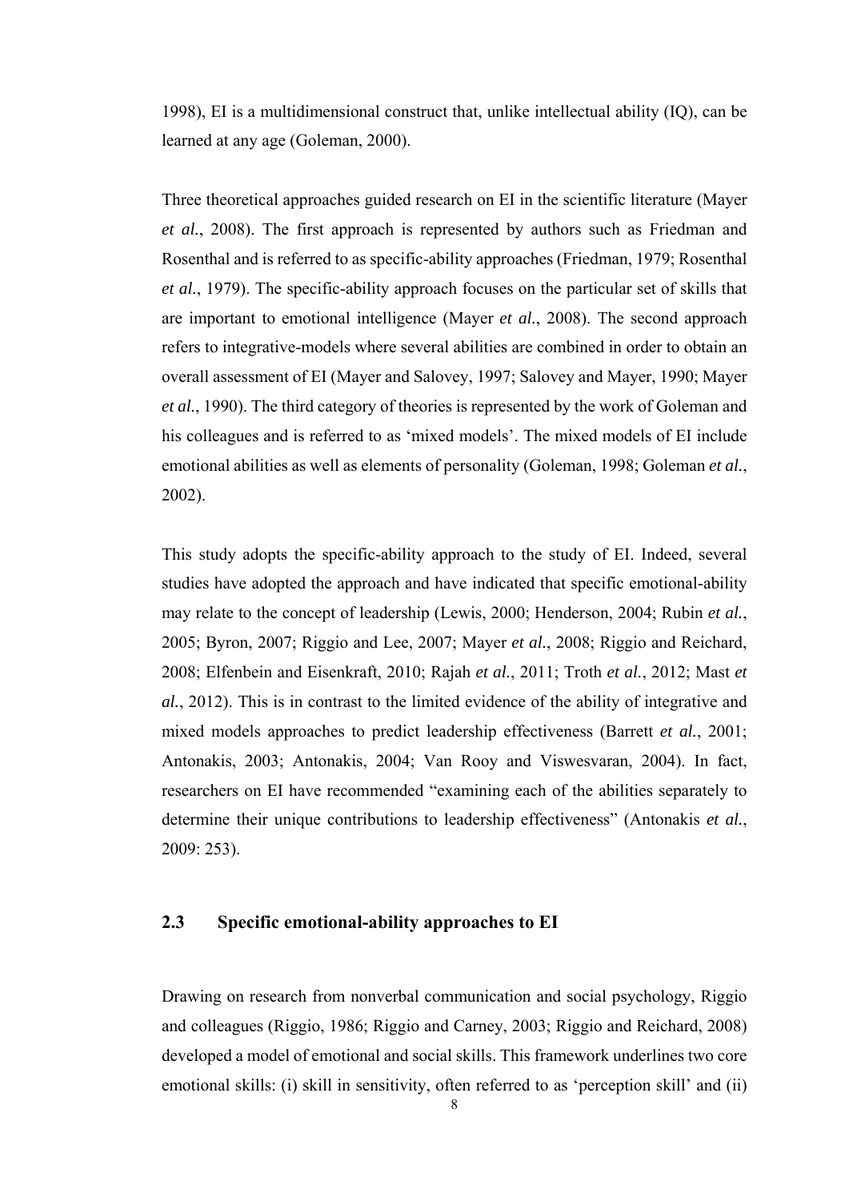1998), EI is a multidimensional construct that, unlike intellectual ability (IQ), can be learned at any age (Goleman, 2000).

Three theoretical approaches guided research on EI in the scientific literature (Mayer *et al.*, 2008). The first approach is represented by authors such as Friedman and Rosenthal and is referred to as specific-ability approaches (Friedman, 1979; Rosenthal *et al.*, 1979). The specific-ability approach focuses on the particular set of skills that are important to emotional intelligence (Mayer *et al.*, 2008). The second approach refers to integrative-models where several abilities are combined in order to obtain an overall assessment of EI (Mayer and Salovey, 1997; Salovey and Mayer, 1990; Mayer *et al.*, 1990). The third category of theories is represented by the work of Goleman and his colleagues and is referred to as 'mixed models'. The mixed models of EI include emotional abilities as well as elements of personality (Goleman, 1998; Goleman *et al.*, 2002).

This study adopts the specific-ability approach to the study of EI. Indeed, several studies have adopted the approach and have indicated that specific emotional-ability may relate to the concept of leadership (Lewis, 2000; Henderson, 2004; Rubin *et al.*, 2005; Byron, 2007; Riggio and Lee, 2007; Mayer *et al.*, 2008; Riggio and Reichard, 2008; Elfenbein and Eisenkraft, 2010; Rajah *et al.*, 2011; Troth *et al.*, 2012; Mast *et al.*, 2012). This is in contrast to the limited evidence of the ability of integrative and mixed models approaches to predict leadership effectiveness (Barrett *et al.*, 2001; Antonakis, 2003; Antonakis, 2004; Van Rooy and Viswesvaran, 2004). In fact, researchers on EI have recommended "examining each of the abilities separately to determine their unique contributions to leadership effectiveness" (Antonakis *et al.*, 2009: 253).

## 2.3 Specific emotional-ability approaches to EI

Drawing on research from nonverbal communication and social psychology, Riggio and colleagues (Riggio, 1986; Riggio and Carney, 2003; Riggio and Reichard, 2008) developed a model of emotional and social skills. This framework underlines two core emotional skills: (i) skill in sensitivity, often referred to as 'perception skill' and (ii)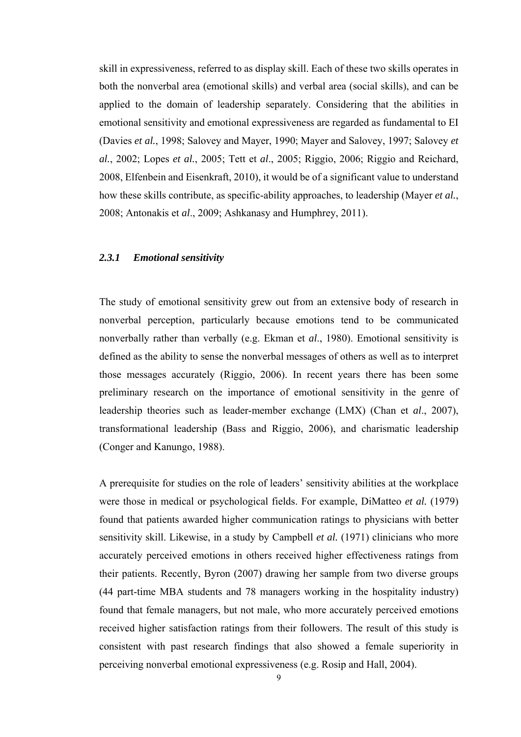skill in expressiveness, referred to as display skill. Each of these two skills operates in both the nonverbal area (emotional skills) and verbal area (social skills), and can be applied to the domain of leadership separately. Considering that the abilities in emotional sensitivity and emotional expressiveness are regarded as fundamental to EI (Davies *et al.*, 1998; Salovey and Mayer, 1990; Mayer and Salovey, 1997; Salovey *et al.*, 2002; Lopes *et al.*, 2005; Tett et *al*., 2005; Riggio, 2006; Riggio and Reichard, 2008, Elfenbein and Eisenkraft, 2010), it would be of a significant value to understand how these skills contribute, as specific-ability approaches, to leadership (Mayer *et al.*, 2008; Antonakis et *al*., 2009; Ashkanasy and Humphrey, 2011).

### *2.3.1 Emotional sensitivity*

The study of emotional sensitivity grew out from an extensive body of research in nonverbal perception, particularly because emotions tend to be communicated nonverbally rather than verbally (e.g. Ekman et *al*., 1980). Emotional sensitivity is defined as the ability to sense the nonverbal messages of others as well as to interpret those messages accurately (Riggio, 2006). In recent years there has been some preliminary research on the importance of emotional sensitivity in the genre of leadership theories such as leader-member exchange (LMX) (Chan et *al*., 2007), transformational leadership (Bass and Riggio, 2006), and charismatic leadership (Conger and Kanungo, 1988).

A prerequisite for studies on the role of leaders' sensitivity abilities at the workplace were those in medical or psychological fields. For example, DiMatteo *et al.* (1979) found that patients awarded higher communication ratings to physicians with better sensitivity skill. Likewise, in a study by Campbell *et al.* (1971) clinicians who more accurately perceived emotions in others received higher effectiveness ratings from their patients. Recently, Byron (2007) drawing her sample from two diverse groups (44 part-time MBA students and 78 managers working in the hospitality industry) found that female managers, but not male, who more accurately perceived emotions received higher satisfaction ratings from their followers. The result of this study is consistent with past research findings that also showed a female superiority in perceiving nonverbal emotional expressiveness (e.g. Rosip and Hall, 2004).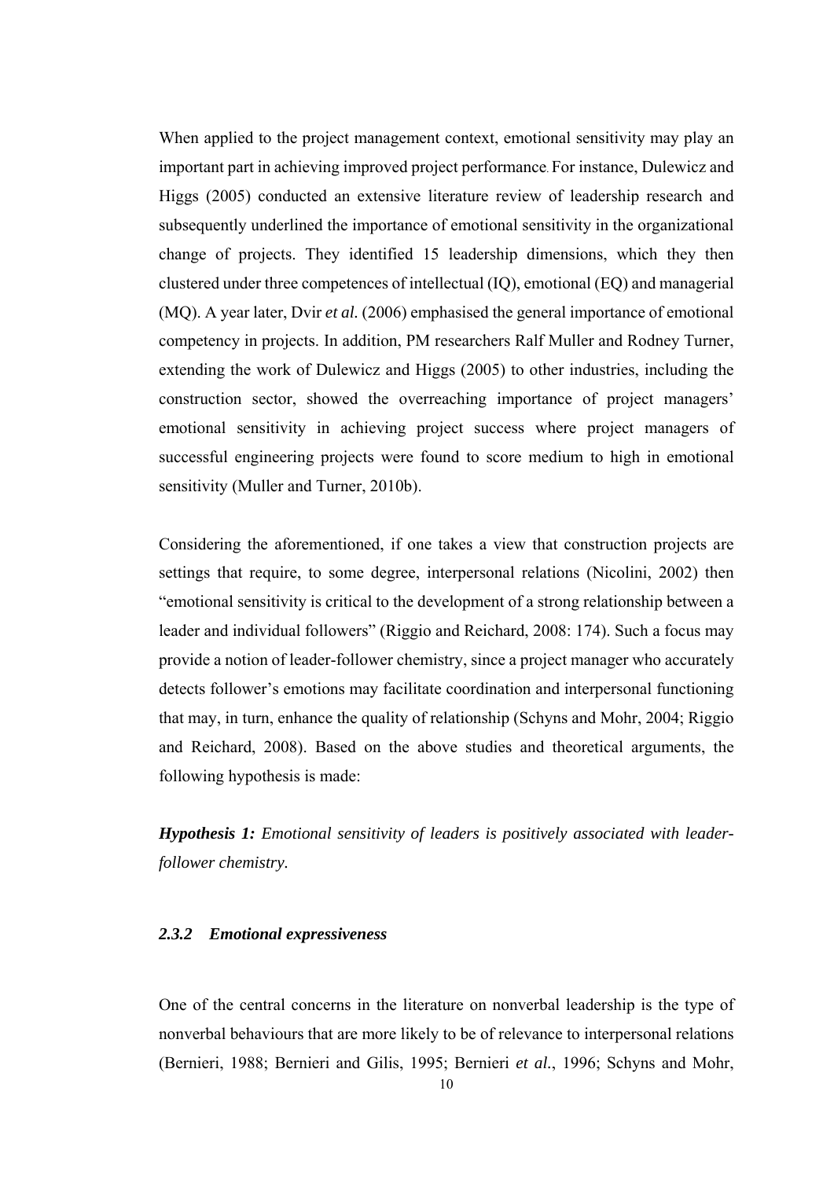When applied to the project management context, emotional sensitivity may play an important part in achieving improved project performance. For instance, Dulewicz and Higgs (2005) conducted an extensive literature review of leadership research and subsequently underlined the importance of emotional sensitivity in the organizational change of projects. They identified 15 leadership dimensions, which they then clustered under three competences of intellectual (IQ), emotional (EQ) and managerial (MQ). A year later, Dvir *et al.* (2006) emphasised the general importance of emotional competency in projects. In addition, PM researchers Ralf Muller and Rodney Turner, extending the work of Dulewicz and Higgs (2005) to other industries, including the construction sector, showed the overreaching importance of project managers' emotional sensitivity in achieving project success where project managers of successful engineering projects were found to score medium to high in emotional sensitivity (Muller and Turner, 2010b).

Considering the aforementioned, if one takes a view that construction projects are settings that require, to some degree, interpersonal relations (Nicolini, 2002) then "emotional sensitivity is critical to the development of a strong relationship between a leader and individual followers" (Riggio and Reichard, 2008: 174). Such a focus may provide a notion of leader-follower chemistry, since a project manager who accurately detects follower's emotions may facilitate coordination and interpersonal functioning that may, in turn, enhance the quality of relationship (Schyns and Mohr, 2004; Riggio and Reichard, 2008). Based on the above studies and theoretical arguments, the following hypothesis is made:

***Hypothesis 1:*** *Emotional sensitivity of leaders is positively associated with leader-follower chemistry.*

### *2.3.2 Emotional expressiveness*

One of the central concerns in the literature on nonverbal leadership is the type of nonverbal behaviours that are more likely to be of relevance to interpersonal relations (Bernieri, 1988; Bernieri and Gilis, 1995; Bernieri *et al.*, 1996; Schyns and Mohr,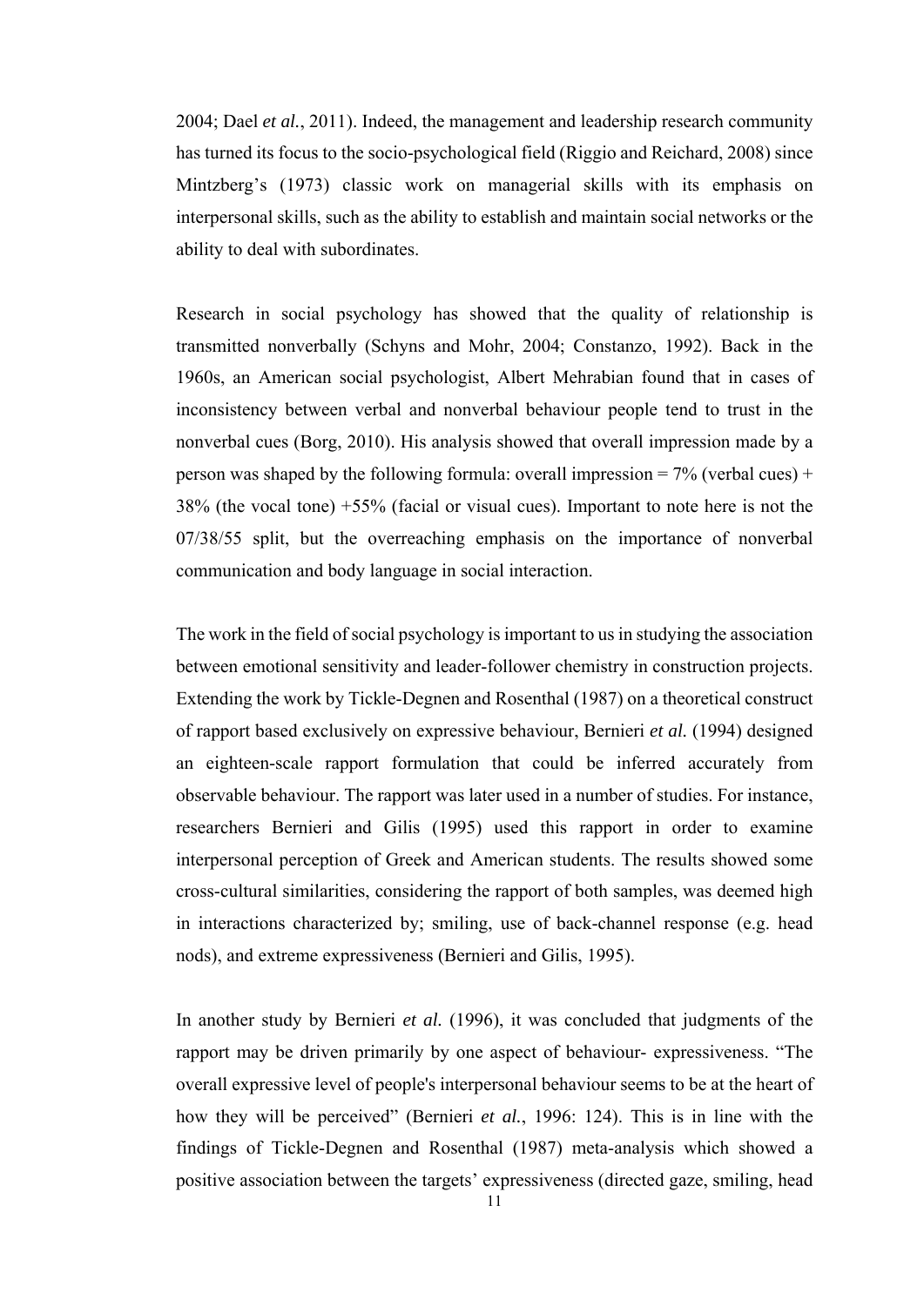2004; Dael *et al.*, 2011). Indeed, the management and leadership research community has turned its focus to the socio-psychological field (Riggio and Reichard, 2008) since Mintzberg's (1973) classic work on managerial skills with its emphasis on interpersonal skills, such as the ability to establish and maintain social networks or the ability to deal with subordinates.

Research in social psychology has showed that the quality of relationship is transmitted nonverbally (Schyns and Mohr, 2004; Constanzo, 1992). Back in the 1960s, an American social psychologist, Albert Mehrabian found that in cases of inconsistency between verbal and nonverbal behaviour people tend to trust in the nonverbal cues (Borg, 2010). His analysis showed that overall impression made by a person was shaped by the following formula: overall impression = 7% (verbal cues) + 38% (the vocal tone) +55% (facial or visual cues). Important to note here is not the 07/38/55 split, but the overreaching emphasis on the importance of nonverbal communication and body language in social interaction.

The work in the field of social psychology is important to us in studying the association between emotional sensitivity and leader-follower chemistry in construction projects. Extending the work by Tickle-Degnen and Rosenthal (1987) on a theoretical construct of rapport based exclusively on expressive behaviour, Bernieri *et al.* (1994) designed an eighteen-scale rapport formulation that could be inferred accurately from observable behaviour. The rapport was later used in a number of studies. For instance, researchers Bernieri and Gilis (1995) used this rapport in order to examine interpersonal perception of Greek and American students. The results showed some cross-cultural similarities, considering the rapport of both samples, was deemed high in interactions characterized by; smiling, use of back-channel response (e.g. head nods), and extreme expressiveness (Bernieri and Gilis, 1995).

In another study by Bernieri *et al.* (1996), it was concluded that judgments of the rapport may be driven primarily by one aspect of behaviour- expressiveness. "The overall expressive level of people's interpersonal behaviour seems to be at the heart of how they will be perceived" (Bernieri *et al.*, 1996: 124). This is in line with the findings of Tickle-Degnen and Rosenthal (1987) meta-analysis which showed a positive association between the targets' expressiveness (directed gaze, smiling, head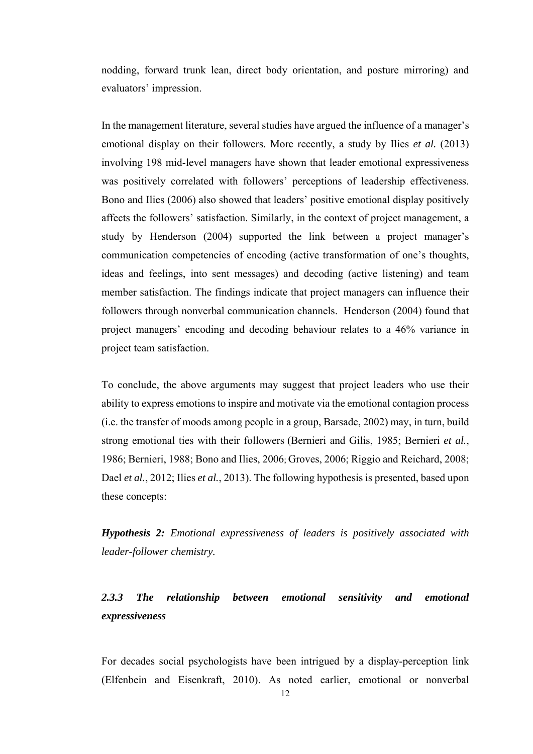nodding, forward trunk lean, direct body orientation, and posture mirroring) and evaluators' impression.

In the management literature, several studies have argued the influence of a manager's emotional display on their followers. More recently, a study by Ilies *et al.* (2013) involving 198 mid-level managers have shown that leader emotional expressiveness was positively correlated with followers' perceptions of leadership effectiveness. Bono and Ilies (2006) also showed that leaders' positive emotional display positively affects the followers' satisfaction. Similarly, in the context of project management, a study by Henderson (2004) supported the link between a project manager's communication competencies of encoding (active transformation of one's thoughts, ideas and feelings, into sent messages) and decoding (active listening) and team member satisfaction. The findings indicate that project managers can influence their followers through nonverbal communication channels. Henderson (2004) found that project managers' encoding and decoding behaviour relates to a 46% variance in project team satisfaction.

To conclude, the above arguments may suggest that project leaders who use their ability to express emotions to inspire and motivate via the emotional contagion process (i.e. the transfer of moods among people in a group, Barsade, 2002) may, in turn, build strong emotional ties with their followers (Bernieri and Gilis, 1985; Bernieri *et al.*, 1986; Bernieri, 1988; Bono and Ilies, 2006; Groves, 2006; Riggio and Reichard, 2008; Dael *et al.*, 2012; Ilies *et al.*, 2013). The following hypothesis is presented, based upon these concepts:

***Hypothesis 2:*** *Emotional expressiveness of leaders is positively associated with leader-follower chemistry.*

### *2.3.3 The relationship between emotional sensitivity and emotional expressiveness*

For decades social psychologists have been intrigued by a display-perception link (Elfenbein and Eisenkraft, 2010). As noted earlier, emotional or nonverbal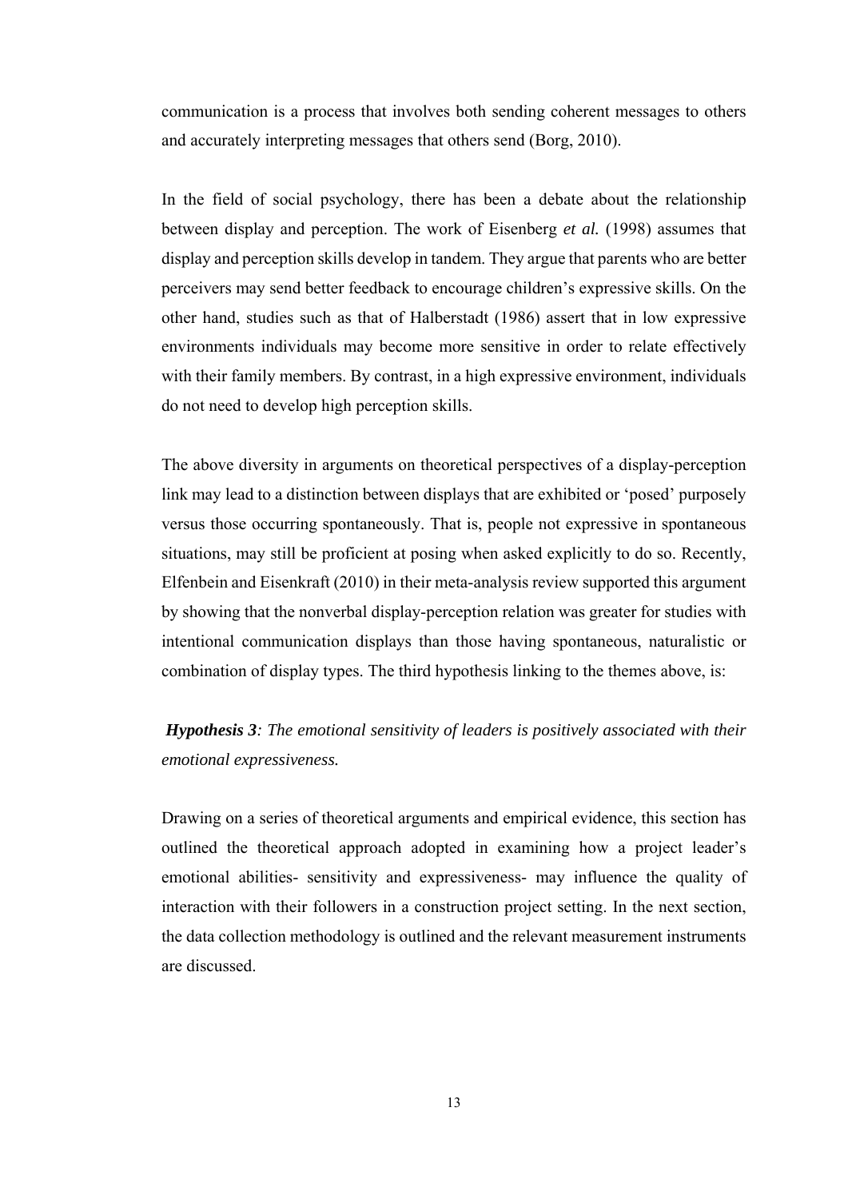communication is a process that involves both sending coherent messages to others and accurately interpreting messages that others send (Borg, 2010).

In the field of social psychology, there has been a debate about the relationship between display and perception. The work of Eisenberg *et al.* (1998) assumes that display and perception skills develop in tandem. They argue that parents who are better perceivers may send better feedback to encourage children's expressive skills. On the other hand, studies such as that of Halberstadt (1986) assert that in low expressive environments individuals may become more sensitive in order to relate effectively with their family members. By contrast, in a high expressive environment, individuals do not need to develop high perception skills.

The above diversity in arguments on theoretical perspectives of a display-perception link may lead to a distinction between displays that are exhibited or 'posed' purposely versus those occurring spontaneously. That is, people not expressive in spontaneous situations, may still be proficient at posing when asked explicitly to do so. Recently, Elfenbein and Eisenkraft (2010) in their meta-analysis review supported this argument by showing that the nonverbal display-perception relation was greater for studies with intentional communication displays than those having spontaneous, naturalistic or combination of display types. The third hypothesis linking to the themes above, is:

***Hypothesis 3****: The emotional sensitivity of leaders is positively associated with their emotional expressiveness.*

Drawing on a series of theoretical arguments and empirical evidence, this section has outlined the theoretical approach adopted in examining how a project leader's emotional abilities- sensitivity and expressiveness- may influence the quality of interaction with their followers in a construction project setting. In the next section, the data collection methodology is outlined and the relevant measurement instruments are discussed.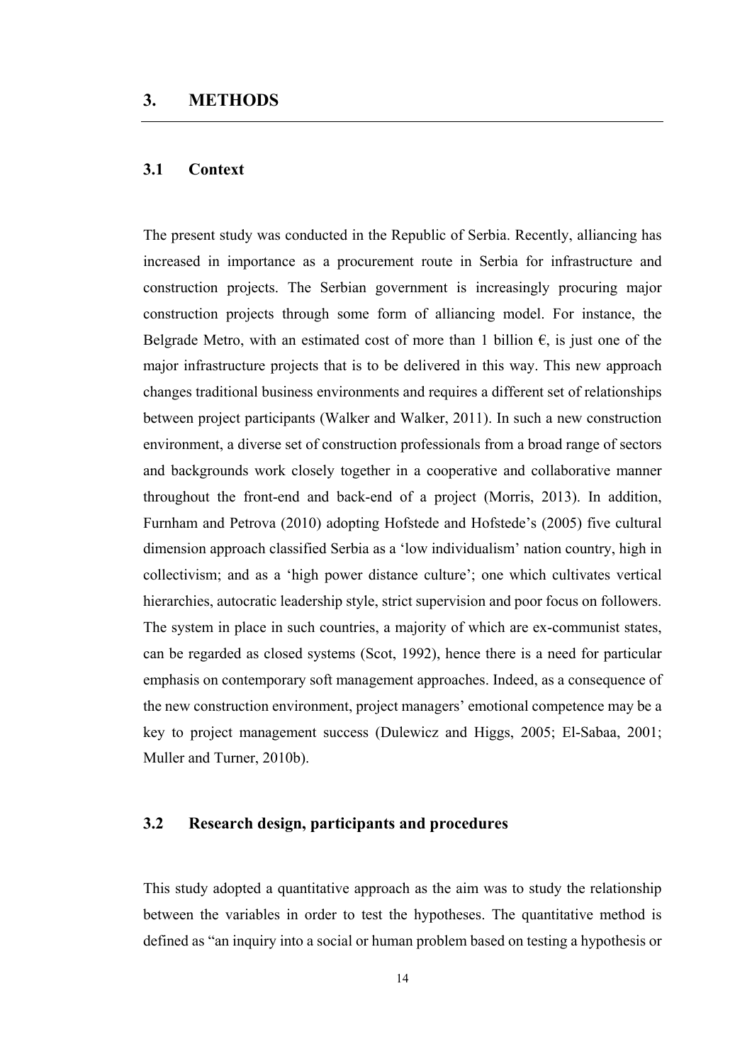# 3. METHODS

## 3.1 Context

The present study was conducted in the Republic of Serbia. Recently, alliancing has increased in importance as a procurement route in Serbia for infrastructure and construction projects. The Serbian government is increasingly procuring major construction projects through some form of alliancing model. For instance, the Belgrade Metro, with an estimated cost of more than 1 billion €, is just one of the major infrastructure projects that is to be delivered in this way. This new approach changes traditional business environments and requires a different set of relationships between project participants (Walker and Walker, 2011). In such a new construction environment, a diverse set of construction professionals from a broad range of sectors and backgrounds work closely together in a cooperative and collaborative manner throughout the front-end and back-end of a project (Morris, 2013). In addition, Furnham and Petrova (2010) adopting Hofstede and Hofstede's (2005) five cultural dimension approach classified Serbia as a 'low individualism' nation country, high in collectivism; and as a 'high power distance culture'; one which cultivates vertical hierarchies, autocratic leadership style, strict supervision and poor focus on followers. The system in place in such countries, a majority of which are ex-communist states, can be regarded as closed systems (Scot, 1992), hence there is a need for particular emphasis on contemporary soft management approaches. Indeed, as a consequence of the new construction environment, project managers' emotional competence may be a key to project management success (Dulewicz and Higgs, 2005; El-Sabaa, 2001; Muller and Turner, 2010b).

## 3.2 Research design, participants and procedures

This study adopted a quantitative approach as the aim was to study the relationship between the variables in order to test the hypotheses. The quantitative method is defined as "an inquiry into a social or human problem based on testing a hypothesis or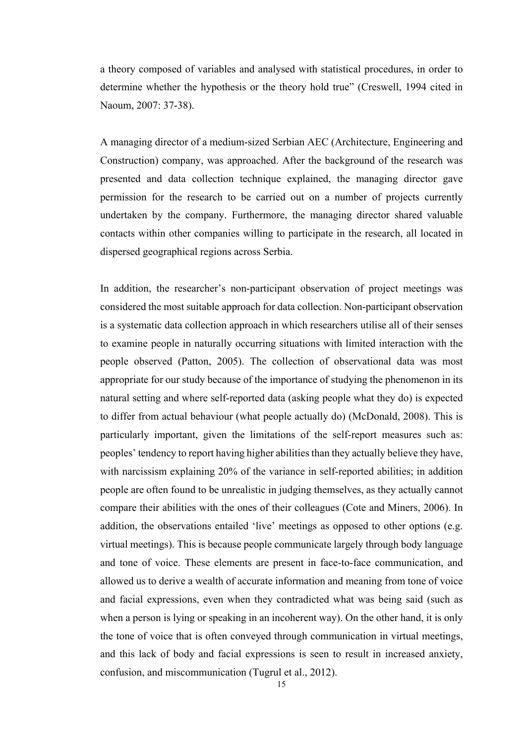a theory composed of variables and analysed with statistical procedures, in order to determine whether the hypothesis or the theory hold true" (Creswell, 1994 cited in Naoum, 2007: 37-38).

A managing director of a medium-sized Serbian AEC (Architecture, Engineering and Construction) company, was approached. After the background of the research was presented and data collection technique explained, the managing director gave permission for the research to be carried out on a number of projects currently undertaken by the company. Furthermore, the managing director shared valuable contacts within other companies willing to participate in the research, all located in dispersed geographical regions across Serbia.

In addition, the researcher's non-participant observation of project meetings was considered the most suitable approach for data collection. Non-participant observation is a systematic data collection approach in which researchers utilise all of their senses to examine people in naturally occurring situations with limited interaction with the people observed (Patton, 2005). The collection of observational data was most appropriate for our study because of the importance of studying the phenomenon in its natural setting and where self-reported data (asking people what they do) is expected to differ from actual behaviour (what people actually do) (McDonald, 2008). This is particularly important, given the limitations of the self-report measures such as: peoples' tendency to report having higher abilities than they actually believe they have, with narcissism explaining 20% of the variance in self-reported abilities; in addition people are often found to be unrealistic in judging themselves, as they actually cannot compare their abilities with the ones of their colleagues (Cote and Miners, 2006). In addition, the observations entailed 'live' meetings as opposed to other options (e.g. virtual meetings). This is because people communicate largely through body language and tone of voice. These elements are present in face-to-face communication, and allowed us to derive a wealth of accurate information and meaning from tone of voice and facial expressions, even when they contradicted what was being said (such as when a person is lying or speaking in an incoherent way). On the other hand, it is only the tone of voice that is often conveyed through communication in virtual meetings, and this lack of body and facial expressions is seen to result in increased anxiety, confusion, and miscommunication (Tugrul et al., 2012).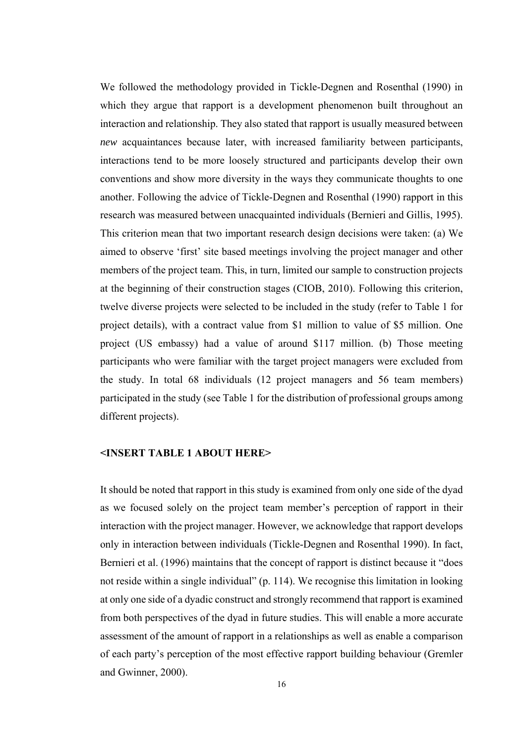We followed the methodology provided in Tickle-Degnen and Rosenthal (1990) in which they argue that rapport is a development phenomenon built throughout an interaction and relationship. They also stated that rapport is usually measured between *new* acquaintances because later, with increased familiarity between participants, interactions tend to be more loosely structured and participants develop their own conventions and show more diversity in the ways they communicate thoughts to one another. Following the advice of Tickle-Degnen and Rosenthal (1990) rapport in this research was measured between unacquainted individuals (Bernieri and Gillis, 1995). This criterion mean that two important research design decisions were taken: (a) We aimed to observe 'first' site based meetings involving the project manager and other members of the project team. This, in turn, limited our sample to construction projects at the beginning of their construction stages (CIOB, 2010). Following this criterion, twelve diverse projects were selected to be included in the study (refer to Table 1 for project details), with a contract value from \$1 million to value of \$5 million. One project (US embassy) had a value of around \$117 million. (b) Those meeting participants who were familiar with the target project managers were excluded from the study. In total 68 individuals (12 project managers and 56 team members) participated in the study (see Table 1 for the distribution of professional groups among different projects).

**<INSERT TABLE 1 ABOUT HERE>**

It should be noted that rapport in this study is examined from only one side of the dyad as we focused solely on the project team member's perception of rapport in their interaction with the project manager. However, we acknowledge that rapport develops only in interaction between individuals (Tickle-Degnen and Rosenthal 1990). In fact, Bernieri et al. (1996) maintains that the concept of rapport is distinct because it "does not reside within a single individual" (p. 114). We recognise this limitation in looking at only one side of a dyadic construct and strongly recommend that rapport is examined from both perspectives of the dyad in future studies. This will enable a more accurate assessment of the amount of rapport in a relationships as well as enable a comparison of each party's perception of the most effective rapport building behaviour (Gremler and Gwinner, 2000).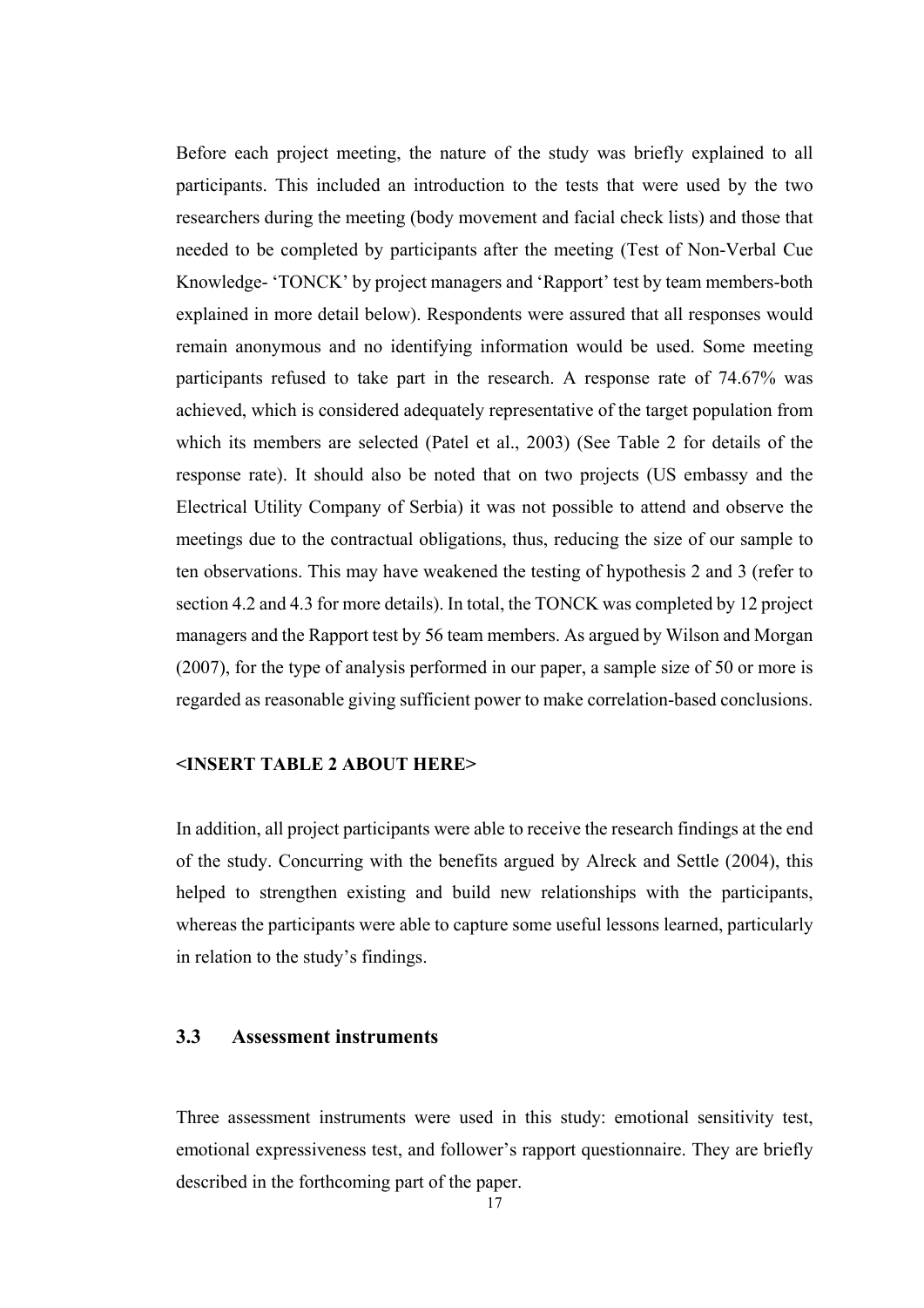Before each project meeting, the nature of the study was briefly explained to all participants. This included an introduction to the tests that were used by the two researchers during the meeting (body movement and facial check lists) and those that needed to be completed by participants after the meeting (Test of Non-Verbal Cue Knowledge- 'TONCK' by project managers and 'Rapport' test by team members-both explained in more detail below). Respondents were assured that all responses would remain anonymous and no identifying information would be used. Some meeting participants refused to take part in the research. A response rate of 74.67% was achieved, which is considered adequately representative of the target population from which its members are selected (Patel et al., 2003) (See Table 2 for details of the response rate). It should also be noted that on two projects (US embassy and the Electrical Utility Company of Serbia) it was not possible to attend and observe the meetings due to the contractual obligations, thus, reducing the size of our sample to ten observations. This may have weakened the testing of hypothesis 2 and 3 (refer to section 4.2 and 4.3 for more details). In total, the TONCK was completed by 12 project managers and the Rapport test by 56 team members. As argued by Wilson and Morgan (2007), for the type of analysis performed in our paper, a sample size of 50 or more is regarded as reasonable giving sufficient power to make correlation-based conclusions.

**<INSERT TABLE 2 ABOUT HERE>**

In addition, all project participants were able to receive the research findings at the end of the study. Concurring with the benefits argued by Alreck and Settle (2004), this helped to strengthen existing and build new relationships with the participants, whereas the participants were able to capture some useful lessons learned, particularly in relation to the study's findings.

### 3.3 Assessment instruments

Three assessment instruments were used in this study: emotional sensitivity test, emotional expressiveness test, and follower's rapport questionnaire. They are briefly described in the forthcoming part of the paper.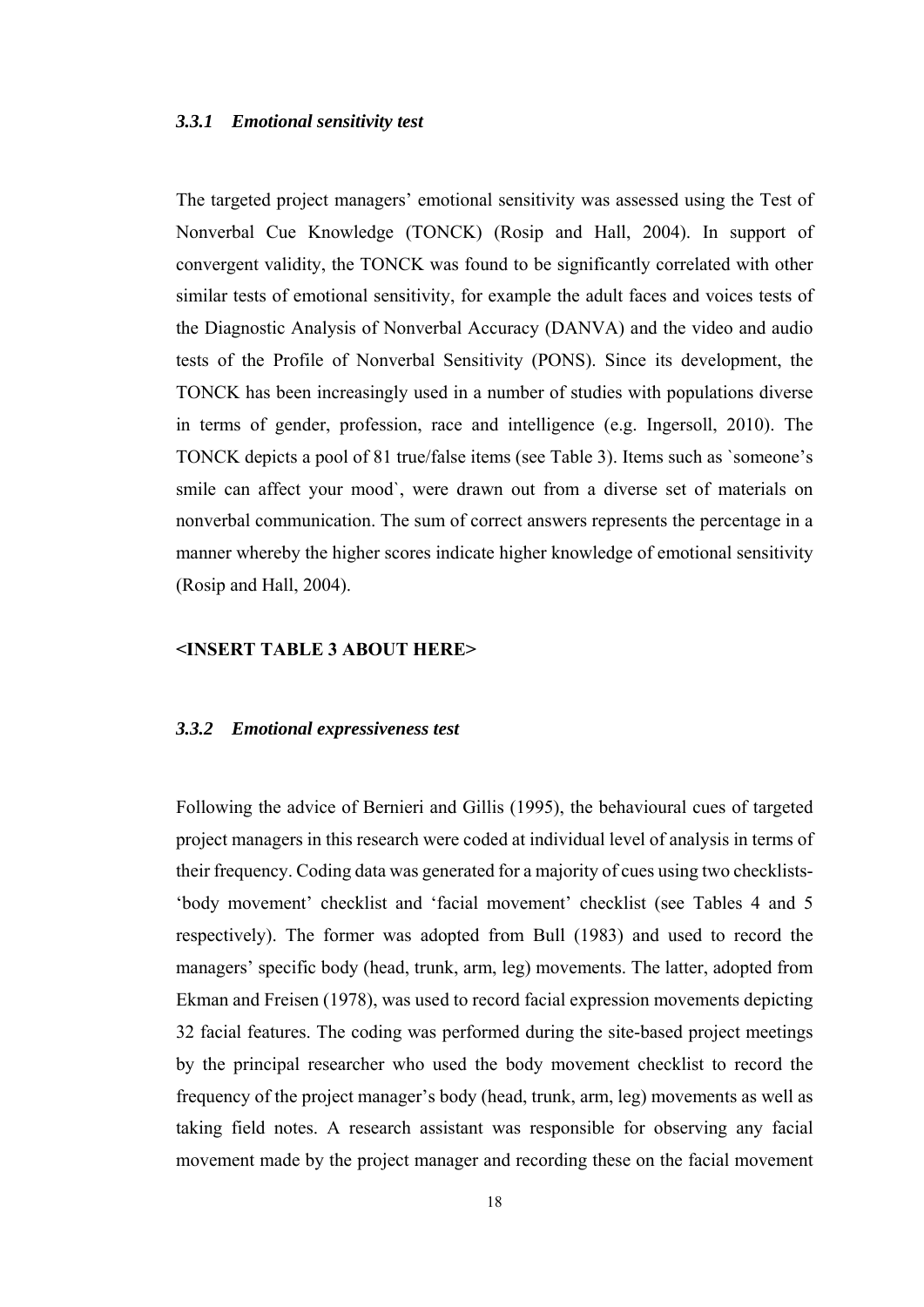### *3.3.1 Emotional sensitivity test*

The targeted project managers' emotional sensitivity was assessed using the Test of Nonverbal Cue Knowledge (TONCK) (Rosip and Hall, 2004). In support of convergent validity, the TONCK was found to be significantly correlated with other similar tests of emotional sensitivity, for example the adult faces and voices tests of the Diagnostic Analysis of Nonverbal Accuracy (DANVA) and the video and audio tests of the Profile of Nonverbal Sensitivity (PONS). Since its development, the TONCK has been increasingly used in a number of studies with populations diverse in terms of gender, profession, race and intelligence (e.g. Ingersoll, 2010). The TONCK depicts a pool of 81 true/false items (see Table 3). Items such as `someone's smile can affect your mood`, were drawn out from a diverse set of materials on nonverbal communication. The sum of correct answers represents the percentage in a manner whereby the higher scores indicate higher knowledge of emotional sensitivity (Rosip and Hall, 2004).

**<INSERT TABLE 3 ABOUT HERE>**

### *3.3.2 Emotional expressiveness test*

Following the advice of Bernieri and Gillis (1995), the behavioural cues of targeted project managers in this research were coded at individual level of analysis in terms of their frequency. Coding data was generated for a majority of cues using two checklists- 'body movement' checklist and 'facial movement' checklist (see Tables 4 and 5 respectively). The former was adopted from Bull (1983) and used to record the managers' specific body (head, trunk, arm, leg) movements. The latter, adopted from Ekman and Freisen (1978), was used to record facial expression movements depicting 32 facial features. The coding was performed during the site-based project meetings by the principal researcher who used the body movement checklist to record the frequency of the project manager's body (head, trunk, arm, leg) movements as well as taking field notes. A research assistant was responsible for observing any facial movement made by the project manager and recording these on the facial movement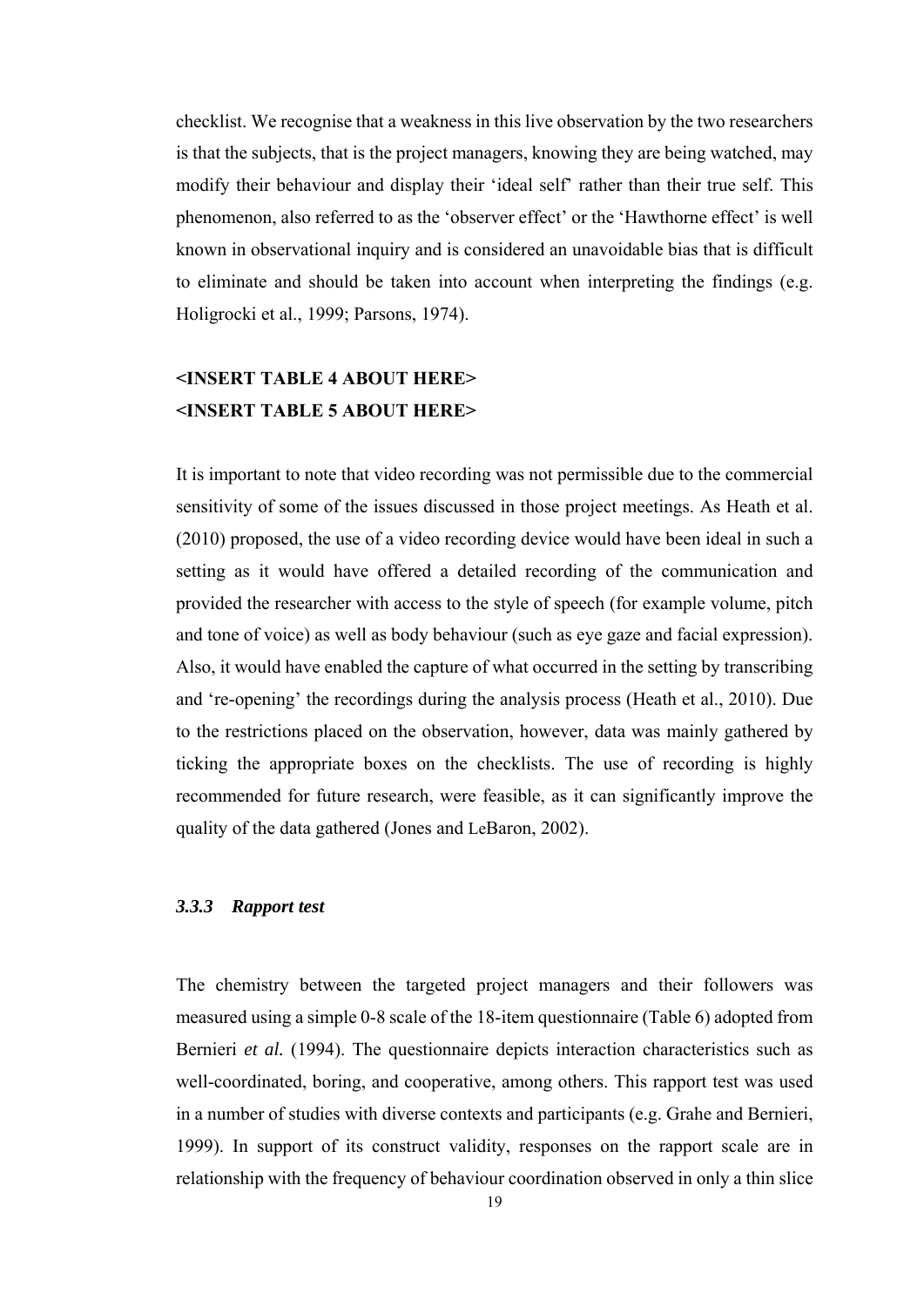checklist. We recognise that a weakness in this live observation by the two researchers is that the subjects, that is the project managers, knowing they are being watched, may modify their behaviour and display their 'ideal self' rather than their true self. This phenomenon, also referred to as the 'observer effect' or the 'Hawthorne effect' is well known in observational inquiry and is considered an unavoidable bias that is difficult to eliminate and should be taken into account when interpreting the findings (e.g. Holigrocki et al., 1999; Parsons, 1974).

**<INSERT TABLE 4 ABOUT HERE>**
**<INSERT TABLE 5 ABOUT HERE>**

It is important to note that video recording was not permissible due to the commercial sensitivity of some of the issues discussed in those project meetings. As Heath et al. (2010) proposed, the use of a video recording device would have been ideal in such a setting as it would have offered a detailed recording of the communication and provided the researcher with access to the style of speech (for example volume, pitch and tone of voice) as well as body behaviour (such as eye gaze and facial expression). Also, it would have enabled the capture of what occurred in the setting by transcribing and 're-opening' the recordings during the analysis process (Heath et al., 2010). Due to the restrictions placed on the observation, however, data was mainly gathered by ticking the appropriate boxes on the checklists. The use of recording is highly recommended for future research, were feasible, as it can significantly improve the quality of the data gathered (Jones and LeBaron, 2002).

### *3.3.3 Rapport test*

The chemistry between the targeted project managers and their followers was measured using a simple 0-8 scale of the 18-item questionnaire (Table 6) adopted from Bernieri *et al.* (1994). The questionnaire depicts interaction characteristics such as well-coordinated, boring, and cooperative, among others. This rapport test was used in a number of studies with diverse contexts and participants (e.g. Grahe and Bernieri, 1999). In support of its construct validity, responses on the rapport scale are in relationship with the frequency of behaviour coordination observed in only a thin slice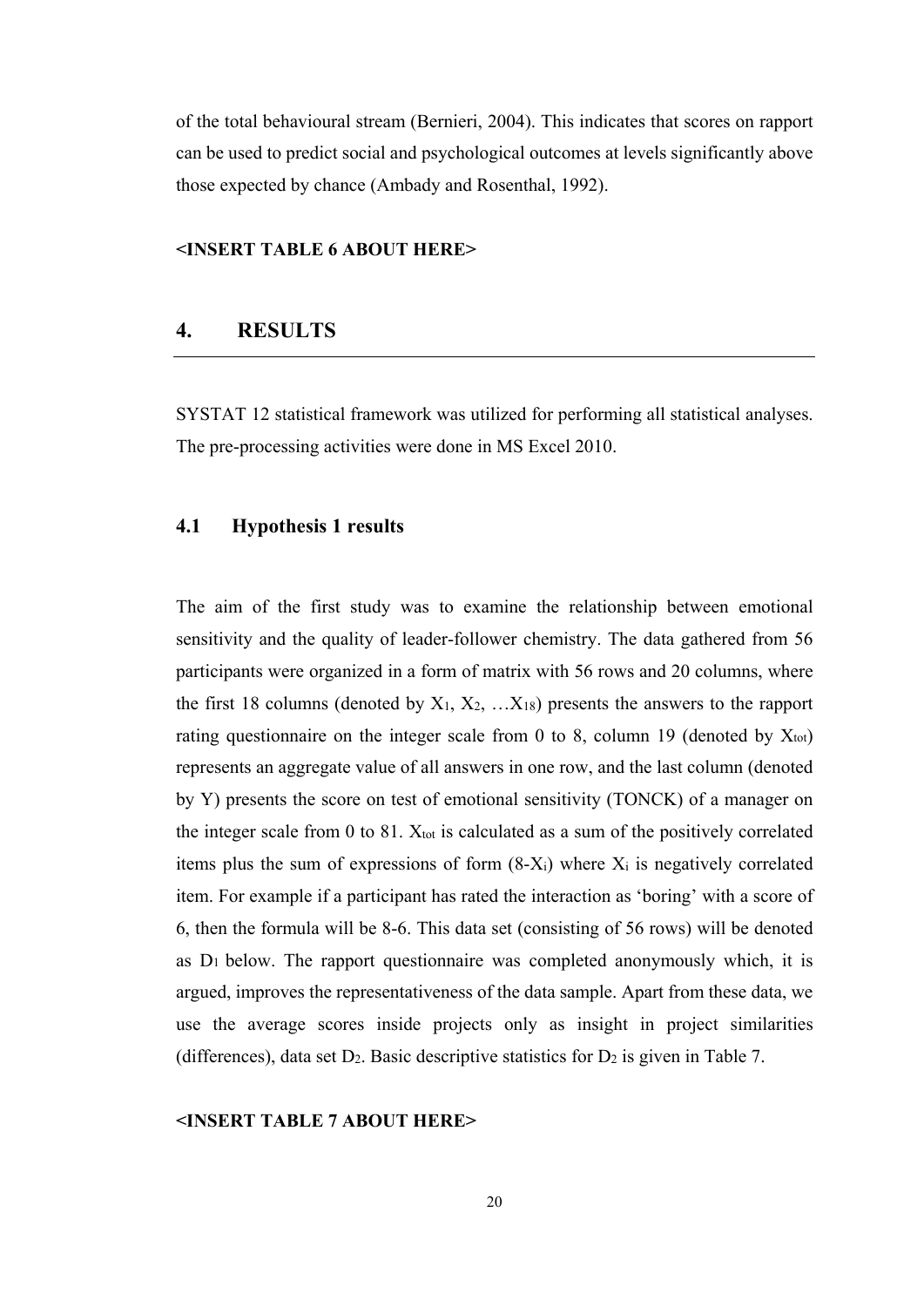of the total behavioural stream (Bernieri, 2004). This indicates that scores on rapport can be used to predict social and psychological outcomes at levels significantly above those expected by chance (Ambady and Rosenthal, 1992).

**<INSERT TABLE 6 ABOUT HERE>**

## 4. RESULTS

SYSTAT 12 statistical framework was utilized for performing all statistical analyses. The pre-processing activities were done in MS Excel 2010.

### 4.1 Hypothesis 1 results

The aim of the first study was to examine the relationship between emotional sensitivity and the quality of leader-follower chemistry. The data gathered from 56 participants were organized in a form of matrix with 56 rows and 20 columns, where the first 18 columns (denoted by $X_1$, $X_2$, …$X_{18}$) presents the answers to the rapport rating questionnaire on the integer scale from 0 to 8, column 19 (denoted by $X_{tot}$) represents an aggregate value of all answers in one row, and the last column (denoted by Y) presents the score on test of emotional sensitivity (TONCK) of a manager on the integer scale from 0 to 81. $X_{tot}$ is calculated as a sum of the positively correlated items plus the sum of expressions of form $(8-X_i)$ where $X_i$ is negatively correlated item. For example if a participant has rated the interaction as 'boring' with a score of 6, then the formula will be 8-6. This data set (consisting of 56 rows) will be denoted as $D_1$ below. The rapport questionnaire was completed anonymously which, it is argued, improves the representativeness of the data sample. Apart from these data, we use the average scores inside projects only as insight in project similarities (differences), data set $D_2$. Basic descriptive statistics for $D_2$ is given in Table 7.

**<INSERT TABLE 7 ABOUT HERE>**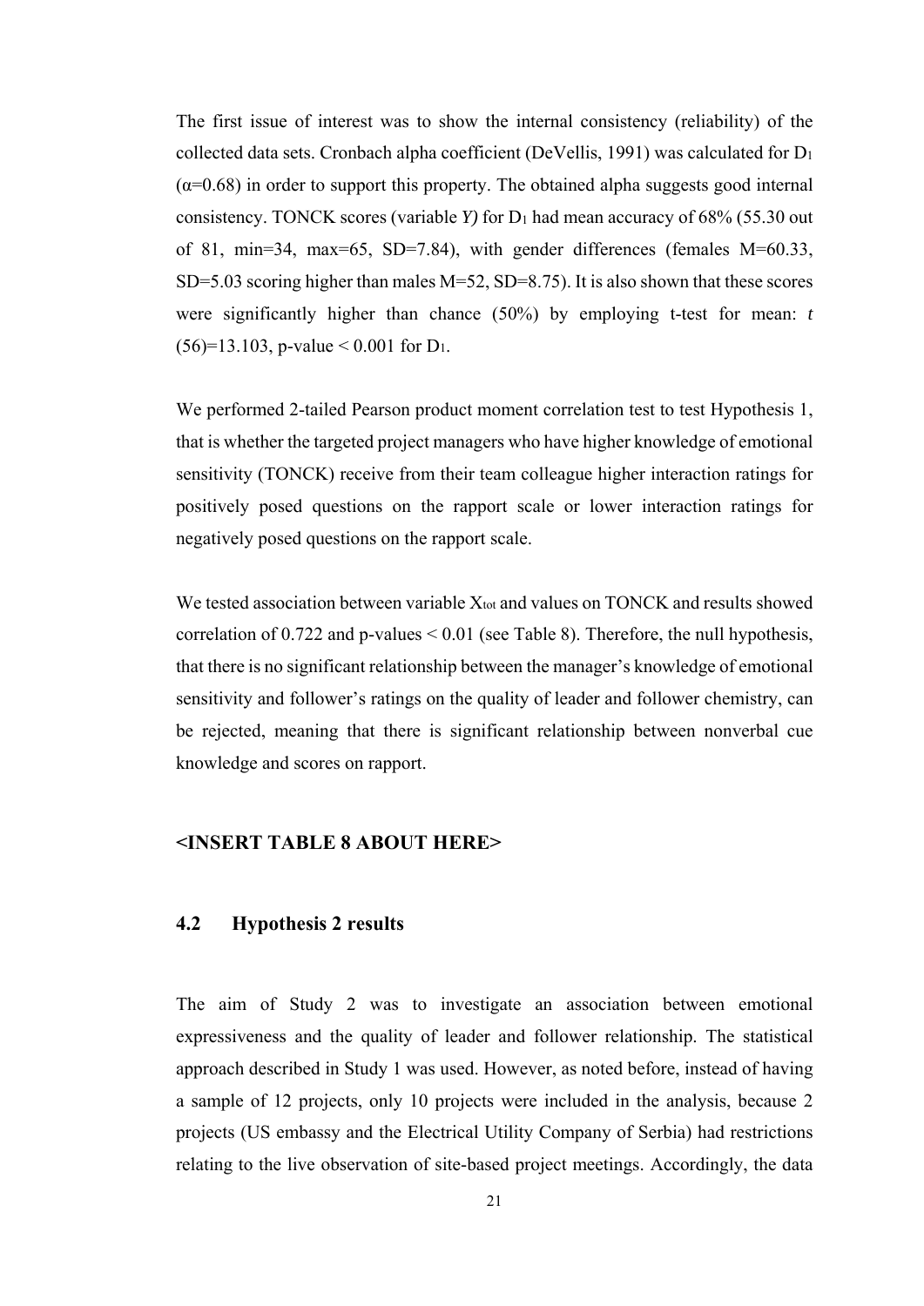The first issue of interest was to show the internal consistency (reliability) of the collected data sets. Cronbach alpha coefficient (DeVellis, 1991) was calculated for $D_1$ ($\alpha$=0.68) in order to support this property. The obtained alpha suggests good internal consistency. TONCK scores (variable *Y)* for $D_1$ had mean accuracy of 68% (55.30 out of 81, min=34, max=65, SD=7.84), with gender differences (females M=60.33, SD=5.03 scoring higher than males M=52, SD=8.75). It is also shown that these scores were significantly higher than chance (50%) by employing t-test for mean: $t$ (56)=13.103, p-value < 0.001 for $D_1$.

We performed 2-tailed Pearson product moment correlation test to test Hypothesis 1, that is whether the targeted project managers who have higher knowledge of emotional sensitivity (TONCK) receive from their team colleague higher interaction ratings for positively posed questions on the rapport scale or lower interaction ratings for negatively posed questions on the rapport scale.

We tested association between variable $X_{tot}$ and values on TONCK and results showed correlation of 0.722 and p-values < 0.01 (see Table 8). Therefore, the null hypothesis, that there is no significant relationship between the manager's knowledge of emotional sensitivity and follower's ratings on the quality of leader and follower chemistry, can be rejected, meaning that there is significant relationship between nonverbal cue knowledge and scores on rapport.

**<INSERT TABLE 8 ABOUT HERE>**

## 4.2 Hypothesis 2 results

The aim of Study 2 was to investigate an association between emotional expressiveness and the quality of leader and follower relationship. The statistical approach described in Study 1 was used. However, as noted before, instead of having a sample of 12 projects, only 10 projects were included in the analysis, because 2 projects (US embassy and the Electrical Utility Company of Serbia) had restrictions relating to the live observation of site-based project meetings. Accordingly, the data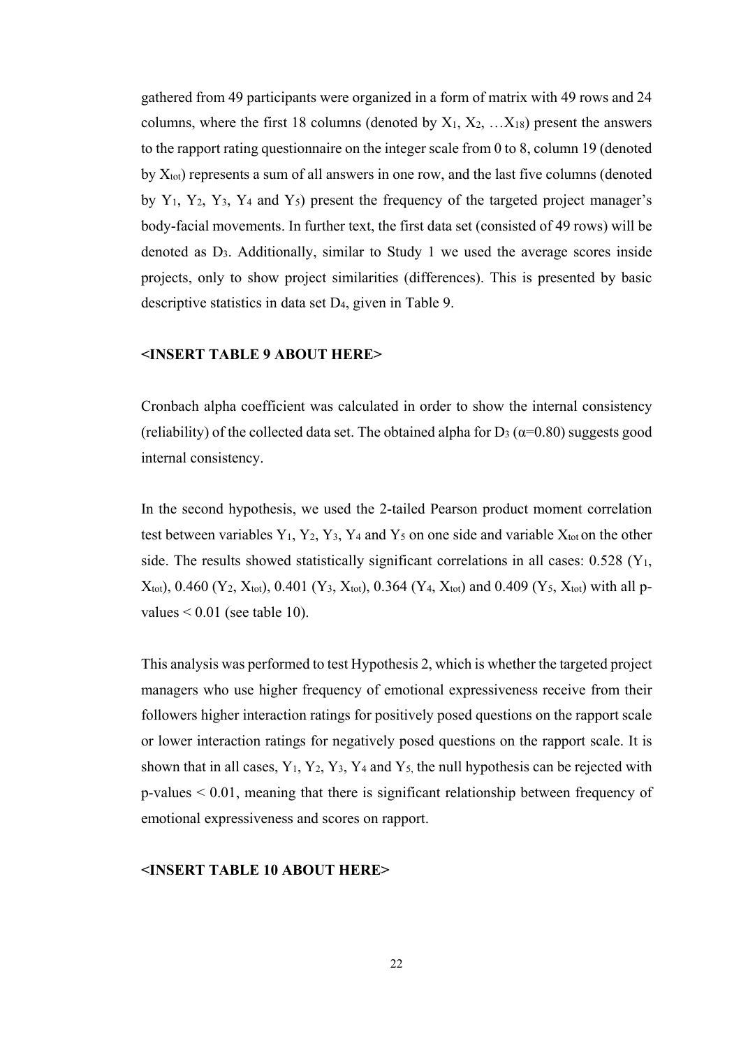gathered from 49 participants were organized in a form of matrix with 49 rows and 24 columns, where the first 18 columns (denoted by $X_1$, $X_2$, …$X_{18}$) present the answers to the rapport rating questionnaire on the integer scale from 0 to 8, column 19 (denoted by $X_{tot}$) represents a sum of all answers in one row, and the last five columns (denoted by $Y_1$, $Y_2$, $Y_3$, $Y_4$ and $Y_5$) present the frequency of the targeted project manager's body-facial movements. In further text, the first data set (consisted of 49 rows) will be denoted as $D_3$. Additionally, similar to Study 1 we used the average scores inside projects, only to show project similarities (differences). This is presented by basic descriptive statistics in data set $D_4$, given in Table 9.

**<INSERT TABLE 9 ABOUT HERE>**

Cronbach alpha coefficient was calculated in order to show the internal consistency (reliability) of the collected data set. The obtained alpha for $D_3$ ($\alpha$=0.80) suggests good internal consistency.

In the second hypothesis, we used the 2-tailed Pearson product moment correlation test between variables $Y_1$, $Y_2$, $Y_3$, $Y_4$ and $Y_5$ on one side and variable $X_{tot}$ on the other side. The results showed statistically significant correlations in all cases: 0.528 ($Y_1$, $X_{tot}$), 0.460 ($Y_2$, $X_{tot}$), 0.401 ($Y_3$, $X_{tot}$), 0.364 ($Y_4$, $X_{tot}$) and 0.409 ($Y_5$, $X_{tot}$) with all p-values $< 0.01$ (see table 10).

This analysis was performed to test Hypothesis 2, which is whether the targeted project managers who use higher frequency of emotional expressiveness receive from their followers higher interaction ratings for positively posed questions on the rapport scale or lower interaction ratings for negatively posed questions on the rapport scale. It is shown that in all cases, $Y_1$, $Y_2$, $Y_3$, $Y_4$ and $Y_5$, the null hypothesis can be rejected with p-values $< 0.01$, meaning that there is significant relationship between frequency of emotional expressiveness and scores on rapport.

**<INSERT TABLE 10 ABOUT HERE>**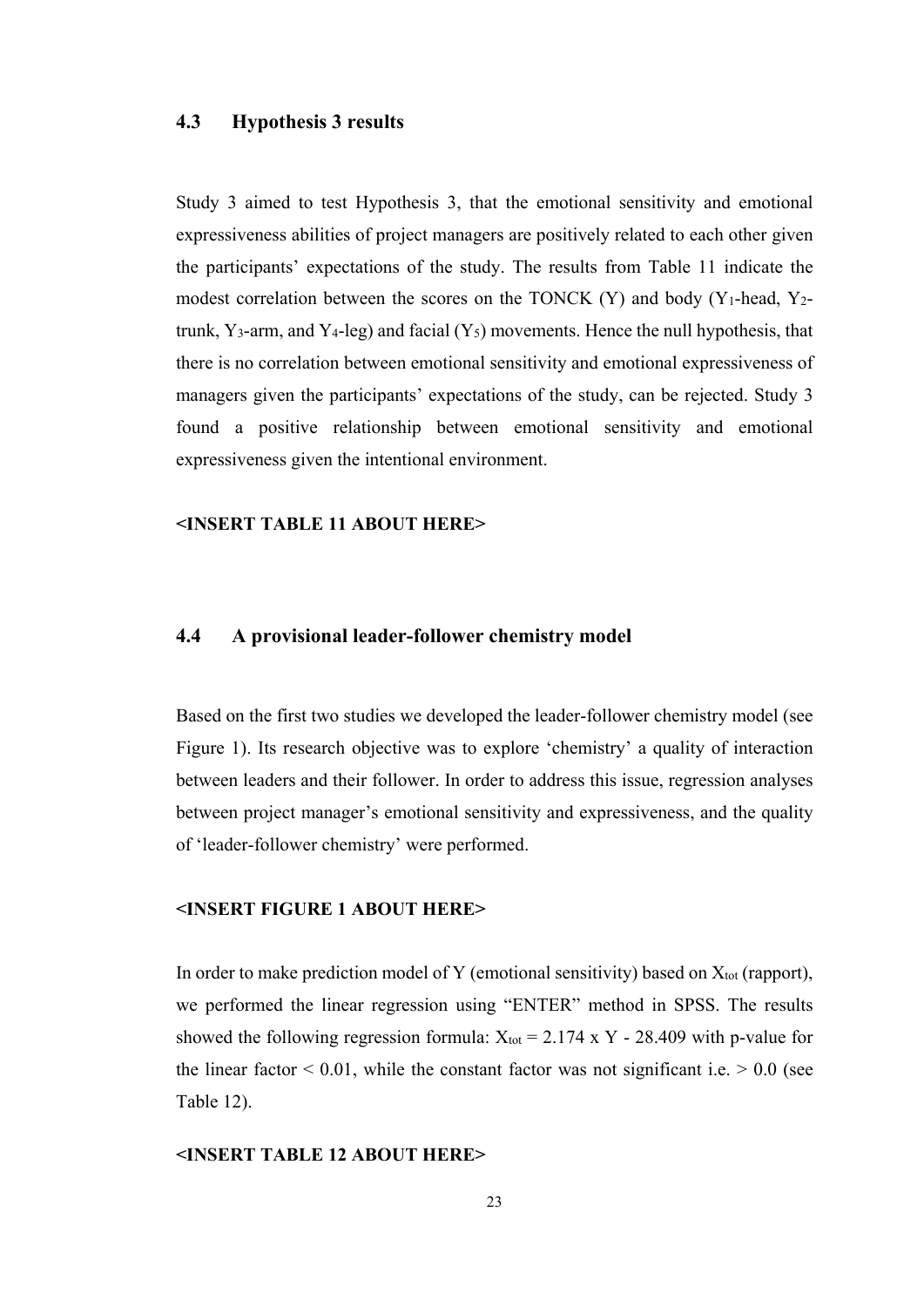### 4.3 Hypothesis 3 results

Study 3 aimed to test Hypothesis 3, that the emotional sensitivity and emotional expressiveness abilities of project managers are positively related to each other given the participants' expectations of the study. The results from Table 11 indicate the modest correlation between the scores on the TONCK (Y) and body ($Y_1$-head, $Y_2$-trunk, $Y_3$-arm, and $Y_4$-leg) and facial ($Y_5$) movements. Hence the null hypothesis, that there is no correlation between emotional sensitivity and emotional expressiveness of managers given the participants' expectations of the study, can be rejected. Study 3 found a positive relationship between emotional sensitivity and emotional expressiveness given the intentional environment.

**<INSERT TABLE 11 ABOUT HERE>**

### 4.4 A provisional leader-follower chemistry model

Based on the first two studies we developed the leader-follower chemistry model (see Figure 1). Its research objective was to explore 'chemistry' a quality of interaction between leaders and their follower. In order to address this issue, regression analyses between project manager's emotional sensitivity and expressiveness, and the quality of 'leader-follower chemistry' were performed.

**<INSERT FIGURE 1 ABOUT HERE>**

In order to make prediction model of Y (emotional sensitivity) based on $X_{tot}$ (rapport), we performed the linear regression using "ENTER" method in SPSS. The results showed the following regression formula: $X_{tot} = 2.174 \times Y - 28.409$ with p-value for the linear factor $< 0.01$, while the constant factor was not significant i.e. $> 0.0$ (see Table 12).

**<INSERT TABLE 12 ABOUT HERE>**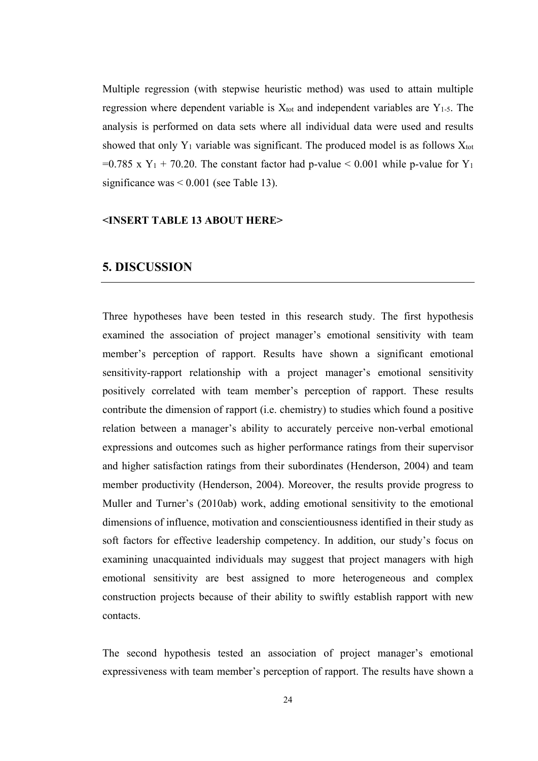Multiple regression (with stepwise heuristic method) was used to attain multiple regression where dependent variable is $X_{tot}$ and independent variables are $Y_{1-5}$. The analysis is performed on data sets where all individual data were used and results showed that only $Y_1$ variable was significant. The produced model is as follows $X_{tot} = 0.785 \times Y_1 + 70.20$. The constant factor had p-value $< 0.001$ while p-value for $Y_1$ significance was $< 0.001$ (see Table 13).

**<INSERT TABLE 13 ABOUT HERE>**

## 5. DISCUSSION

Three hypotheses have been tested in this research study. The first hypothesis examined the association of project manager's emotional sensitivity with team member's perception of rapport. Results have shown a significant emotional sensitivity-rapport relationship with a project manager's emotional sensitivity positively correlated with team member's perception of rapport. These results contribute the dimension of rapport (i.e. chemistry) to studies which found a positive relation between a manager's ability to accurately perceive non-verbal emotional expressions and outcomes such as higher performance ratings from their supervisor and higher satisfaction ratings from their subordinates (Henderson, 2004) and team member productivity (Henderson, 2004). Moreover, the results provide progress to Muller and Turner's (2010ab) work, adding emotional sensitivity to the emotional dimensions of influence, motivation and conscientiousness identified in their study as soft factors for effective leadership competency. In addition, our study's focus on examining unacquainted individuals may suggest that project managers with high emotional sensitivity are best assigned to more heterogeneous and complex construction projects because of their ability to swiftly establish rapport with new contacts.

The second hypothesis tested an association of project manager's emotional expressiveness with team member's perception of rapport. The results have shown a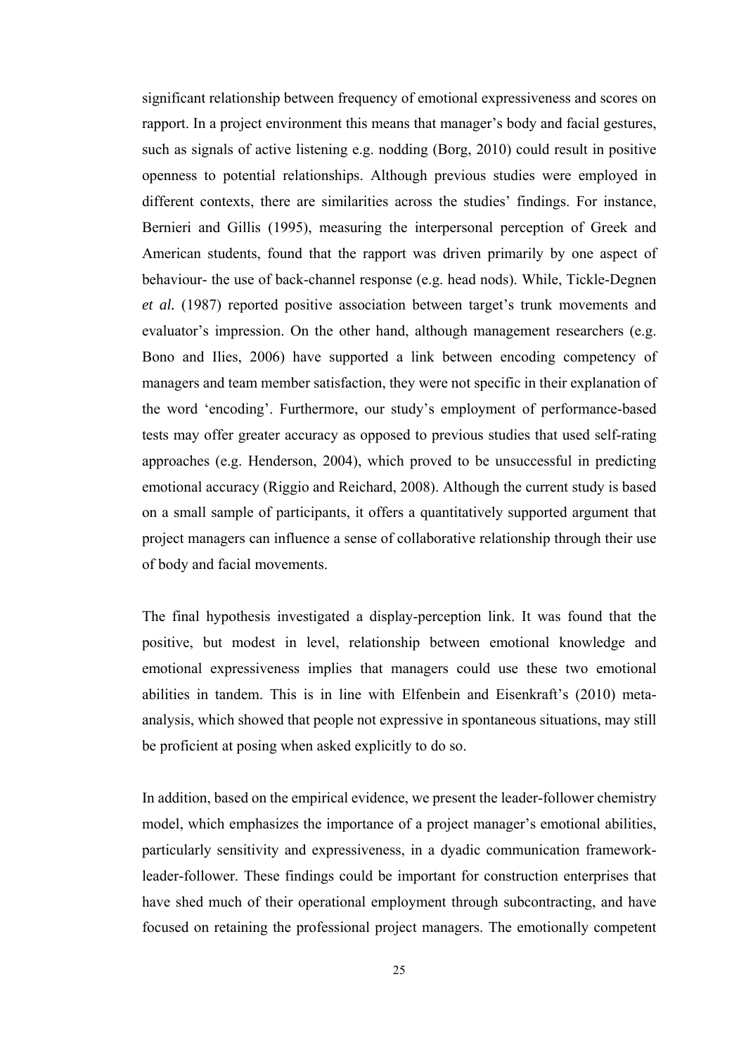significant relationship between frequency of emotional expressiveness and scores on rapport. In a project environment this means that manager's body and facial gestures, such as signals of active listening e.g. nodding (Borg, 2010) could result in positive openness to potential relationships. Although previous studies were employed in different contexts, there are similarities across the studies' findings. For instance, Bernieri and Gillis (1995), measuring the interpersonal perception of Greek and American students, found that the rapport was driven primarily by one aspect of behaviour- the use of back-channel response (e.g. head nods). While, Tickle-Degnen *et al.* (1987) reported positive association between target's trunk movements and evaluator's impression. On the other hand, although management researchers (e.g. Bono and Ilies, 2006) have supported a link between encoding competency of managers and team member satisfaction, they were not specific in their explanation of the word 'encoding'. Furthermore, our study's employment of performance-based tests may offer greater accuracy as opposed to previous studies that used self-rating approaches (e.g. Henderson, 2004), which proved to be unsuccessful in predicting emotional accuracy (Riggio and Reichard, 2008). Although the current study is based on a small sample of participants, it offers a quantitatively supported argument that project managers can influence a sense of collaborative relationship through their use of body and facial movements.

The final hypothesis investigated a display-perception link. It was found that the positive, but modest in level, relationship between emotional knowledge and emotional expressiveness implies that managers could use these two emotional abilities in tandem. This is in line with Elfenbein and Eisenkraft's (2010) meta-analysis, which showed that people not expressive in spontaneous situations, may still be proficient at posing when asked explicitly to do so.

In addition, based on the empirical evidence, we present the leader-follower chemistry model, which emphasizes the importance of a project manager's emotional abilities, particularly sensitivity and expressiveness, in a dyadic communication framework-leader-follower. These findings could be important for construction enterprises that have shed much of their operational employment through subcontracting, and have focused on retaining the professional project managers. The emotionally competent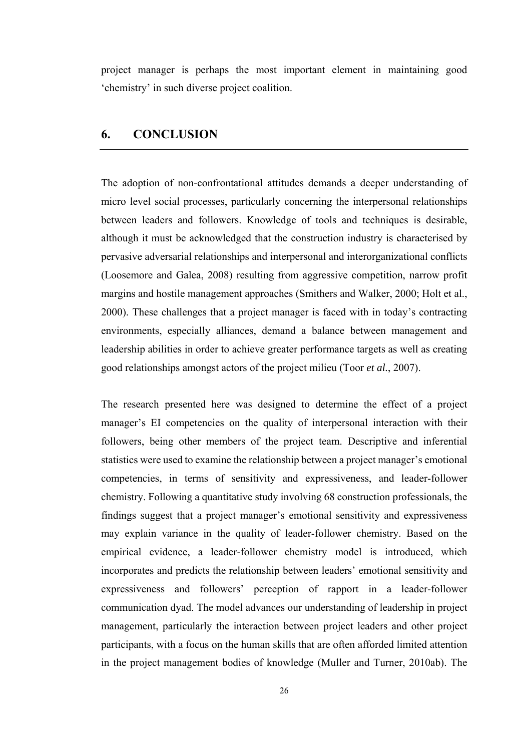project manager is perhaps the most important element in maintaining good 'chemistry' in such diverse project coalition.

# 6. CONCLUSION

The adoption of non-confrontational attitudes demands a deeper understanding of micro level social processes, particularly concerning the interpersonal relationships between leaders and followers. Knowledge of tools and techniques is desirable, although it must be acknowledged that the construction industry is characterised by pervasive adversarial relationships and interpersonal and interorganizational conflicts (Loosemore and Galea, 2008) resulting from aggressive competition, narrow profit margins and hostile management approaches (Smithers and Walker, 2000; Holt et al., 2000). These challenges that a project manager is faced with in today's contracting environments, especially alliances, demand a balance between management and leadership abilities in order to achieve greater performance targets as well as creating good relationships amongst actors of the project milieu (Toor *et al.*, 2007).

The research presented here was designed to determine the effect of a project manager's EI competencies on the quality of interpersonal interaction with their followers, being other members of the project team. Descriptive and inferential statistics were used to examine the relationship between a project manager's emotional competencies, in terms of sensitivity and expressiveness, and leader-follower chemistry. Following a quantitative study involving 68 construction professionals, the findings suggest that a project manager's emotional sensitivity and expressiveness may explain variance in the quality of leader-follower chemistry. Based on the empirical evidence, a leader-follower chemistry model is introduced, which incorporates and predicts the relationship between leaders' emotional sensitivity and expressiveness and followers' perception of rapport in a leader-follower communication dyad. The model advances our understanding of leadership in project management, particularly the interaction between project leaders and other project participants, with a focus on the human skills that are often afforded limited attention in the project management bodies of knowledge (Muller and Turner, 2010ab). The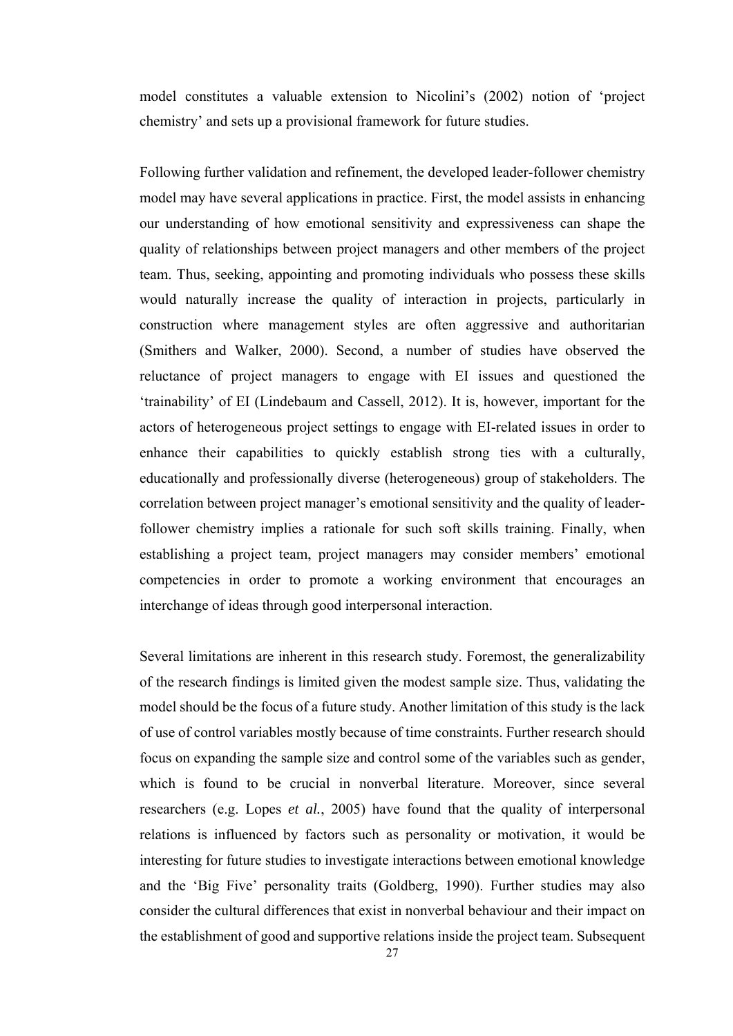model constitutes a valuable extension to Nicolini's (2002) notion of 'project chemistry' and sets up a provisional framework for future studies.

Following further validation and refinement, the developed leader-follower chemistry model may have several applications in practice. First, the model assists in enhancing our understanding of how emotional sensitivity and expressiveness can shape the quality of relationships between project managers and other members of the project team. Thus, seeking, appointing and promoting individuals who possess these skills would naturally increase the quality of interaction in projects, particularly in construction where management styles are often aggressive and authoritarian (Smithers and Walker, 2000). Second, a number of studies have observed the reluctance of project managers to engage with EI issues and questioned the 'trainability' of EI (Lindebaum and Cassell, 2012). It is, however, important for the actors of heterogeneous project settings to engage with EI-related issues in order to enhance their capabilities to quickly establish strong ties with a culturally, educationally and professionally diverse (heterogeneous) group of stakeholders. The correlation between project manager's emotional sensitivity and the quality of leader-follower chemistry implies a rationale for such soft skills training. Finally, when establishing a project team, project managers may consider members' emotional competencies in order to promote a working environment that encourages an interchange of ideas through good interpersonal interaction.

Several limitations are inherent in this research study. Foremost, the generalizability of the research findings is limited given the modest sample size. Thus, validating the model should be the focus of a future study. Another limitation of this study is the lack of use of control variables mostly because of time constraints. Further research should focus on expanding the sample size and control some of the variables such as gender, which is found to be crucial in nonverbal literature. Moreover, since several researchers (e.g. Lopes *et al.*, 2005) have found that the quality of interpersonal relations is influenced by factors such as personality or motivation, it would be interesting for future studies to investigate interactions between emotional knowledge and the 'Big Five' personality traits (Goldberg, 1990). Further studies may also consider the cultural differences that exist in nonverbal behaviour and their impact on the establishment of good and supportive relations inside the project team. Subsequent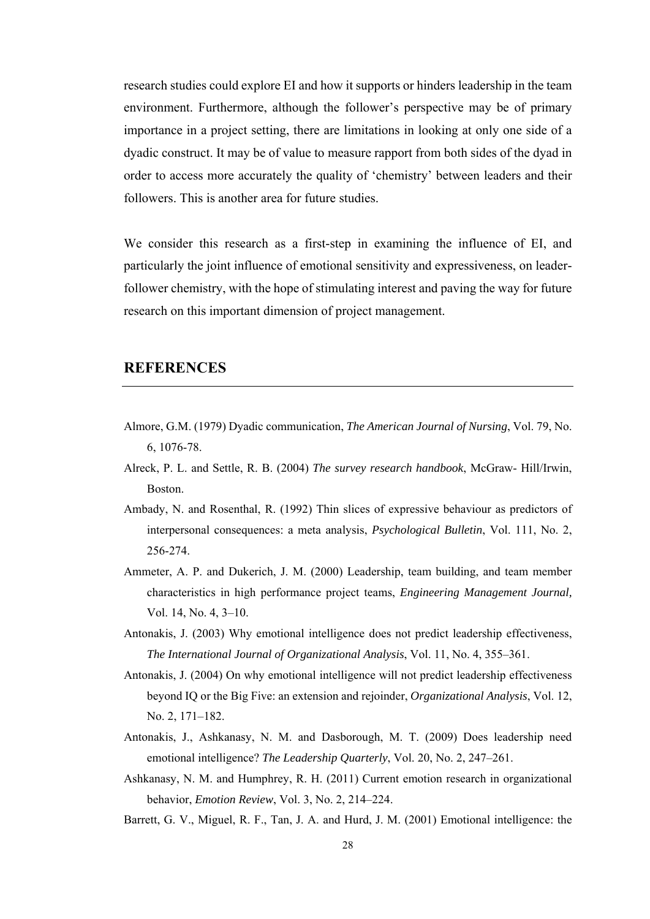research studies could explore EI and how it supports or hinders leadership in the team environment. Furthermore, although the follower's perspective may be of primary importance in a project setting, there are limitations in looking at only one side of a dyadic construct. It may be of value to measure rapport from both sides of the dyad in order to access more accurately the quality of 'chemistry' between leaders and their followers. This is another area for future studies.

We consider this research as a first-step in examining the influence of EI, and particularly the joint influence of emotional sensitivity and expressiveness, on leader-follower chemistry, with the hope of stimulating interest and paving the way for future research on this important dimension of project management.

## REFERENCES

Almore, G.M. (1979) Dyadic communication, *The American Journal of Nursing*, Vol. 79, No. 6, 1076-78.

Alreck, P. L. and Settle, R. B. (2004) *The survey research handbook*, McGraw- Hill/Irwin, Boston.

Ambady, N. and Rosenthal, R. (1992) Thin slices of expressive behaviour as predictors of interpersonal consequences: a meta analysis, *Psychological Bulletin*, Vol. 111, No. 2, 256-274.

Ammeter, A. P. and Dukerich, J. M. (2000) Leadership, team building, and team member characteristics in high performance project teams, *Engineering Management Journal,* Vol. 14, No. 4, 3–10.

Antonakis, J. (2003) Why emotional intelligence does not predict leadership effectiveness, *The International Journal of Organizational Analysis*, Vol. 11, No. 4, 355–361.

Antonakis, J. (2004) On why emotional intelligence will not predict leadership effectiveness beyond IQ or the Big Five: an extension and rejoinder, *Organizational Analysis*, Vol. 12, No. 2, 171–182.

Antonakis, J., Ashkanasy, N. M. and Dasborough, M. T. (2009) Does leadership need emotional intelligence? *The Leadership Quarterly*, Vol. 20, No. 2, 247–261.

Ashkanasy, N. M. and Humphrey, R. H. (2011) Current emotion research in organizational behavior, *Emotion Review*, Vol. 3, No. 2, 214–224.

Barrett, G. V., Miguel, R. F., Tan, J. A. and Hurd, J. M. (2001) Emotional intelligence: the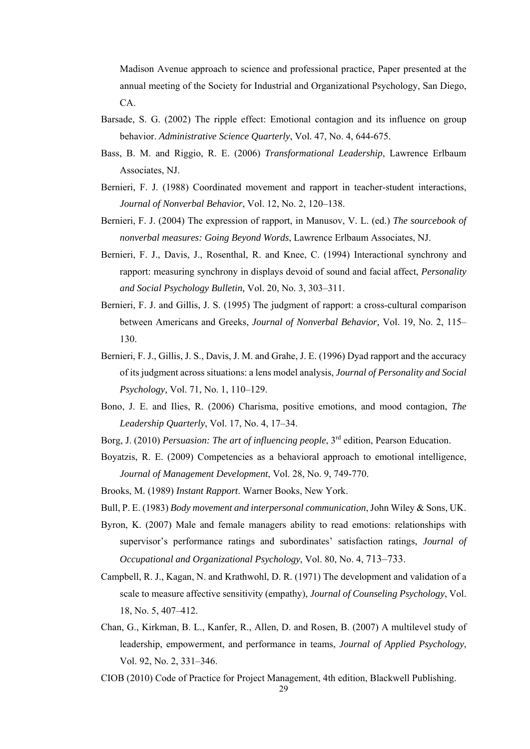Madison Avenue approach to science and professional practice, Paper presented at the annual meeting of the Society for Industrial and Organizational Psychology, San Diego, CA.

Barsade, S. G. (2002) The ripple effect: Emotional contagion and its influence on group behavior. *Administrative Science Quarterly*, Vol. 47, No. 4, 644-675.

Bass, B. M. and Riggio, R. E. (2006) *Transformational Leadership*, Lawrence Erlbaum Associates, NJ.

Bernieri, F. J. (1988) Coordinated movement and rapport in teacher-student interactions, *Journal of Nonverbal Behavior*, Vol. 12, No. 2, 120–138.

Bernieri, F. J. (2004) The expression of rapport, in Manusov, V. L. (ed.) *The sourcebook of nonverbal measures: Going Beyond Words*, Lawrence Erlbaum Associates, NJ.

Bernieri, F. J., Davis, J., Rosenthal, R. and Knee, C. (1994) Interactional synchrony and rapport: measuring synchrony in displays devoid of sound and facial affect, *Personality and Social Psychology Bulletin,* Vol. 20, No. 3, 303–311.

Bernieri, F. J. and Gillis, J. S. (1995) The judgment of rapport: a cross-cultural comparison between Americans and Greeks, *Journal of Nonverbal Behavior,* Vol. 19, No. 2, 115–130.

Bernieri, F. J., Gillis, J. S., Davis, J. M. and Grahe, J. E. (1996) Dyad rapport and the accuracy of its judgment across situations: a lens model analysis, *Journal of Personality and Social Psychology,* Vol. 71, No. 1, 110–129.

Bono, J. E. and Ilies, R. (2006) Charisma, positive emotions, and mood contagion, *The Leadership Quarterly*, Vol. 17, No. 4, 17–34.

Borg, J. (2010) *Persuasion: The art of influencing people*, 3rd edition, Pearson Education.

Boyatzis, R. E. (2009) Competencies as a behavioral approach to emotional intelligence, *Journal of Management Development*, Vol. 28, No. 9, 749-770.

Brooks, M. (1989) *Instant Rapport*. Warner Books, New York.

Bull, P. E. (1983) *Body movement and interpersonal communication*, John Wiley & Sons, UK.

Byron, K. (2007) Male and female managers ability to read emotions: relationships with supervisor's performance ratings and subordinates' satisfaction ratings, *Journal of Occupational and Organizational Psychology*, Vol. 80, No. 4, 713–733.

Campbell, R. J., Kagan, N. and Krathwohl, D. R. (1971) The development and validation of a scale to measure affective sensitivity (empathy), *Journal of Counseling Psychology*, Vol. 18, No. 5, 407–412.

Chan, G., Kirkman, B. L., Kanfer, R., Allen, D. and Rosen, B. (2007) A multilevel study of leadership, empowerment, and performance in teams, *Journal of Applied Psychology*, Vol. 92, No. 2, 331–346.

CIOB (2010) Code of Practice for Project Management, 4th edition, Blackwell Publishing.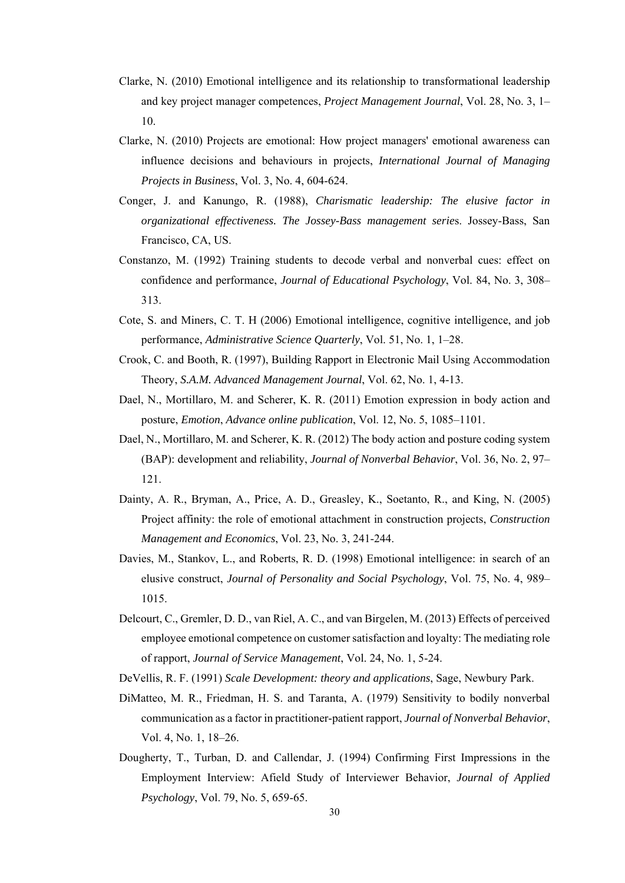Clarke, N. (2010) Emotional intelligence and its relationship to transformational leadership and key project manager competences, *Project Management Journal*, Vol. 28, No. 3, 1–10.

Clarke, N. (2010) Projects are emotional: How project managers' emotional awareness can influence decisions and behaviours in projects, *International Journal of Managing Projects in Business*, Vol. 3, No. 4, 604-624.

Conger, J. and Kanungo, R. (1988), *Charismatic leadership: The elusive factor in organizational effectiveness. The Jossey-Bass management series*. Jossey-Bass, San Francisco, CA, US.

Constanzo, M. (1992) Training students to decode verbal and nonverbal cues: effect on confidence and performance, *Journal of Educational Psychology*, Vol. 84, No. 3, 308–313.

Cote, S. and Miners, C. T. H (2006) Emotional intelligence, cognitive intelligence, and job performance, *Administrative Science Quarterly*, Vol. 51, No. 1, 1–28.

Crook, C. and Booth, R. (1997), Building Rapport in Electronic Mail Using Accommodation Theory, *S.A.M. Advanced Management Journal*, Vol. 62, No. 1, 4-13.

Dael, N., Mortillaro, M. and Scherer, K. R. (2011) Emotion expression in body action and posture, *Emotion*, *Advance online publication*, Vol. 12, No. 5, 1085–1101.

Dael, N., Mortillaro, M. and Scherer, K. R. (2012) The body action and posture coding system (BAP): development and reliability, *Journal of Nonverbal Behavior*, Vol. 36, No. 2, 97–121.

Dainty, A. R., Bryman, A., Price, A. D., Greasley, K., Soetanto, R., and King, N. (2005) Project affinity: the role of emotional attachment in construction projects, *Construction Management and Economics*, Vol. 23, No. 3, 241-244.

Davies, M., Stankov, L., and Roberts, R. D. (1998) Emotional intelligence: in search of an elusive construct, *Journal of Personality and Social Psychology*, Vol. 75, No. 4, 989–1015.

Delcourt, C., Gremler, D. D., van Riel, A. C., and van Birgelen, M. (2013) Effects of perceived employee emotional competence on customer satisfaction and loyalty: The mediating role of rapport, *Journal of Service Management*, Vol. 24, No. 1, 5-24.

DeVellis, R. F. (1991) *Scale Development: theory and applications*, Sage, Newbury Park.

DiMatteo, M. R., Friedman, H. S. and Taranta, A. (1979) Sensitivity to bodily nonverbal communication as a factor in practitioner-patient rapport, *Journal of Nonverbal Behavior*, Vol. 4, No. 1, 18–26.

Dougherty, T., Turban, D. and Callendar, J. (1994) Confirming First Impressions in the Employment Interview: Afield Study of Interviewer Behavior, *Journal of Applied Psychology*, Vol. 79, No. 5, 659-65.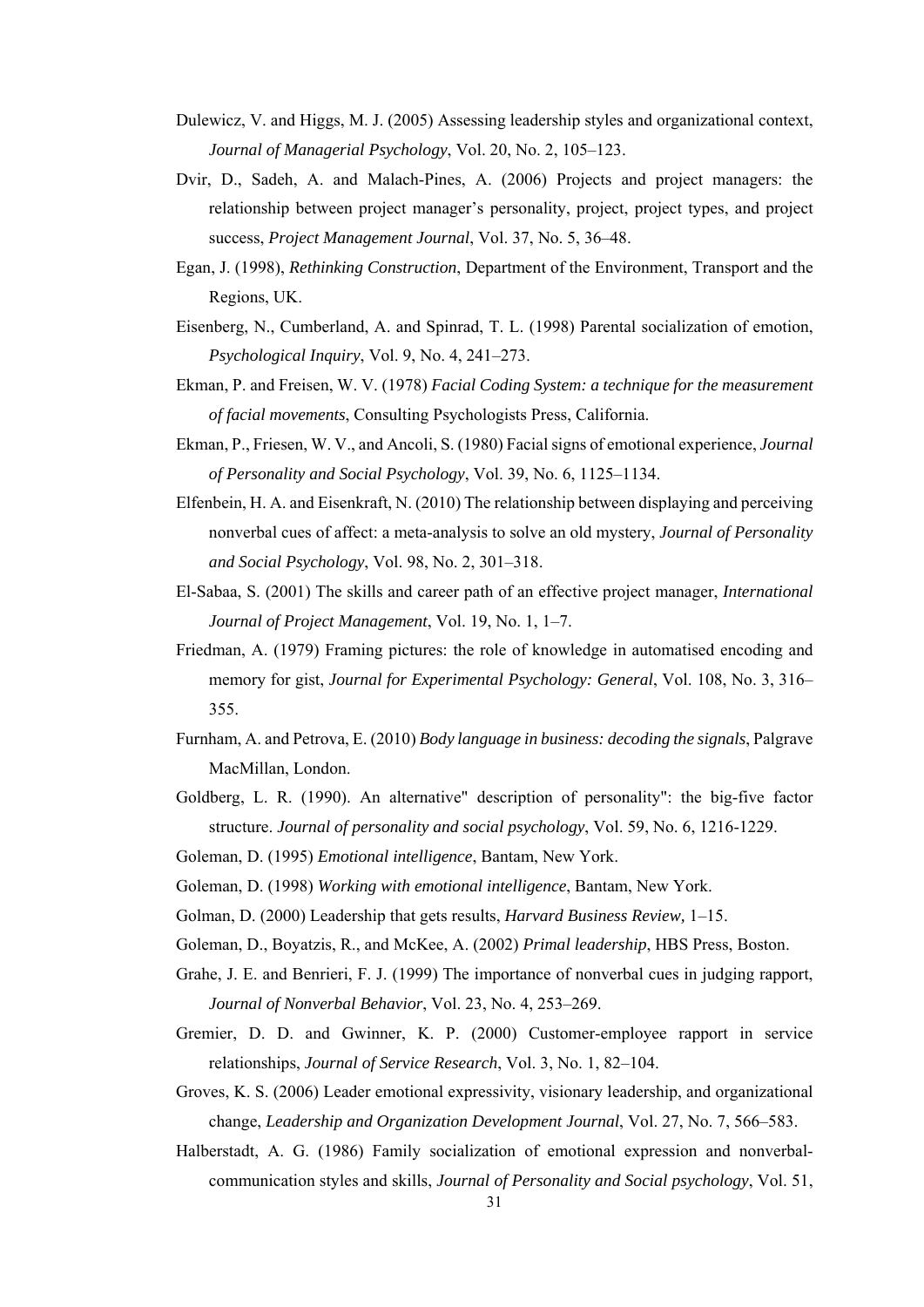Dulewicz, V. and Higgs, M. J. (2005) Assessing leadership styles and organizational context, *Journal of Managerial Psychology*, Vol. 20, No. 2, 105–123.

Dvir, D., Sadeh, A. and Malach-Pines, A. (2006) Projects and project managers: the relationship between project manager's personality, project, project types, and project success, *Project Management Journal*, Vol. 37, No. 5, 36–48.

Egan, J. (1998), *Rethinking Construction*, Department of the Environment, Transport and the Regions, UK.

Eisenberg, N., Cumberland, A. and Spinrad, T. L. (1998) Parental socialization of emotion, *Psychological Inquiry*, Vol. 9, No. 4, 241–273.

Ekman, P. and Freisen, W. V. (1978) *Facial Coding System: a technique for the measurement of facial movements*, Consulting Psychologists Press, California.

Ekman, P., Friesen, W. V., and Ancoli, S. (1980) Facial signs of emotional experience, *Journal of Personality and Social Psychology*, Vol. 39, No. 6, 1125–1134.

Elfenbein, H. A. and Eisenkraft, N. (2010) The relationship between displaying and perceiving nonverbal cues of affect: a meta-analysis to solve an old mystery, *Journal of Personality and Social Psychology*, Vol. 98, No. 2, 301–318.

El-Sabaa, S. (2001) The skills and career path of an effective project manager, *International Journal of Project Management*, Vol. 19, No. 1, 1–7.

Friedman, A. (1979) Framing pictures: the role of knowledge in automatised encoding and memory for gist, *Journal for Experimental Psychology: General*, Vol. 108, No. 3, 316–355.

Furnham, A. and Petrova, E. (2010) *Body language in business: decoding the signals*, Palgrave MacMillan, London.

Goldberg, L. R. (1990). An alternative" description of personality": the big-five factor structure. *Journal of personality and social psychology*, Vol. 59, No. 6, 1216-1229.

Goleman, D. (1995) *Emotional intelligence*, Bantam, New York.

Goleman, D. (1998) *Working with emotional intelligence*, Bantam, New York.

Golman, D. (2000) Leadership that gets results, *Harvard Business Review,* 1–15.

Goleman, D., Boyatzis, R., and McKee, A. (2002) *Primal leadership*, HBS Press, Boston.

Grahe, J. E. and Benrieri, F. J. (1999) The importance of nonverbal cues in judging rapport, *Journal of Nonverbal Behavior*, Vol. 23, No. 4, 253–269.

Gremier, D. D. and Gwinner, K. P. (2000) Customer-employee rapport in service relationships, *Journal of Service Research*, Vol. 3, No. 1, 82–104.

Groves, K. S. (2006) Leader emotional expressivity, visionary leadership, and organizational change, *Leadership and Organization Development Journal*, Vol. 27, No. 7, 566–583.

Halberstadt, A. G. (1986) Family socialization of emotional expression and nonverbal-communication styles and skills, *Journal of Personality and Social psychology*, Vol. 51,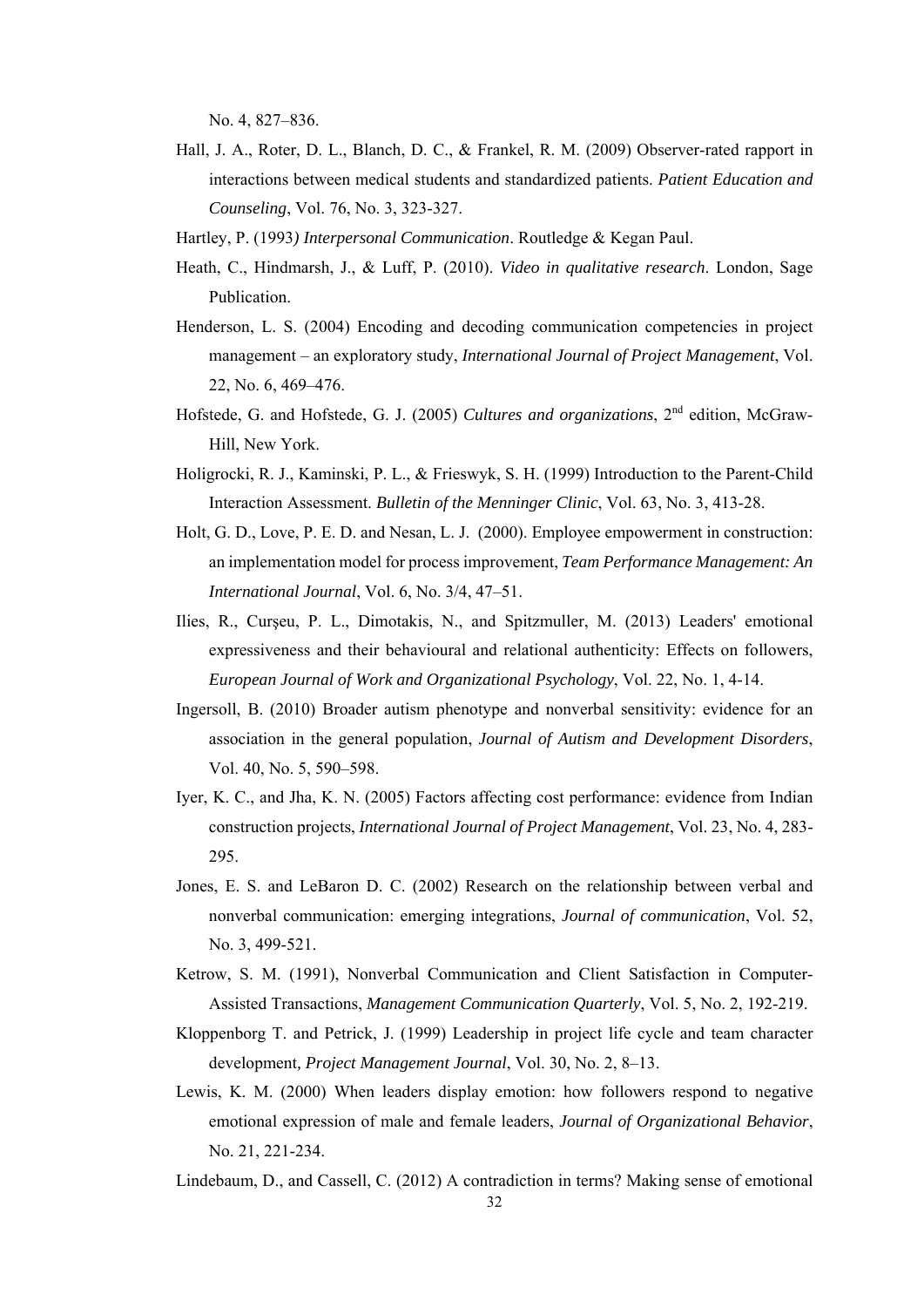No. 4, 827–836.

Hall, J. A., Roter, D. L., Blanch, D. C., & Frankel, R. M. (2009) Observer-rated rapport in interactions between medical students and standardized patients. *Patient Education and Counseling*, Vol. 76, No. 3, 323-327.

Hartley, P. (1993*) Interpersonal Communication*. Routledge & Kegan Paul.

Heath, C., Hindmarsh, J., & Luff, P. (2010). *Video in qualitative research*. London, Sage Publication.

Henderson, L. S. (2004) Encoding and decoding communication competencies in project management – an exploratory study, *International Journal of Project Management*, Vol. 22, No. 6, 469–476.

Hofstede, G. and Hofstede, G. J. (2005) *Cultures and organizations*, 2nd edition, McGraw-Hill, New York.

Holigrocki, R. J., Kaminski, P. L., & Frieswyk, S. H. (1999) Introduction to the Parent-Child Interaction Assessment. *Bulletin of the Menninger Clinic*, Vol. 63, No. 3, 413-28.

Holt, G. D., Love, P. E. D. and Nesan, L. J. (2000). Employee empowerment in construction: an implementation model for process improvement, *Team Performance Management: An International Journal*, Vol. 6, No. 3/4, 47–51.

Ilies, R., Curşeu, P. L., Dimotakis, N., and Spitzmuller, M. (2013) Leaders' emotional expressiveness and their behavioural and relational authenticity: Effects on followers, *European Journal of Work and Organizational Psychology*, Vol. 22, No. 1, 4-14.

Ingersoll, B. (2010) Broader autism phenotype and nonverbal sensitivity: evidence for an association in the general population, *Journal of Autism and Development Disorders*, Vol. 40, No. 5, 590–598.

Iyer, K. C., and Jha, K. N. (2005) Factors affecting cost performance: evidence from Indian construction projects, *International Journal of Project Management*, Vol. 23, No. 4, 283-295.

Jones, E. S. and LeBaron D. C. (2002) Research on the relationship between verbal and nonverbal communication: emerging integrations, *Journal of communication*, Vol. 52, No. 3, 499-521.

Ketrow, S. M. (1991), Nonverbal Communication and Client Satisfaction in Computer-Assisted Transactions, *Management Communication Quarterly*, Vol. 5, No. 2, 192-219.

Kloppenborg T. and Petrick, J. (1999) Leadership in project life cycle and team character development*, Project Management Journal*, Vol. 30, No. 2, 8–13.

Lewis, K. M. (2000) When leaders display emotion: how followers respond to negative emotional expression of male and female leaders, *Journal of Organizational Behavior*, No. 21, 221-234.

Lindebaum, D., and Cassell, C. (2012) A contradiction in terms? Making sense of emotional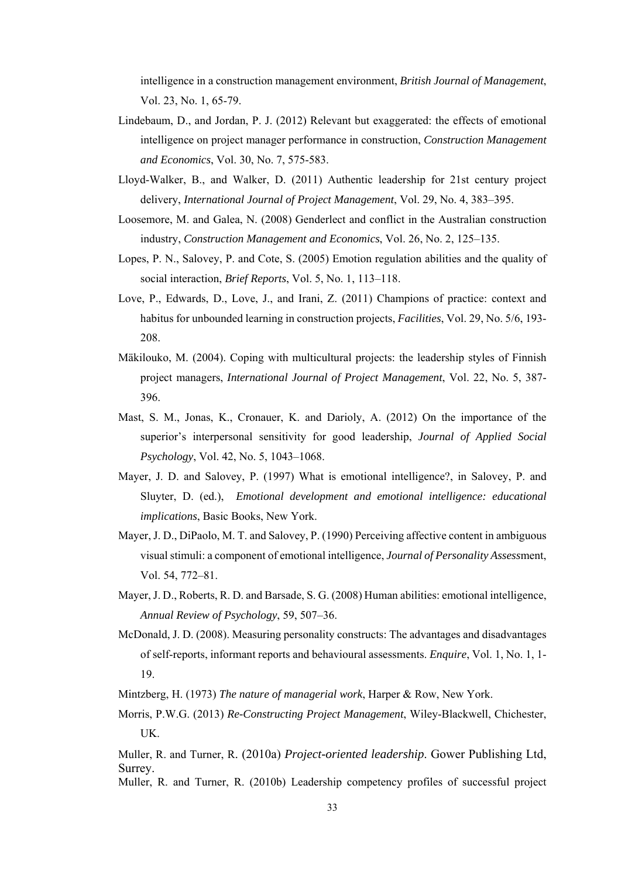intelligence in a construction management environment, *British Journal of Management*, Vol. 23, No. 1, 65-79.

Lindebaum, D., and Jordan, P. J. (2012) Relevant but exaggerated: the effects of emotional intelligence on project manager performance in construction, *Construction Management and Economics*, Vol. 30, No. 7, 575-583.

Lloyd-Walker, B., and Walker, D. (2011) Authentic leadership for 21st century project delivery, *International Journal of Project Management*, Vol. 29, No. 4, 383–395.

Loosemore, M. and Galea, N. (2008) Genderlect and conflict in the Australian construction industry, *Construction Management and Economics*, Vol. 26, No. 2, 125–135.

Lopes, P. N., Salovey, P. and Cote, S. (2005) Emotion regulation abilities and the quality of social interaction, *Brief Reports*, Vol. 5, No. 1, 113–118.

Love, P., Edwards, D., Love, J., and Irani, Z. (2011) Champions of practice: context and habitus for unbounded learning in construction projects, *Facilities*, Vol. 29, No. 5/6, 193-208.

Mäkilouko, M. (2004). Coping with multicultural projects: the leadership styles of Finnish project managers, *International Journal of Project Management*, Vol. 22, No. 5, 387-396.

Mast, S. M., Jonas, K., Cronauer, K. and Darioly, A. (2012) On the importance of the superior's interpersonal sensitivity for good leadership, *Journal of Applied Social Psychology*, Vol. 42, No. 5, 1043–1068.

Mayer, J. D. and Salovey, P. (1997) What is emotional intelligence?, in Salovey, P. and Sluyter, D. (ed.), *Emotional development and emotional intelligence: educational implications*, Basic Books, New York.

Mayer, J. D., DiPaolo, M. T. and Salovey, P. (1990) Perceiving affective content in ambiguous visual stimuli: a component of emotional intelligence, *Journal of Personality Assess*ment, Vol. 54, 772–81.

Mayer, J. D., Roberts, R. D. and Barsade, S. G. (2008) Human abilities: emotional intelligence, *Annual Review of Psychology*, 59, 507–36.

McDonald, J. D. (2008). Measuring personality constructs: The advantages and disadvantages of self-reports, informant reports and behavioural assessments. *Enquire*, Vol. 1, No. 1, 1-19.

Mintzberg, H. (1973) *The nature of managerial work*, Harper & Row, New York.

Morris, P.W.G. (2013) *Re-Constructing Project Management*, Wiley-Blackwell, Chichester, UK.

Muller, R. and Turner, R. (2010a) *Project-oriented leadership*. Gower Publishing Ltd, Surrey.

Muller, R. and Turner, R. (2010b) Leadership competency profiles of successful project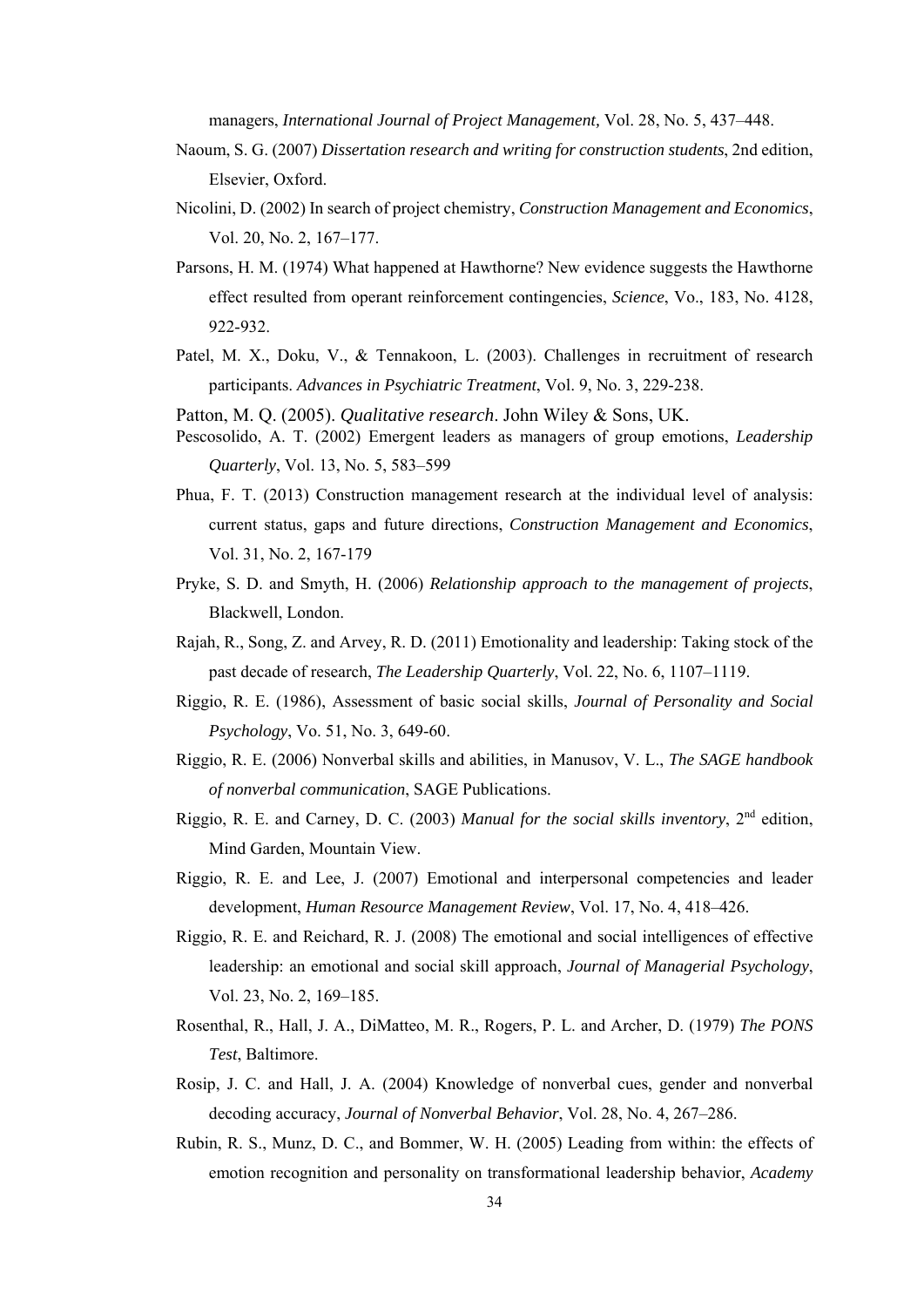managers, *International Journal of Project Management,* Vol. 28, No. 5, 437–448.

Naoum, S. G. (2007) *Dissertation research and writing for construction students*, 2nd edition, Elsevier, Oxford.

Nicolini, D. (2002) In search of project chemistry, *Construction Management and Economics*, Vol. 20, No. 2, 167–177.

Parsons, H. M. (1974) What happened at Hawthorne? New evidence suggests the Hawthorne effect resulted from operant reinforcement contingencies, *Science*, Vo., 183, No. 4128, 922-932.

Patel, M. X., Doku, V., & Tennakoon, L. (2003). Challenges in recruitment of research participants. *Advances in Psychiatric Treatment*, Vol. 9, No. 3, 229-238.

Patton, M. Q. (2005). *Qualitative research*. John Wiley & Sons, UK.

Pescosolido, A. T. (2002) Emergent leaders as managers of group emotions, *Leadership Quarterly*, Vol. 13, No. 5, 583–599

Phua, F. T. (2013) Construction management research at the individual level of analysis: current status, gaps and future directions, *Construction Management and Economics*, Vol. 31, No. 2, 167-179

Pryke, S. D. and Smyth, H. (2006) *Relationship approach to the management of projects*, Blackwell, London.

Rajah, R., Song, Z. and Arvey, R. D. (2011) Emotionality and leadership: Taking stock of the past decade of research, *The Leadership Quarterly*, Vol. 22, No. 6, 1107–1119.

Riggio, R. E. (1986), Assessment of basic social skills, *Journal of Personality and Social Psychology*, Vo. 51, No. 3, 649-60.

Riggio, R. E. (2006) Nonverbal skills and abilities, in Manusov, V. L., *The SAGE handbook of nonverbal communication*, SAGE Publications.

Riggio, R. E. and Carney, D. C. (2003) *Manual for the social skills inventory*, 2nd edition, Mind Garden, Mountain View.

Riggio, R. E. and Lee, J. (2007) Emotional and interpersonal competencies and leader development, *Human Resource Management Review*, Vol. 17, No. 4, 418–426.

Riggio, R. E. and Reichard, R. J. (2008) The emotional and social intelligences of effective leadership: an emotional and social skill approach, *Journal of Managerial Psychology*, Vol. 23, No. 2, 169–185.

Rosenthal, R., Hall, J. A., DiMatteo, M. R., Rogers, P. L. and Archer, D. (1979) *The PONS Test*, Baltimore.

Rosip, J. C. and Hall, J. A. (2004) Knowledge of nonverbal cues, gender and nonverbal decoding accuracy, *Journal of Nonverbal Behavior*, Vol. 28, No. 4, 267–286.

Rubin, R. S., Munz, D. C., and Bommer, W. H. (2005) Leading from within: the effects of emotion recognition and personality on transformational leadership behavior, *Academy*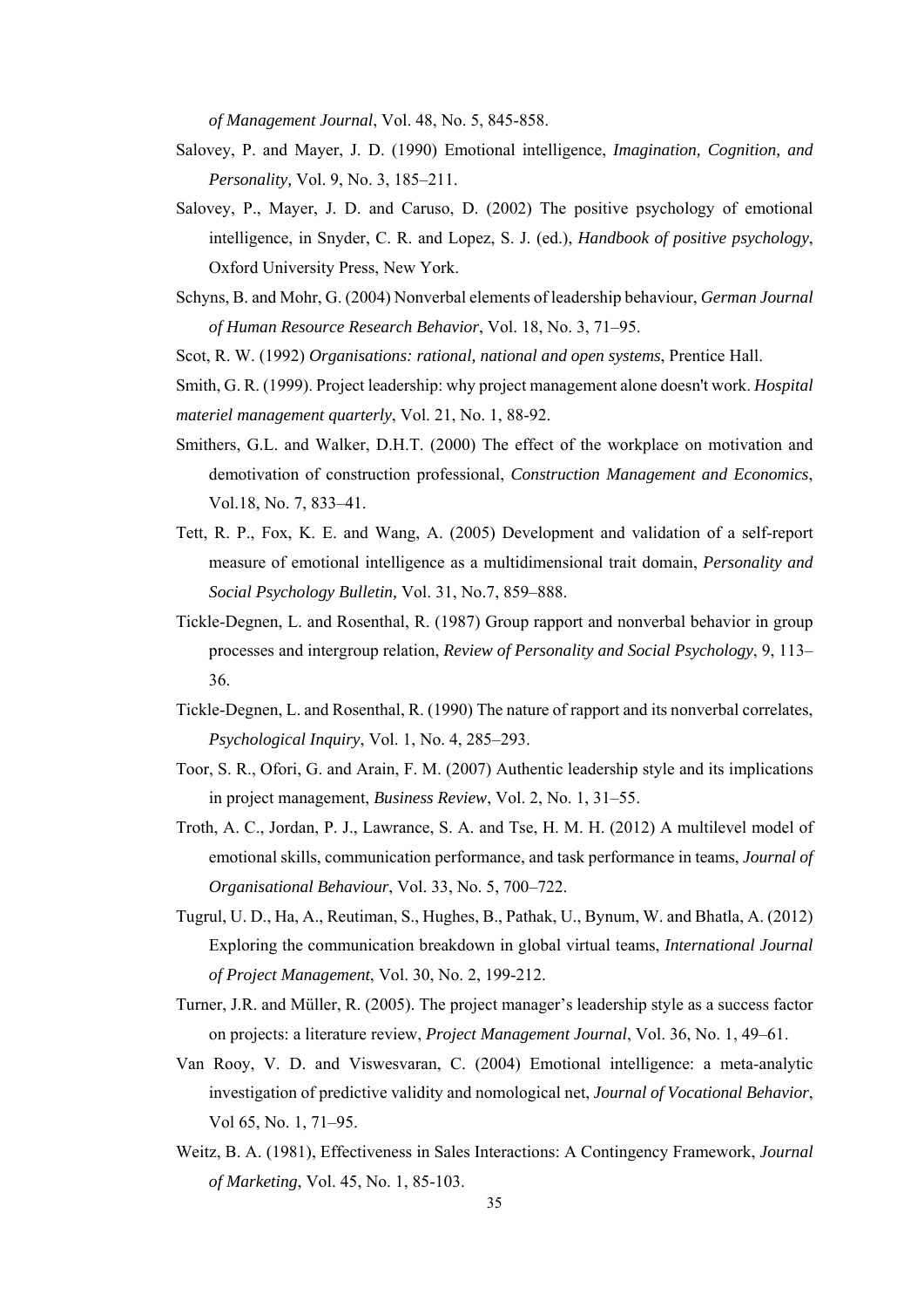*of Management Journal*, Vol. 48, No. 5, 845-858.

Salovey, P. and Mayer, J. D. (1990) Emotional intelligence, *Imagination, Cognition, and Personality,* Vol. 9, No. 3, 185–211.

Salovey, P., Mayer, J. D. and Caruso, D. (2002) The positive psychology of emotional intelligence, in Snyder, C. R. and Lopez, S. J. (ed.), *Handbook of positive psychology*, Oxford University Press, New York.

Schyns, B. and Mohr, G. (2004) Nonverbal elements of leadership behaviour, *German Journal of Human Resource Research Behavior*, Vol. 18, No. 3, 71–95.

Scot, R. W. (1992) *Organisations: rational, national and open systems*, Prentice Hall.

Smith, G. R. (1999). Project leadership: why project management alone doesn't work. *Hospital materiel management quarterly*, Vol. 21, No. 1, 88-92.

Smithers, G.L. and Walker, D.H.T. (2000) The effect of the workplace on motivation and demotivation of construction professional, *Construction Management and Economics*, Vol.18, No. 7, 833–41.

Tett, R. P., Fox, K. E. and Wang, A. (2005) Development and validation of a self-report measure of emotional intelligence as a multidimensional trait domain, *Personality and Social Psychology Bulletin,* Vol. 31, No.7, 859–888.

Tickle-Degnen, L. and Rosenthal, R. (1987) Group rapport and nonverbal behavior in group processes and intergroup relation, *Review of Personality and Social Psychology*, 9, 113–36.

Tickle-Degnen, L. and Rosenthal, R. (1990) The nature of rapport and its nonverbal correlates, *Psychological Inquiry*, Vol. 1, No. 4, 285–293.

Toor, S. R., Ofori, G. and Arain, F. M. (2007) Authentic leadership style and its implications in project management, *Business Review*, Vol. 2, No. 1, 31–55.

Troth, A. C., Jordan, P. J., Lawrance, S. A. and Tse, H. M. H. (2012) A multilevel model of emotional skills, communication performance, and task performance in teams, *Journal of Organisational Behaviour*, Vol. 33, No. 5, 700–722.

Tugrul, U. D., Ha, A., Reutiman, S., Hughes, B., Pathak, U., Bynum, W. and Bhatla, A. (2012) Exploring the communication breakdown in global virtual teams, *International Journal of Project Management*, Vol. 30, No. 2, 199-212.

Turner, J.R. and Müller, R. (2005). The project manager's leadership style as a success factor on projects: a literature review, *Project Management Journal*, Vol. 36, No. 1, 49–61.

Van Rooy, V. D. and Viswesvaran, C. (2004) Emotional intelligence: a meta-analytic investigation of predictive validity and nomological net, *Journal of Vocational Behavior*, Vol 65, No. 1, 71–95.

Weitz, B. A. (1981), Effectiveness in Sales Interactions: A Contingency Framework, *Journal of Marketing*, Vol. 45, No. 1, 85-103.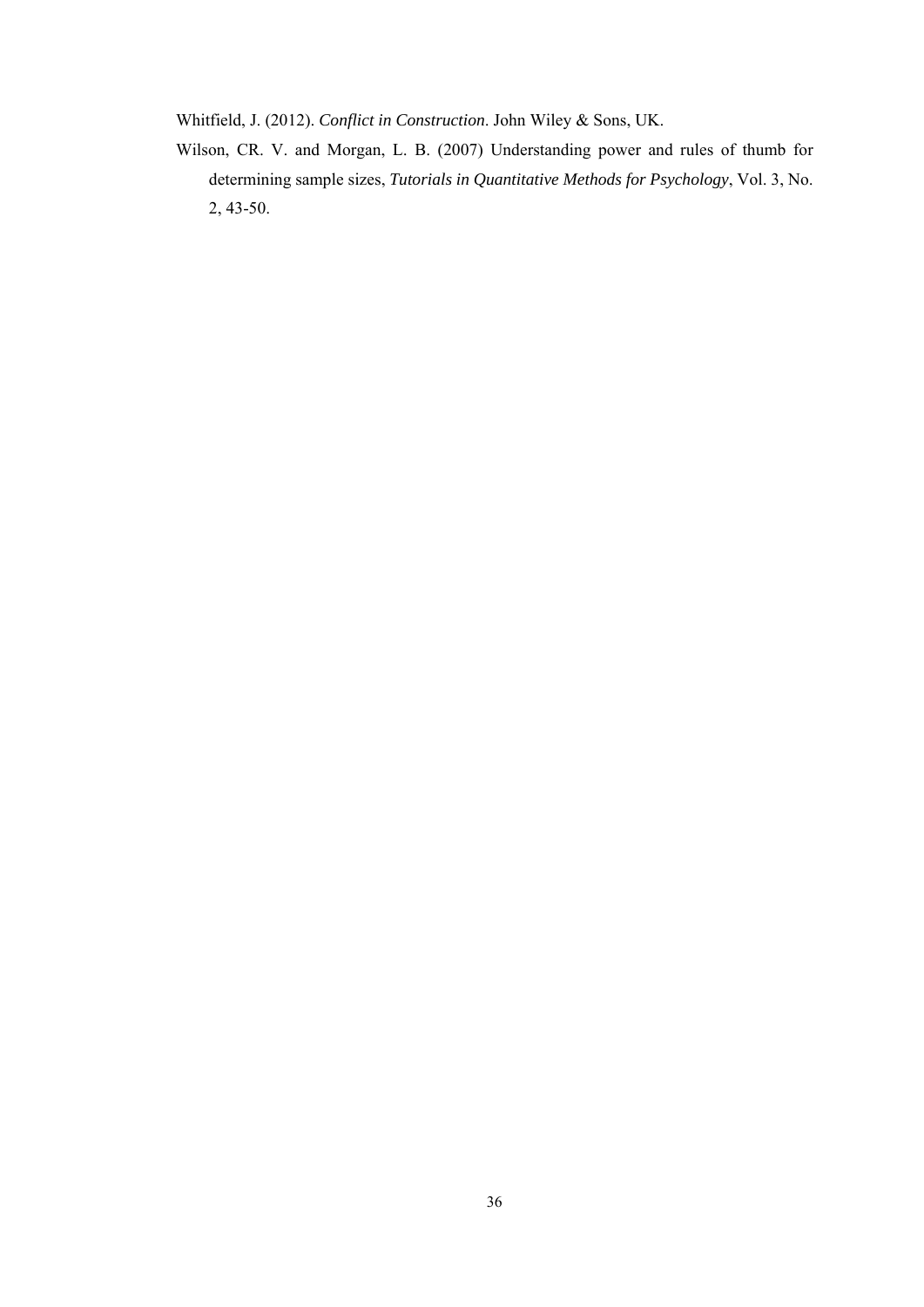Whitfield, J. (2012). *Conflict in Construction*. John Wiley & Sons, UK.

Wilson, CR. V. and Morgan, L. B. (2007) Understanding power and rules of thumb for determining sample sizes, *Tutorials in Quantitative Methods for Psychology*, Vol. 3, No. 2, 43-50.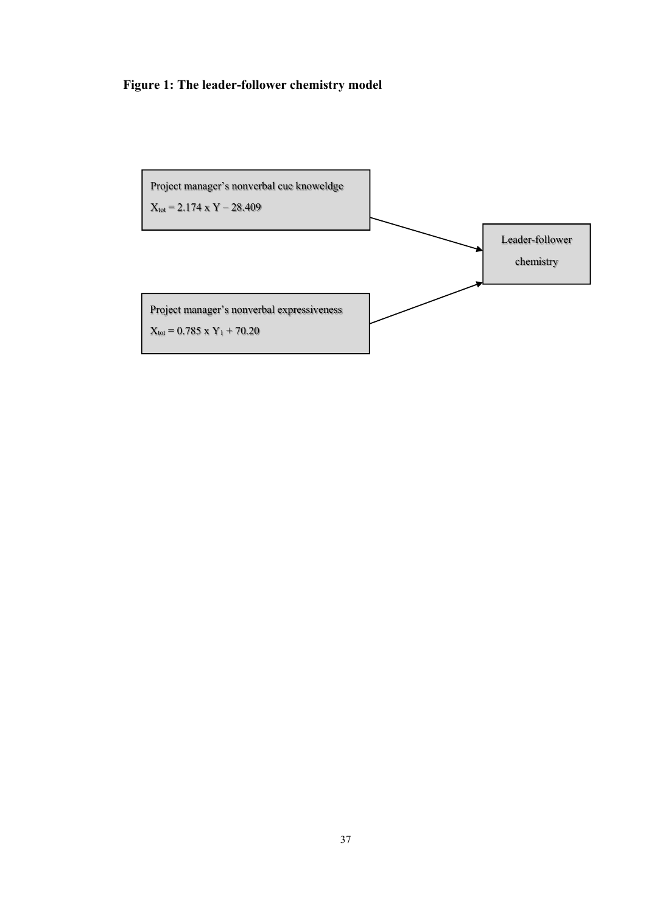**Figure 1: The leader-follower chemistry model**

Project manager's nonverbal cue knoweldge

$X_{tot} = 2.174 \times Y - 28.409$

Project manager's nonverbal expressiveness

$X_{tot} = 0.785 \times Y_1 + 70.20$

Leader-follower chemistry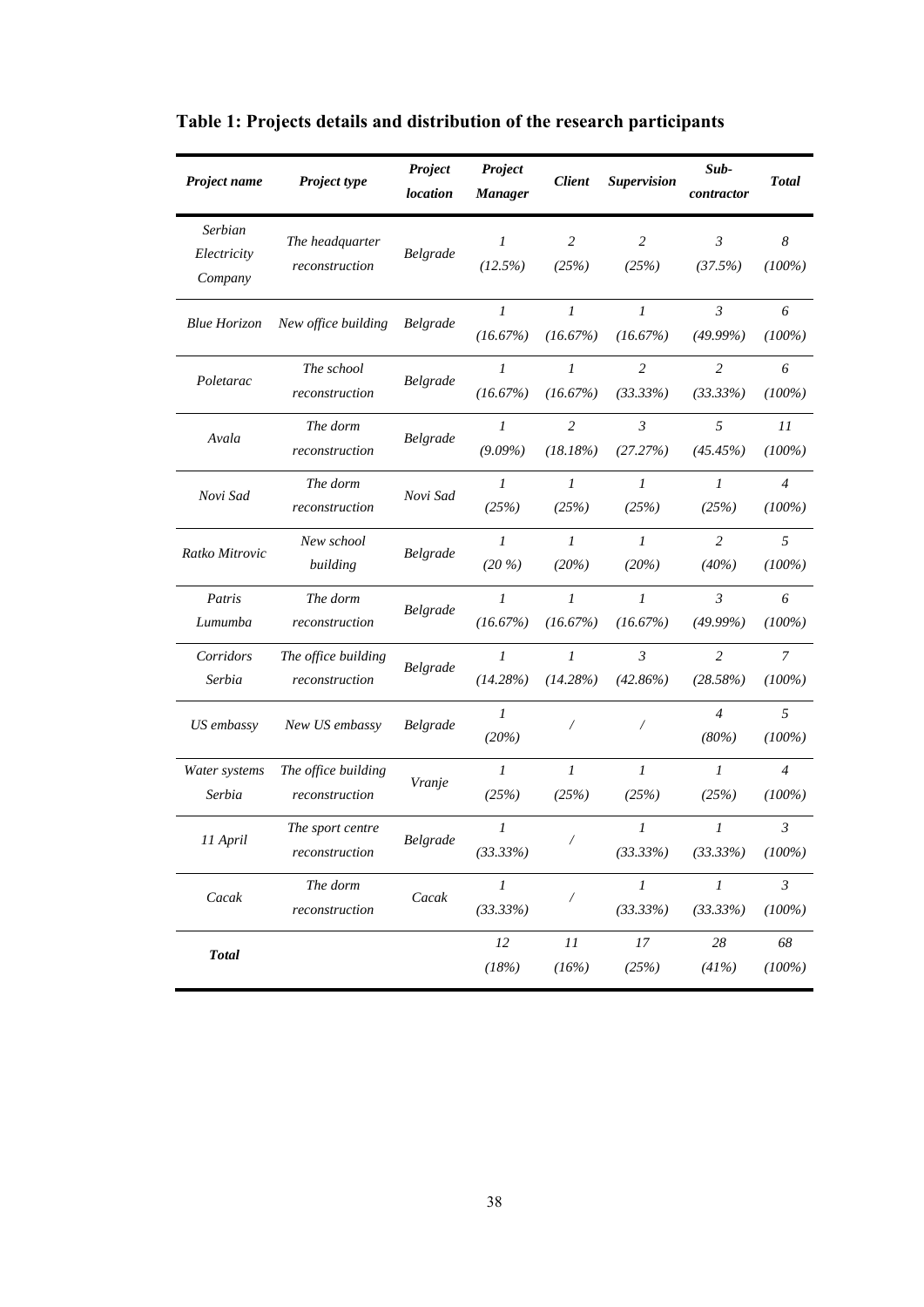**Table 1: Projects details and distribution of the research participants**

| *Project name* | *Project type* | *Project location* | *Project Manager* | *Client* | *Supervision* | *Sub-contractor* | *Total* |
|---|---|---|---|---|---|---|---|
| *Serbian Electricity Company* | *The headquarter reconstruction* | *Belgrade* | *1 (12.5%)* | *2 (25%)* | *2 (25%)* | *3 (37.5%)* | *8 (100%)* |
| *Blue Horizon* | *New office building* | *Belgrade* | *1 (16.67%)* | *1 (16.67%)* | *1 (16.67%)* | *3 (49.99%)* | *6 (100%)* |
| *Poletarac* | *The school reconstruction* | *Belgrade* | *1 (16.67%)* | *1 (16.67%)* | *2 (33.33%)* | *2 (33.33%)* | *6 (100%)* |
| *Avala* | *The dorm reconstruction* | *Belgrade* | *1 (9.09%)* | *2 (18.18%)* | *3 (27.27%)* | *5 (45.45%)* | *11 (100%)* |
| *Novi Sad* | *The dorm reconstruction* | *Novi Sad* | *1 (25%)* | *1 (25%)* | *1 (25%)* | *1 (25%)* | *4 (100%)* |
| *Ratko Mitrovic* | *New school building* | *Belgrade* | *1 (20 %)* | *1 (20%)* | *1 (20%)* | *2 (40%)* | *5 (100%)* |
| *Patris Lumumba* | *The dorm reconstruction* | *Belgrade* | *1 (16.67%)* | *1 (16.67%)* | *1 (16.67%)* | *3 (49.99%)* | *6 (100%)* |
| *Corridors Serbia* | *The office building reconstruction* | *Belgrade* | *1 (14.28%)* | *1 (14.28%)* | *3 (42.86%)* | *2 (28.58%)* | *7 (100%)* |
| *US embassy* | *New US embassy* | *Belgrade* | *1 (20%)* | / | / | *4 (80%)* | *5 (100%)* |
| *Water systems Serbia* | *The office building reconstruction* | *Vranje* | *1 (25%)* | *1 (25%)* | *1 (25%)* | *1 (25%)* | *4 (100%)* |
| *11 April* | *The sport centre reconstruction* | *Belgrade* | *1 (33.33%)* | / | *1 (33.33%)* | *1 (33.33%)* | *3 (100%)* |
| *Cacak* | *The dorm reconstruction* | *Cacak* | *1 (33.33%)* | / | *1 (33.33%)* | *1 (33.33%)* | *3 (100%)* |
| ***Total*** | | | *12 (18%)* | *11 (16%)* | *17 (25%)* | *28 (41%)* | *68 (100%)* |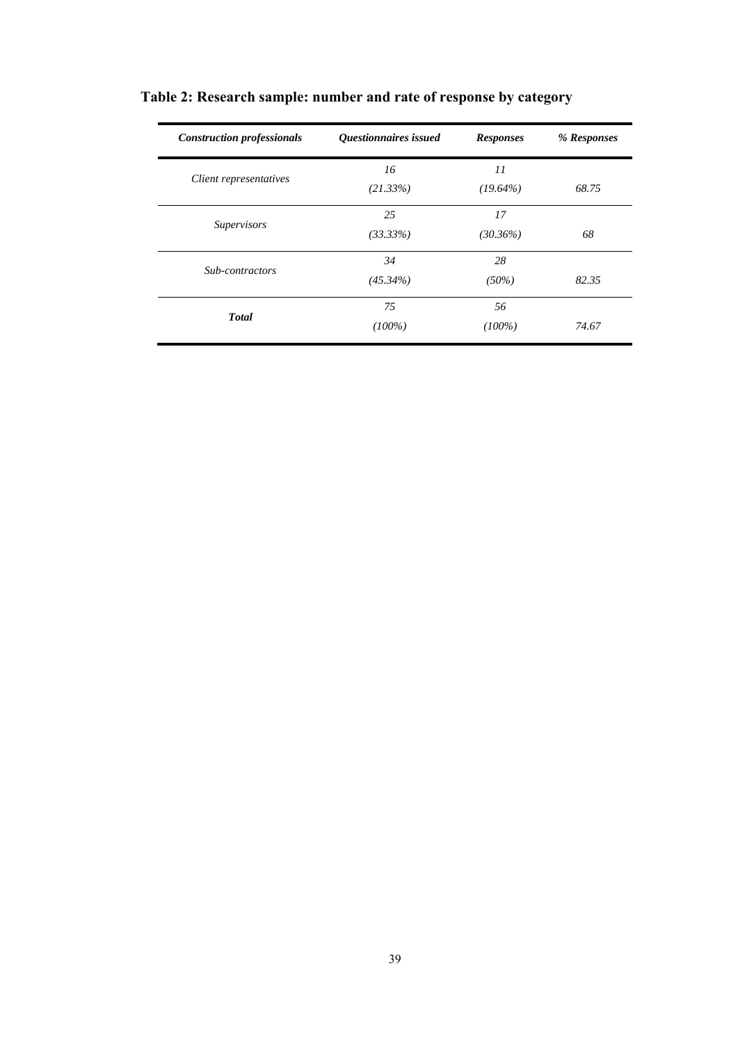**Table 2: Research sample: number and rate of response by category**

| *Construction professionals* | *Questionnaires issued* | *Responses* | *% Responses* |
|---|---|---|---|
| *Client representatives* | *16* *(21.33%)* | *11* *(19.64%)* | *68.75* |
| *Supervisors* | *25* *(33.33%)* | *17* *(30.36%)* | *68* |
| *Sub-contractors* | *34* *(45.34%)* | *28* *(50%)* | *82.35* |
| ***Total*** | *75* *(100%)* | *56* *(100%)* | *74.67* |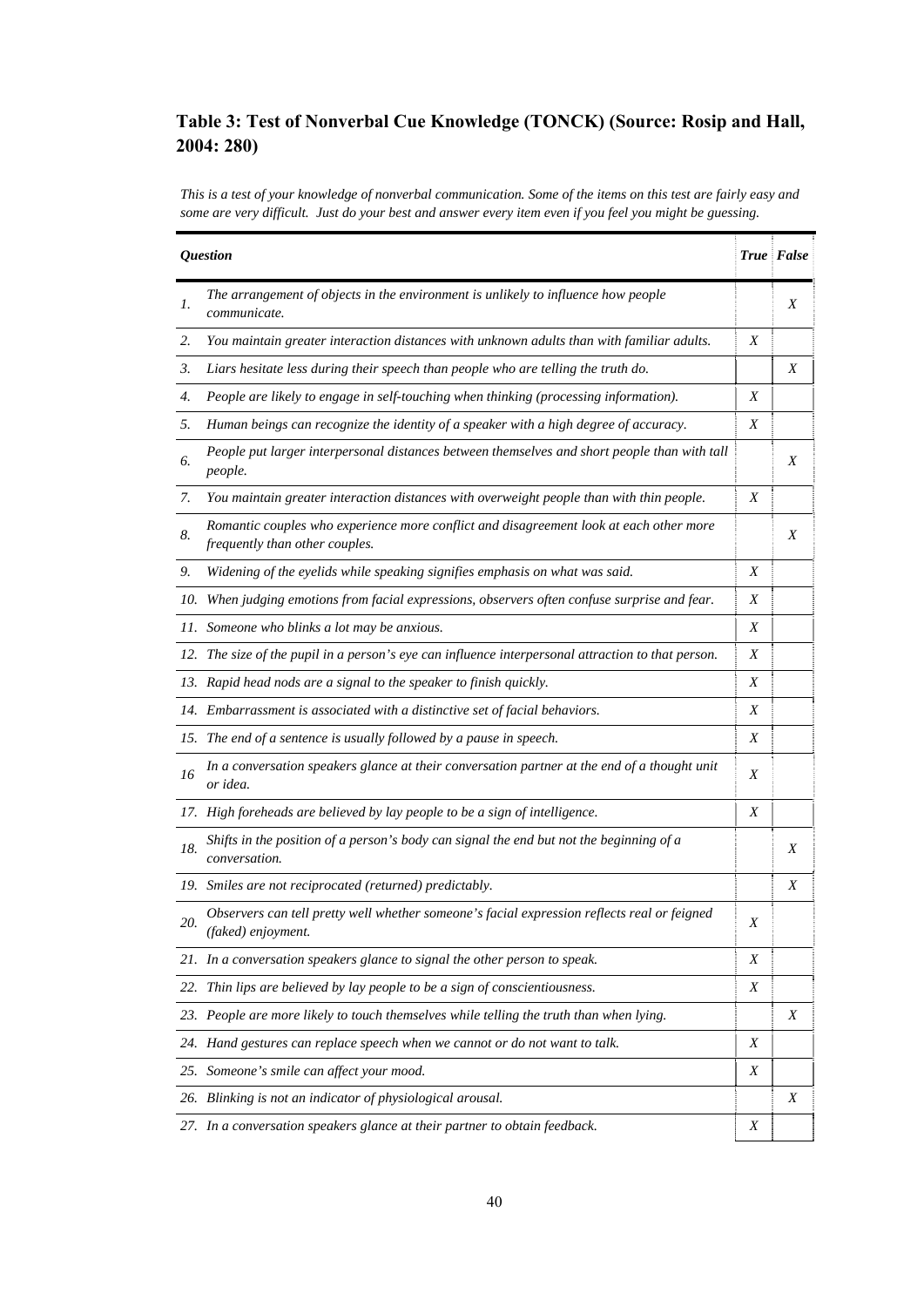### Table 3: Test of Nonverbal Cue Knowledge (TONCK) (Source: Rosip and Hall, 2004: 280)

*This is a test of your knowledge of nonverbal communication. Some of the items on this test are fairly easy and some are very difficult. Just do your best and answer every item even if you feel you might be guessing.*

| | *Question* | *True* | *False* |
|---|---|---|---|
| *1.* | *The arrangement of objects in the environment is unlikely to influence how people communicate.* | | *X* |
| *2.* | *You maintain greater interaction distances with unknown adults than with familiar adults.* | *X* | |
| *3.* | *Liars hesitate less during their speech than people who are telling the truth do.* | | *X* |
| *4.* | *People are likely to engage in self-touching when thinking (processing information).* | *X* | |
| *5.* | *Human beings can recognize the identity of a speaker with a high degree of accuracy.* | *X* | |
| *6.* | *People put larger interpersonal distances between themselves and short people than with tall people.* | | *X* |
| *7.* | *You maintain greater interaction distances with overweight people than with thin people.* | *X* | |
| *8.* | *Romantic couples who experience more conflict and disagreement look at each other more frequently than other couples.* | | *X* |
| *9.* | *Widening of the eyelids while speaking signifies emphasis on what was said.* | *X* | |
| *10.* | *When judging emotions from facial expressions, observers often confuse surprise and fear.* | *X* | |
| *11.* | *Someone who blinks a lot may be anxious.* | *X* | |
| *12.* | *The size of the pupil in a person's eye can influence interpersonal attraction to that person.* | *X* | |
| *13.* | *Rapid head nods are a signal to the speaker to finish quickly.* | *X* | |
| *14.* | *Embarrassment is associated with a distinctive set of facial behaviors.* | *X* | |
| *15.* | *The end of a sentence is usually followed by a pause in speech.* | *X* | |
| *16* | *In a conversation speakers glance at their conversation partner at the end of a thought unit or idea.* | *X* | |
| *17.* | *High foreheads are believed by lay people to be a sign of intelligence.* | *X* | |
| *18.* | *Shifts in the position of a person's body can signal the end but not the beginning of a conversation.* | | *X* |
| *19.* | *Smiles are not reciprocated (returned) predictably.* | | *X* |
| *20.* | *Observers can tell pretty well whether someone's facial expression reflects real or feigned (faked) enjoyment.* | *X* | |
| *21.* | *In a conversation speakers glance to signal the other person to speak.* | *X* | |
| *22.* | *Thin lips are believed by lay people to be a sign of conscientiousness.* | *X* | |
| *23.* | *People are more likely to touch themselves while telling the truth than when lying.* | | *X* |
| *24.* | *Hand gestures can replace speech when we cannot or do not want to talk.* | *X* | |
| *25.* | *Someone's smile can affect your mood.* | *X* | |
| *26.* | *Blinking is not an indicator of physiological arousal.* | | *X* |
| *27.* | *In a conversation speakers glance at their partner to obtain feedback.* | *X* | |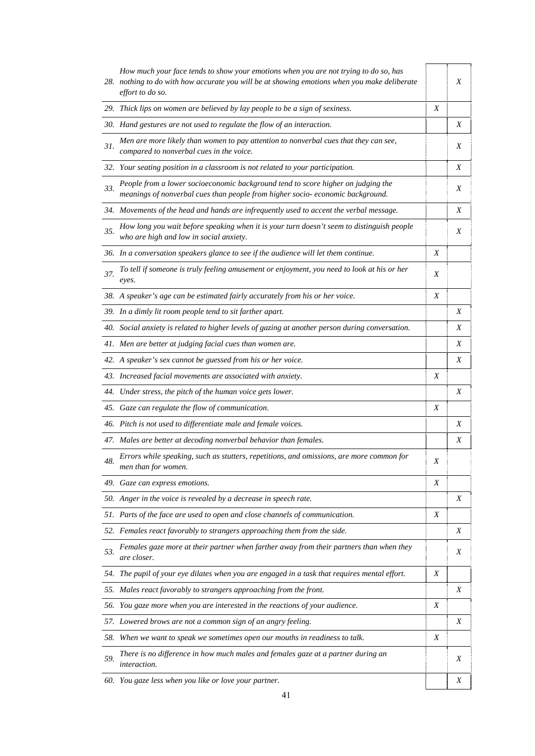| | | | |
|---|---|---|---|
| 28. | *How much your face tends to show your emotions when you are not trying to do so, has nothing to do with how accurate you will be at showing emotions when you make deliberate effort to do so.* | | *X* |
| 29. | *Thick lips on women are believed by lay people to be a sign of sexiness.* | *X* | |
| 30. | *Hand gestures are not used to regulate the flow of an interaction.* | | *X* |
| 31. | *Men are more likely than women to pay attention to nonverbal cues that they can see, compared to nonverbal cues in the voice.* | | *X* |
| 32. | *Your seating position in a classroom is not related to your participation.* | | *X* |
| 33. | *People from a lower socioeconomic background tend to score higher on judging the meanings of nonverbal cues than people from higher socio- economic background.* | | *X* |
| 34. | *Movements of the head and hands are infrequently used to accent the verbal message.* | | *X* |
| 35. | *How long you wait before speaking when it is your turn doesn't seem to distinguish people who are high and low in social anxiety.* | | *X* |
| 36. | *In a conversation speakers glance to see if the audience will let them continue.* | *X* | |
| 37. | *To tell if someone is truly feeling amusement or enjoyment, you need to look at his or her eyes.* | *X* | |
| 38. | *A speaker's age can be estimated fairly accurately from his or her voice.* | *X* | |
| 39. | *In a dimly lit room people tend to sit farther apart.* | | *X* |
| 40. | *Social anxiety is related to higher levels of gazing at another person during conversation.* | | *X* |
| 41. | *Men are better at judging facial cues than women are.* | | *X* |
| 42. | *A speaker's sex cannot be guessed from his or her voice.* | | *X* |
| 43. | *Increased facial movements are associated with anxiety.* | *X* | |
| 44. | *Under stress, the pitch of the human voice gets lower.* | | *X* |
| 45. | *Gaze can regulate the flow of communication.* | *X* | |
| 46. | *Pitch is not used to differentiate male and female voices.* | | *X* |
| 47. | *Males are better at decoding nonverbal behavior than females.* | | *X* |
| 48. | *Errors while speaking, such as stutters, repetitions, and omissions, are more common for men than for women.* | *X* | |
| 49. | *Gaze can express emotions.* | *X* | |
| 50. | *Anger in the voice is revealed by a decrease in speech rate.* | | *X* |
| 51. | *Parts of the face are used to open and close channels of communication.* | *X* | |
| 52. | *Females react favorably to strangers approaching them from the side.* | | *X* |
| 53. | *Females gaze more at their partner when farther away from their partners than when they are closer.* | | *X* |
| 54. | *The pupil of your eye dilates when you are engaged in a task that requires mental effort.* | *X* | |
| 55. | *Males react favorably to strangers approaching from the front.* | | *X* |
| 56. | *You gaze more when you are interested in the reactions of your audience.* | *X* | |
| 57. | *Lowered brows are not a common sign of an angry feeling.* | | *X* |
| 58. | *When we want to speak we sometimes open our mouths in readiness to talk.* | *X* | |
| 59. | *There is no difference in how much males and females gaze at a partner during an interaction.* | | *X* |
| 60. | *You gaze less when you like or love your partner.* | | *X* |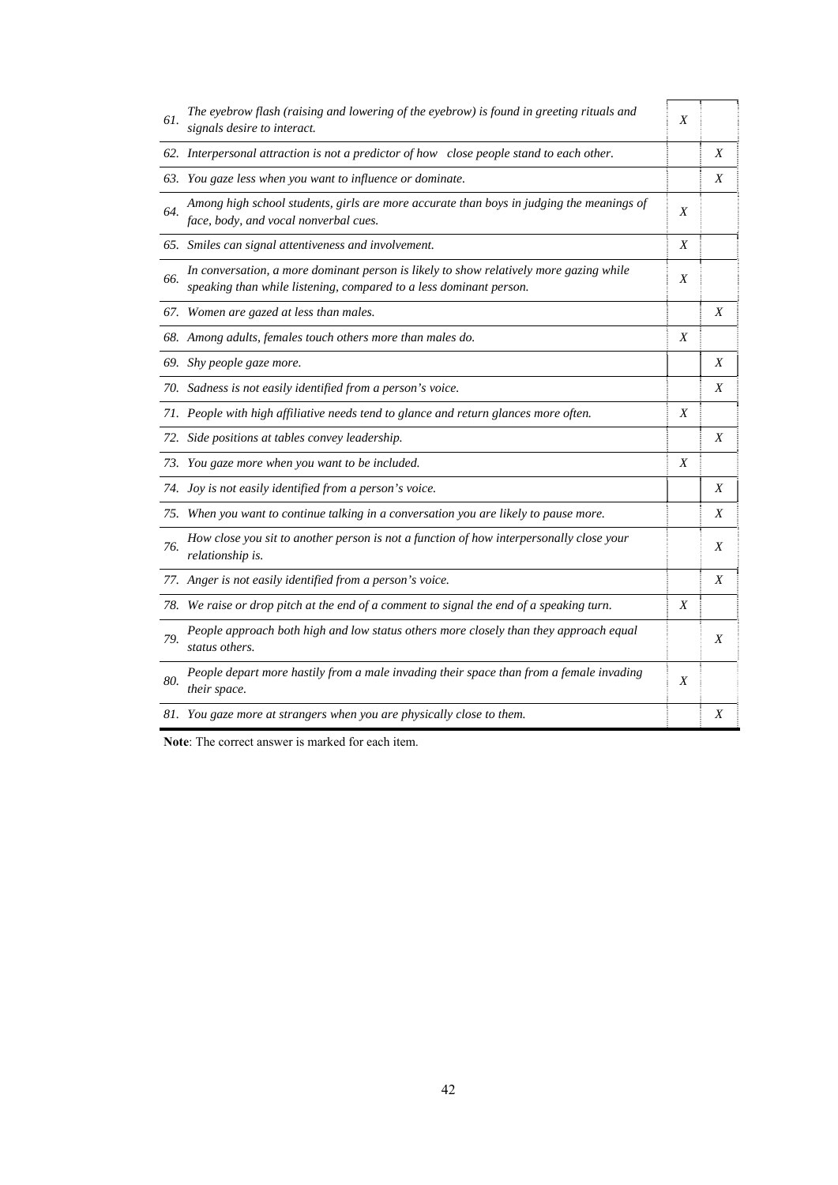| # | Item | True | False |
|---|---|---|---|
| 61. | *The eyebrow flash (raising and lowering of the eyebrow) is found in greeting rituals and signals desire to interact.* | X | |
| 62. | *Interpersonal attraction is not a predictor of how close people stand to each other.* | | X |
| 63. | *You gaze less when you want to influence or dominate.* | | X |
| 64. | *Among high school students, girls are more accurate than boys in judging the meanings of face, body, and vocal nonverbal cues.* | X | |
| 65. | *Smiles can signal attentiveness and involvement.* | X | |
| 66. | *In conversation, a more dominant person is likely to show relatively more gazing while speaking than while listening, compared to a less dominant person.* | X | |
| 67. | *Women are gazed at less than males.* | | X |
| 68. | *Among adults, females touch others more than males do.* | X | |
| 69. | *Shy people gaze more.* | | X |
| 70. | *Sadness is not easily identified from a person's voice.* | | X |
| 71. | *People with high affiliative needs tend to glance and return glances more often.* | X | |
| 72. | *Side positions at tables convey leadership.* | | X |
| 73. | *You gaze more when you want to be included.* | X | |
| 74. | *Joy is not easily identified from a person's voice.* | | X |
| 75. | *When you want to continue talking in a conversation you are likely to pause more.* | | X |
| 76. | *How close you sit to another person is not a function of how interpersonally close your relationship is.* | | X |
| 77. | *Anger is not easily identified from a person's voice.* | | X |
| 78. | *We raise or drop pitch at the end of a comment to signal the end of a speaking turn.* | X | |
| 79. | *People approach both high and low status others more closely than they approach equal status others.* | | X |
| 80. | *People depart more hastily from a male invading their space than from a female invading their space.* | X | |
| 81. | *You gaze more at strangers when you are physically close to them.* | | X |

**Note**: The correct answer is marked for each item.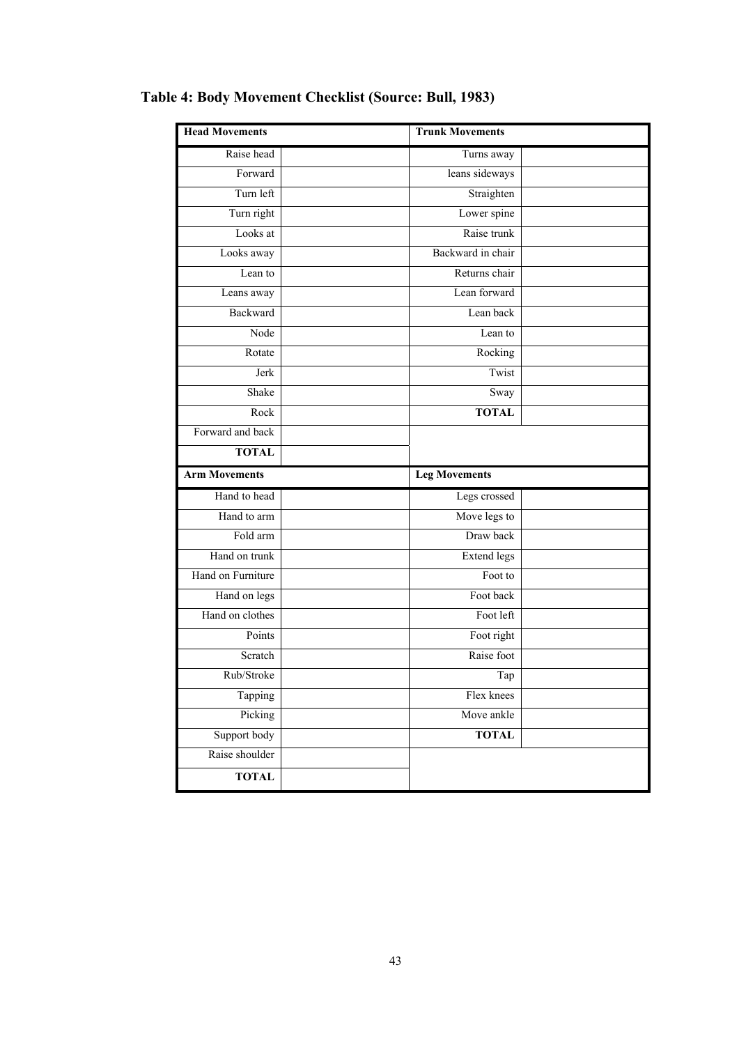**Table 4: Body Movement Checklist (Source: Bull, 1983)**

| Head Movements | | Trunk Movements | |
|---|---|---|---|
| Raise head | | Turns away | |
| Forward | | leans sideways | |
| Turn left | | Straighten | |
| Turn right | | Lower spine | |
| Looks at | | Raise trunk | |
| Looks away | | Backward in chair | |
| Lean to | | Returns chair | |
| Leans away | | Lean forward | |
| Backward | | Lean back | |
| Node | | Lean to | |
| Rotate | | Rocking | |
| Jerk | | Twist | |
| Shake | | Sway | |
| Rock | | **TOTAL** | |
| Forward and back | | | |
| **TOTAL** | | | |
| **Arm Movements** | | **Leg Movements** | |
| Hand to head | | Legs crossed | |
| Hand to arm | | Move legs to | |
| Fold arm | | Draw back | |
| Hand on trunk | | Extend legs | |
| Hand on Furniture | | Foot to | |
| Hand on legs | | Foot back | |
| Hand on clothes | | Foot left | |
| Points | | Foot right | |
| Scratch | | Raise foot | |
| Rub/Stroke | | Tap | |
| Tapping | | Flex knees | |
| Picking | | Move ankle | |
| Support body | | **TOTAL** | |
| Raise shoulder | | | |
| **TOTAL** | | | |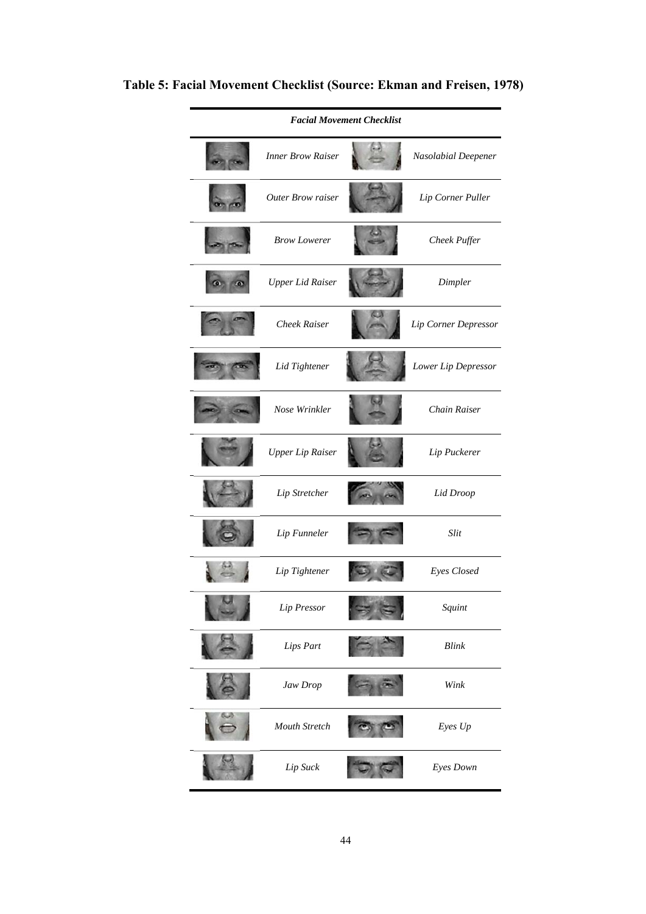**Table 5: Facial Movement Checklist (Source: Ekman and Freisen, 1978)**

| *Facial Movement Checklist* | | | |
|---|---|---|---|
| | *Inner Brow Raiser* | | *Nasolabial Deepener* |
| | *Outer Brow raiser* | | *Lip Corner Puller* |
| | *Brow Lowerer* | | *Cheek Puffer* |
| | *Upper Lid Raiser* | | *Dimpler* |
| | *Cheek Raiser* | | *Lip Corner Depressor* |
| | *Lid Tightener* | | *Lower Lip Depressor* |
| | *Nose Wrinkler* | | *Chain Raiser* |
| | *Upper Lip Raiser* | | *Lip Puckerer* |
| | *Lip Stretcher* | | *Lid Droop* |
| | *Lip Funneler* | | *Slit* |
| | *Lip Tightener* | | *Eyes Closed* |
| | *Lip Pressor* | | *Squint* |
| | *Lips Part* | | *Blink* |
| | *Jaw Drop* | | *Wink* |
| | *Mouth Stretch* | | *Eyes Up* |
| | *Lip Suck* | | *Eyes Down* |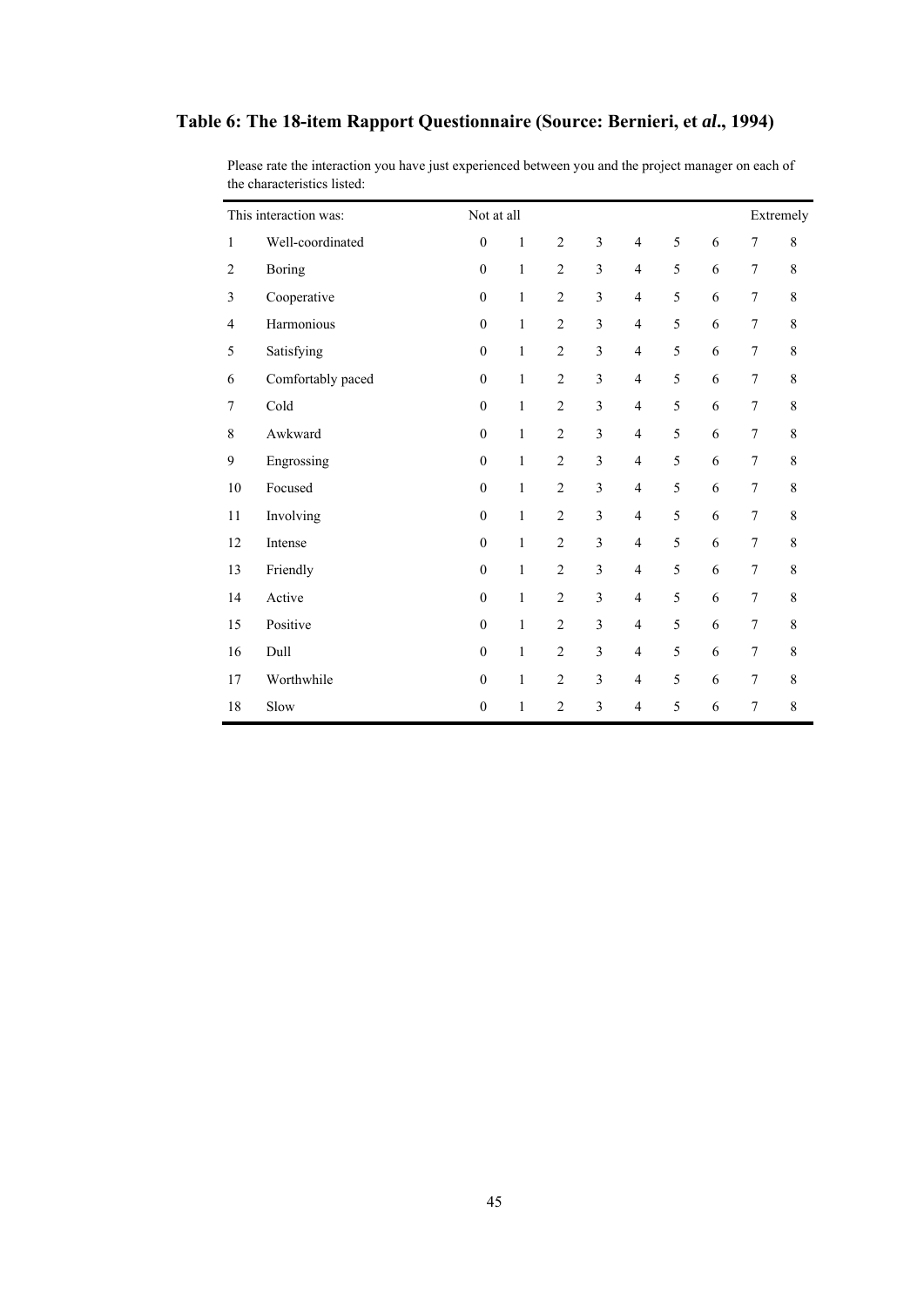## Table 6: The 18-item Rapport Questionnaire (Source: Bernieri, et *al*., 1994)

Please rate the interaction you have just experienced between you and the project manager on each of the characteristics listed:

| This interaction was: | | Not at all | | | | | | | | Extremely |
|---|---|---|---|---|---|---|---|---|---|---|
| 1 | Well-coordinated | 0 | 1 | 2 | 3 | 4 | 5 | 6 | 7 | 8 |
| 2 | Boring | 0 | 1 | 2 | 3 | 4 | 5 | 6 | 7 | 8 |
| 3 | Cooperative | 0 | 1 | 2 | 3 | 4 | 5 | 6 | 7 | 8 |
| 4 | Harmonious | 0 | 1 | 2 | 3 | 4 | 5 | 6 | 7 | 8 |
| 5 | Satisfying | 0 | 1 | 2 | 3 | 4 | 5 | 6 | 7 | 8 |
| 6 | Comfortably paced | 0 | 1 | 2 | 3 | 4 | 5 | 6 | 7 | 8 |
| 7 | Cold | 0 | 1 | 2 | 3 | 4 | 5 | 6 | 7 | 8 |
| 8 | Awkward | 0 | 1 | 2 | 3 | 4 | 5 | 6 | 7 | 8 |
| 9 | Engrossing | 0 | 1 | 2 | 3 | 4 | 5 | 6 | 7 | 8 |
| 10 | Focused | 0 | 1 | 2 | 3 | 4 | 5 | 6 | 7 | 8 |
| 11 | Involving | 0 | 1 | 2 | 3 | 4 | 5 | 6 | 7 | 8 |
| 12 | Intense | 0 | 1 | 2 | 3 | 4 | 5 | 6 | 7 | 8 |
| 13 | Friendly | 0 | 1 | 2 | 3 | 4 | 5 | 6 | 7 | 8 |
| 14 | Active | 0 | 1 | 2 | 3 | 4 | 5 | 6 | 7 | 8 |
| 15 | Positive | 0 | 1 | 2 | 3 | 4 | 5 | 6 | 7 | 8 |
| 16 | Dull | 0 | 1 | 2 | 3 | 4 | 5 | 6 | 7 | 8 |
| 17 | Worthwhile | 0 | 1 | 2 | 3 | 4 | 5 | 6 | 7 | 8 |
| 18 | Slow | 0 | 1 | 2 | 3 | 4 | 5 | 6 | 7 | 8 |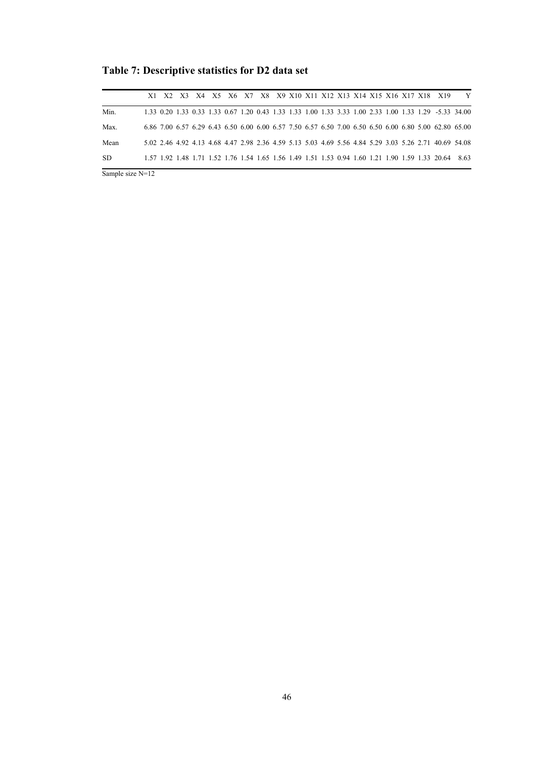**Table 7: Descriptive statistics for D2 data set**

| | X1 | X2 | X3 | X4 | X5 | X6 | X7 | X8 | X9 | X10 | X11 | X12 | X13 | X14 | X15 | X16 | X17 | X18 | X19 | Y |
|---|---|---|---|---|---|---|---|---|---|---|---|---|---|---|---|---|---|---|---|---|
| Min. | 1.33 | 0.20 | 1.33 | 0.33 | 1.33 | 0.67 | 1.20 | 0.43 | 1.33 | 1.33 | 1.00 | 1.33 | 3.33 | 1.00 | 2.33 | 1.00 | 1.33 | 1.29 | -5.33 | 34.00 |
| Max. | 6.86 | 7.00 | 6.57 | 6.29 | 6.43 | 6.50 | 6.00 | 6.00 | 6.57 | 7.50 | 6.57 | 6.50 | 7.00 | 6.50 | 6.50 | 6.00 | 6.80 | 5.00 | 62.80 | 65.00 |
| Mean | 5.02 | 2.46 | 4.92 | 4.13 | 4.68 | 4.47 | 2.98 | 2.36 | 4.59 | 5.13 | 5.03 | 4.69 | 5.56 | 4.84 | 5.29 | 3.03 | 5.26 | 2.71 | 40.69 | 54.08 |
| SD | 1.57 | 1.92 | 1.48 | 1.71 | 1.52 | 1.76 | 1.54 | 1.65 | 1.56 | 1.49 | 1.51 | 1.53 | 0.94 | 1.60 | 1.21 | 1.90 | 1.59 | 1.33 | 20.64 | 8.63 |

Sample size N=12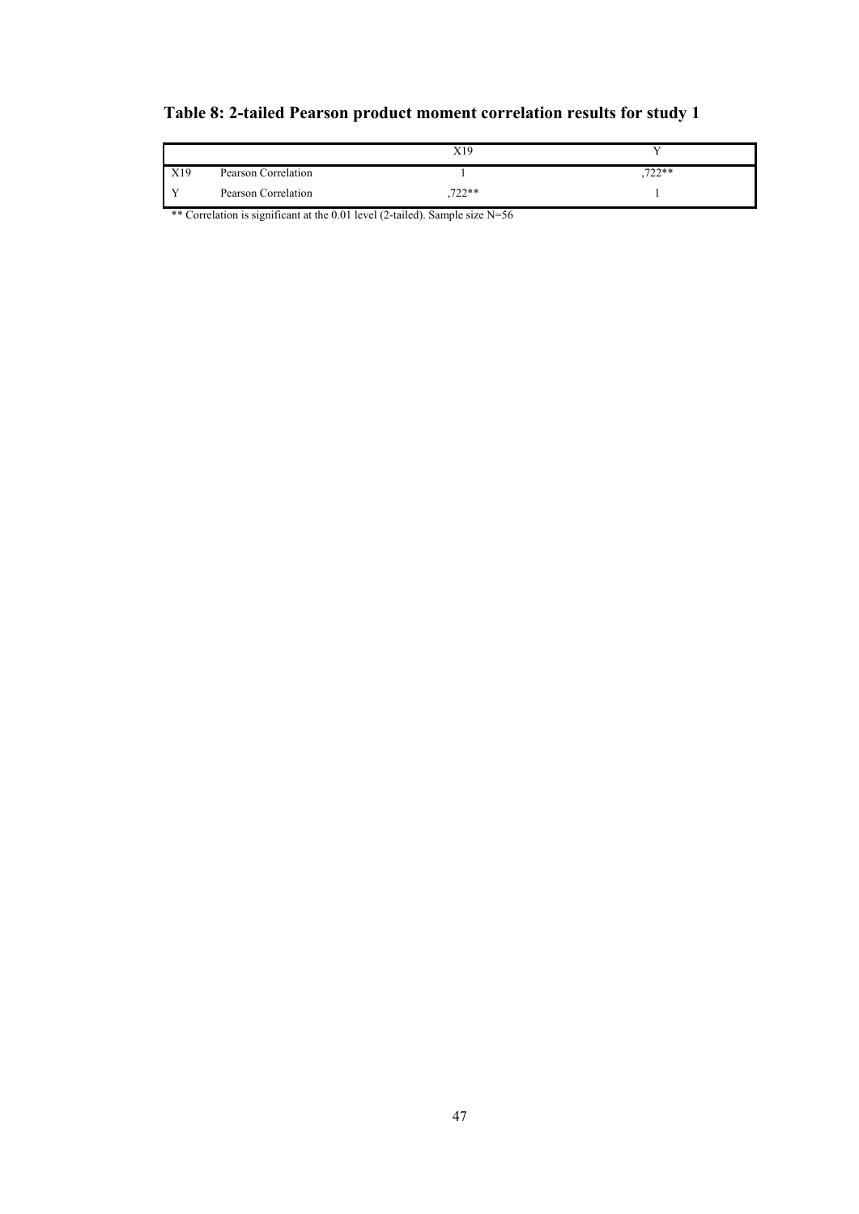**Table 8: 2-tailed Pearson product moment correlation results for study 1**

| | | X19 | Y |
|---|---|---|---|
| X19 | Pearson Correlation | 1 | ,722** |
| Y | Pearson Correlation | ,722** | 1 |

** Correlation is significant at the 0.01 level (2-tailed). Sample size N=56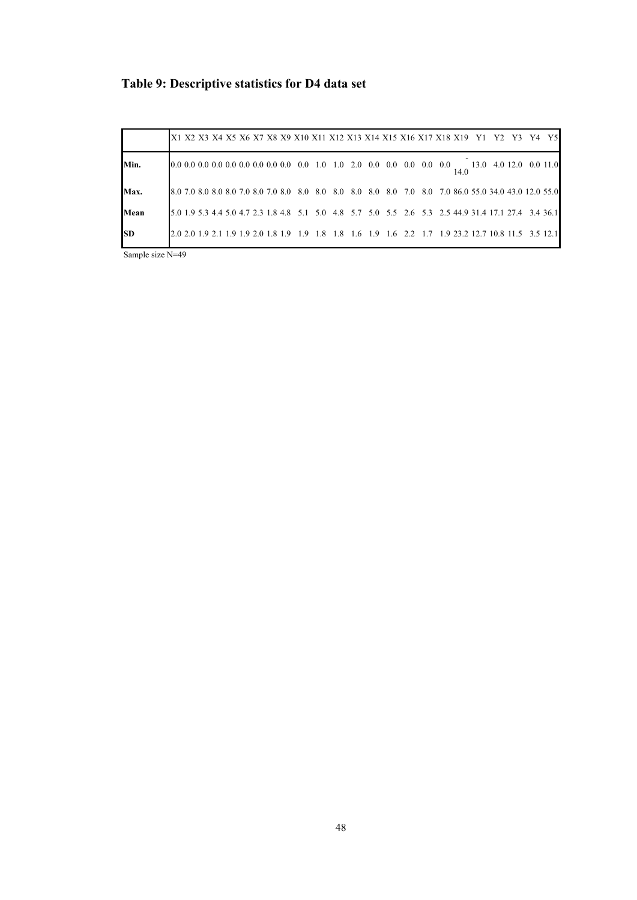## Table 9: Descriptive statistics for D4 data set

| | X1 | X2 | X3 | X4 | X5 | X6 | X7 | X8 | X9 | X10 | X11 | X12 | X13 | X14 | X15 | X16 | X17 | X18 | X19 | Y1 | Y2 | Y3 | Y4 | Y5 |
|---|---|---|---|---|---|---|---|---|---|---|---|---|---|---|---|---|---|---|---|---|---|---|---|---|
| **Min.** | 0.0 | 0.0 | 0.0 | 0.0 | 0.0 | 0.0 | 0.0 | 0.0 | 0.0 | 0.0 | 1.0 | 1.0 | 2.0 | 0.0 | 0.0 | 0.0 | 0.0 | 0.0 | 0.0 | -14.0 | 13.0 | 4.0 | 12.0 | 0.0 | 11.0 |
| **Max.** | 8.0 | 7.0 | 8.0 | 8.0 | 8.0 | 7.0 | 8.0 | 7.0 | 8.0 | 8.0 | 8.0 | 8.0 | 8.0 | 8.0 | 8.0 | 7.0 | 8.0 | 7.0 | 86.0 | 55.0 | 34.0 | 43.0 | 12.0 | 55.0 |
| **Mean** | 5.0 | 1.9 | 5.3 | 4.4 | 5.0 | 4.7 | 2.3 | 1.8 | 4.8 | 5.1 | 5.0 | 4.8 | 5.7 | 5.0 | 5.5 | 2.6 | 5.3 | 2.5 | 44.9 | 31.4 | 17.1 | 27.4 | 3.4 | 36.1 |
| **SD** | 2.0 | 2.0 | 1.9 | 2.1 | 1.9 | 1.9 | 2.0 | 1.8 | 1.9 | 1.9 | 1.8 | 1.8 | 1.6 | 1.9 | 1.6 | 2.2 | 1.7 | 1.9 | 23.2 | 12.7 | 10.8 | 11.5 | 3.5 | 12.1 |

Sample size N=49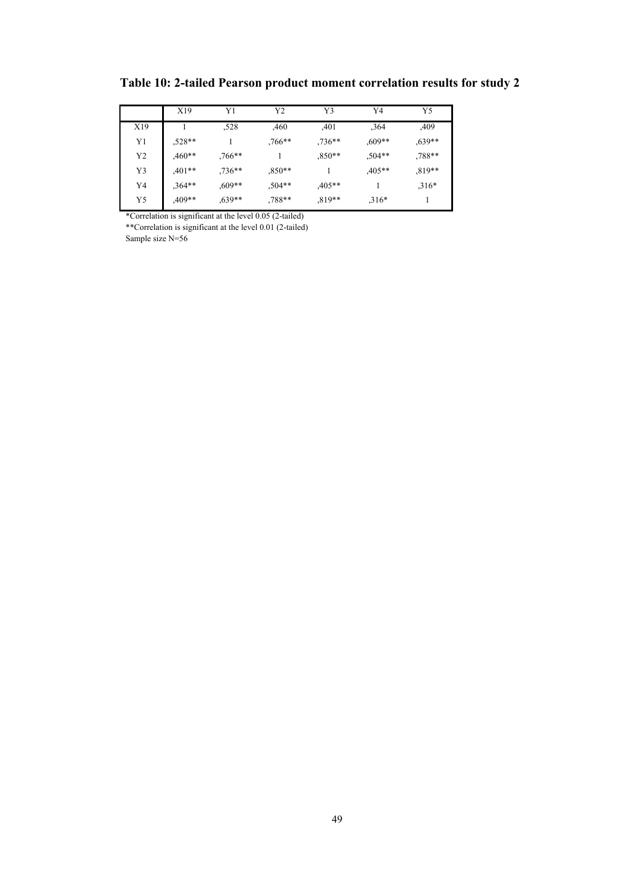**Table 10: 2-tailed Pearson product moment correlation results for study 2**

| | X19 | Y1 | Y2 | Y3 | Y4 | Y5 |
|---|---|---|---|---|---|---|
| X19 | 1 | ,528 | ,460 | ,401 | ,364 | ,409 |
| Y1 | ,528** | 1 | ,766** | ,736** | ,609** | ,639** |
| Y2 | ,460** | ,766** | 1 | ,850** | ,504** | ,788** |
| Y3 | ,401** | ,736** | ,850** | 1 | ,405** | ,819** |
| Y4 | ,364** | ,609** | ,504** | ,405** | 1 | ,316* |
| Y5 | ,409** | ,639** | ,788** | ,819** | ,316* | 1 |

*Correlation is significant at the level 0.05 (2-tailed)

**Correlation is significant at the level 0.01 (2-tailed)

Sample size N=56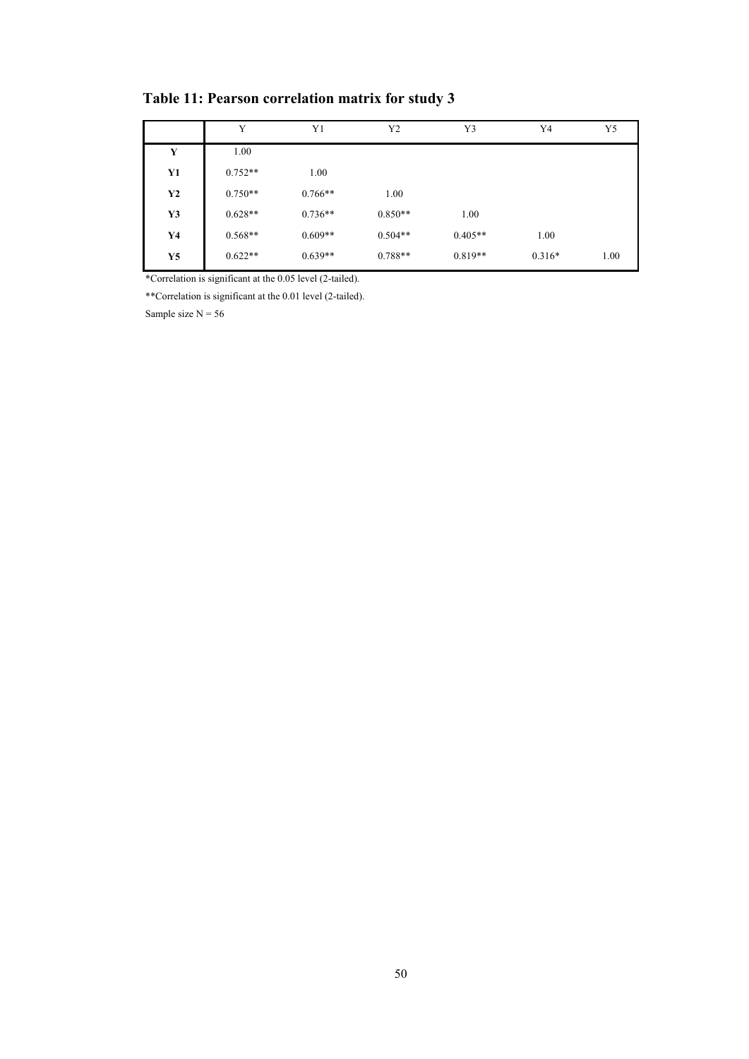**Table 11: Pearson correlation matrix for study 3**

| | Y | Y1 | Y2 | Y3 | Y4 | Y5 |
|---|---|---|---|---|---|---|
| **Y** | 1.00 | | | | | |
| **Y1** | 0.752** | 1.00 | | | | |
| **Y2** | 0.750** | 0.766** | 1.00 | | | |
| **Y3** | 0.628** | 0.736** | 0.850** | 1.00 | | |
| **Y4** | 0.568** | 0.609** | 0.504** | 0.405** | 1.00 | |
| **Y5** | 0.622** | 0.639** | 0.788** | 0.819** | 0.316* | 1.00 |

*Correlation is significant at the 0.05 level (2-tailed).

**Correlation is significant at the 0.01 level (2-tailed).

Sample size N = 56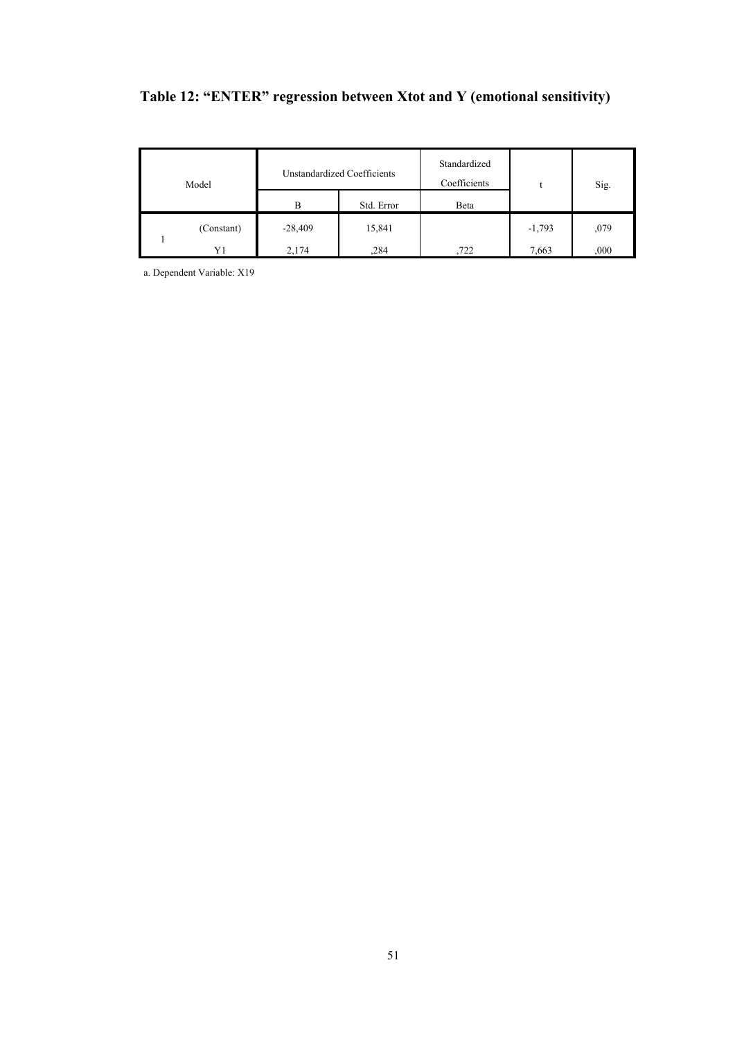**Table 12: "ENTER" regression between Xtot and Y (emotional sensitivity)**

| Model | | Unstandardized Coefficients | | Standardized Coefficients | t | Sig. |
|---|---|---|---|---|---|---|
| | | B | Std. Error | Beta | | |
| 1 | (Constant) | -28,409 | 15,841 | | -1,793 | ,079 |
| | Y1 | 2,174 | ,284 | ,722 | 7,663 | ,000 |

a. Dependent Variable: X19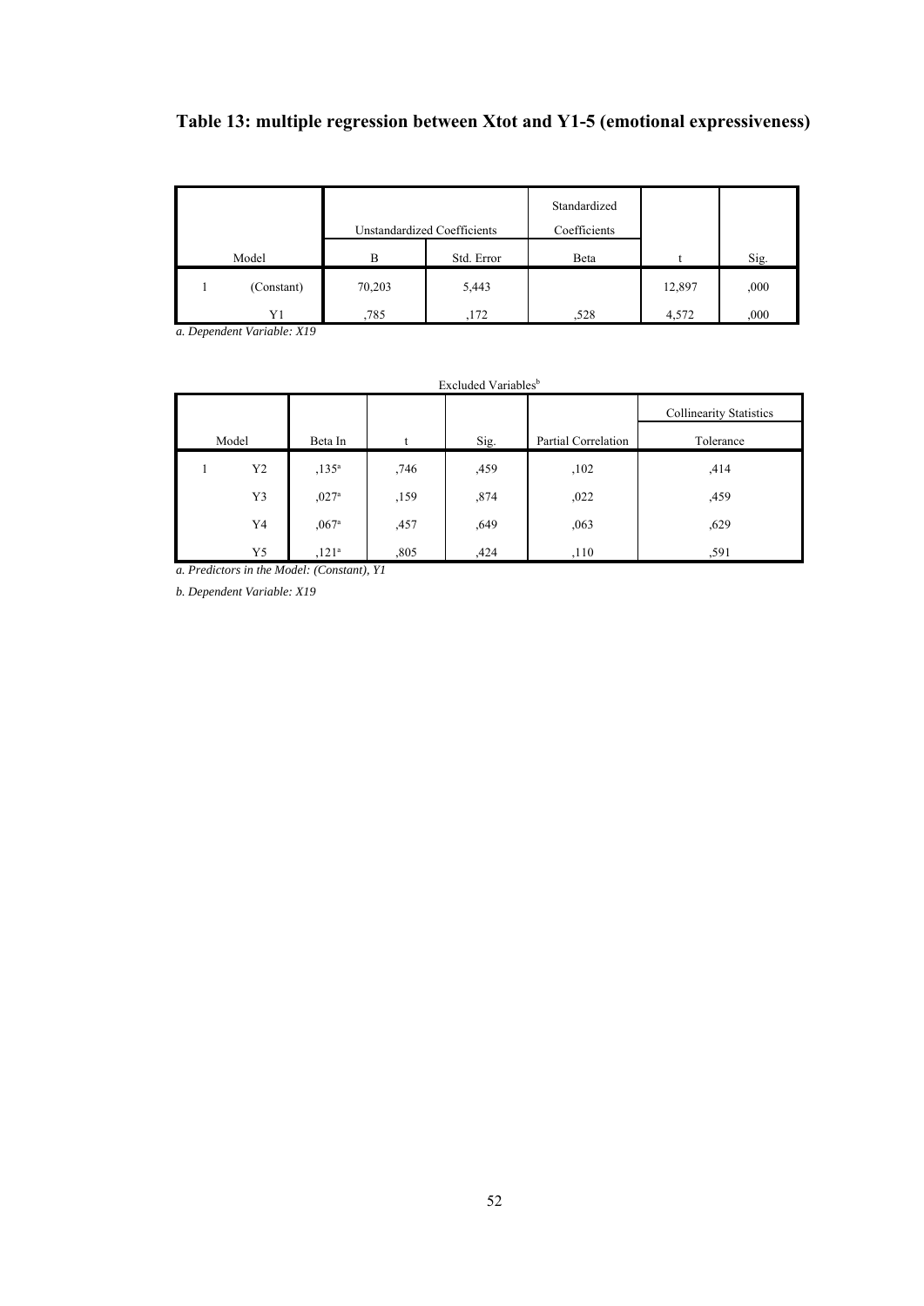**Table 13: multiple regression between Xtot and Y1-5 (emotional expressiveness)**

| Model | | Unstandardized Coefficients | | Standardized Coefficients | | |
|---|---|---|---|---|---|---|
| | | B | Std. Error | Beta | t | Sig. |
| 1 | (Constant) | 70,203 | 5,443 | | 12,897 | ,000 |
| | Y1 | ,785 | ,172 | ,528 | 4,572 | ,000 |

*a. Dependent Variable: X19*

Excluded Variables[b]

| Model | | Beta In | t | Sig. | Partial Correlation | Collinearity Statistics |
|---|---|---|---|---|---|---|
| | | | | | | Tolerance |
| 1 | Y2 | ,135[a] | ,746 | ,459 | ,102 | ,414 |
| | Y3 | ,027[a] | ,159 | ,874 | ,022 | ,459 |
| | Y4 | ,067[a] | ,457 | ,649 | ,063 | ,629 |
| | Y5 | ,121[a] | ,805 | ,424 | ,110 | ,591 |

*a. Predictors in the Model: (Constant), Y1*

*b. Dependent Variable: X19*